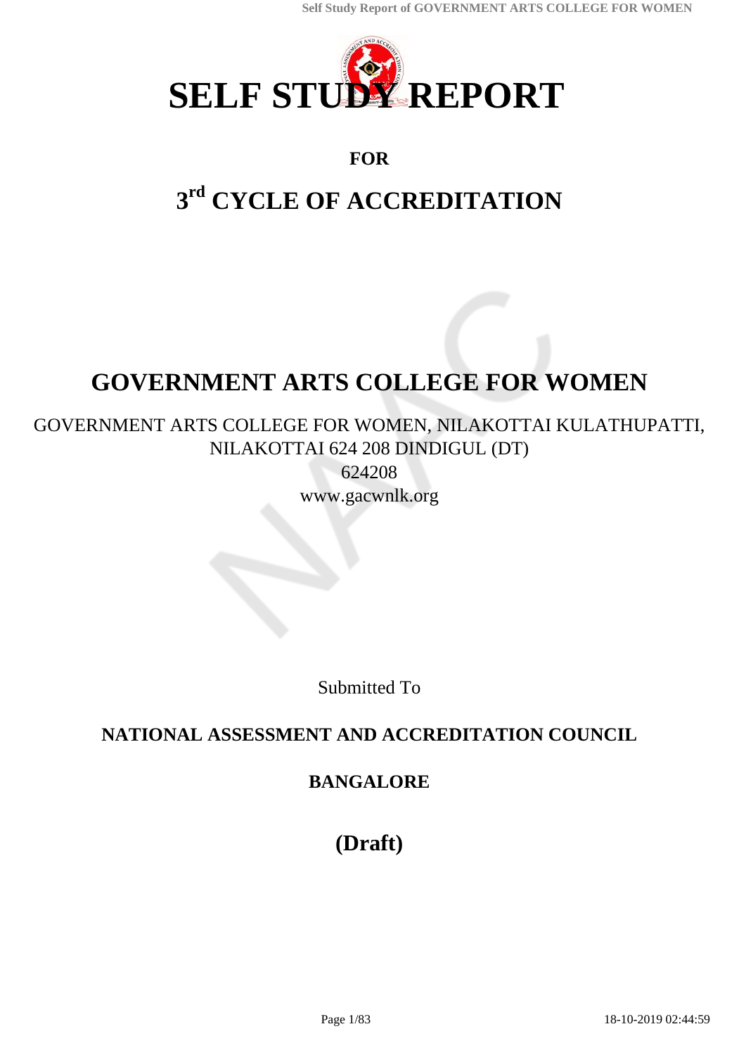# SELF STUDY REPORT

**FOR**

## 3rd CYCLE OF ACCREDITATION

# GOVERNMENT ARTS COLLEGE FOR WOMEN

GOVERNMENT ARTS COLLEGE FOR WOMEN, NILAKOTTAI KULATHUPATTI, NILAKOTTAI 624 208 DINDIGUL (DT)
624208
www.gacwnlk.org

Submitted To

**NATIONAL ASSESSMENT AND ACCREDITATION COUNCIL**

**BANGALORE**

**(Draft)**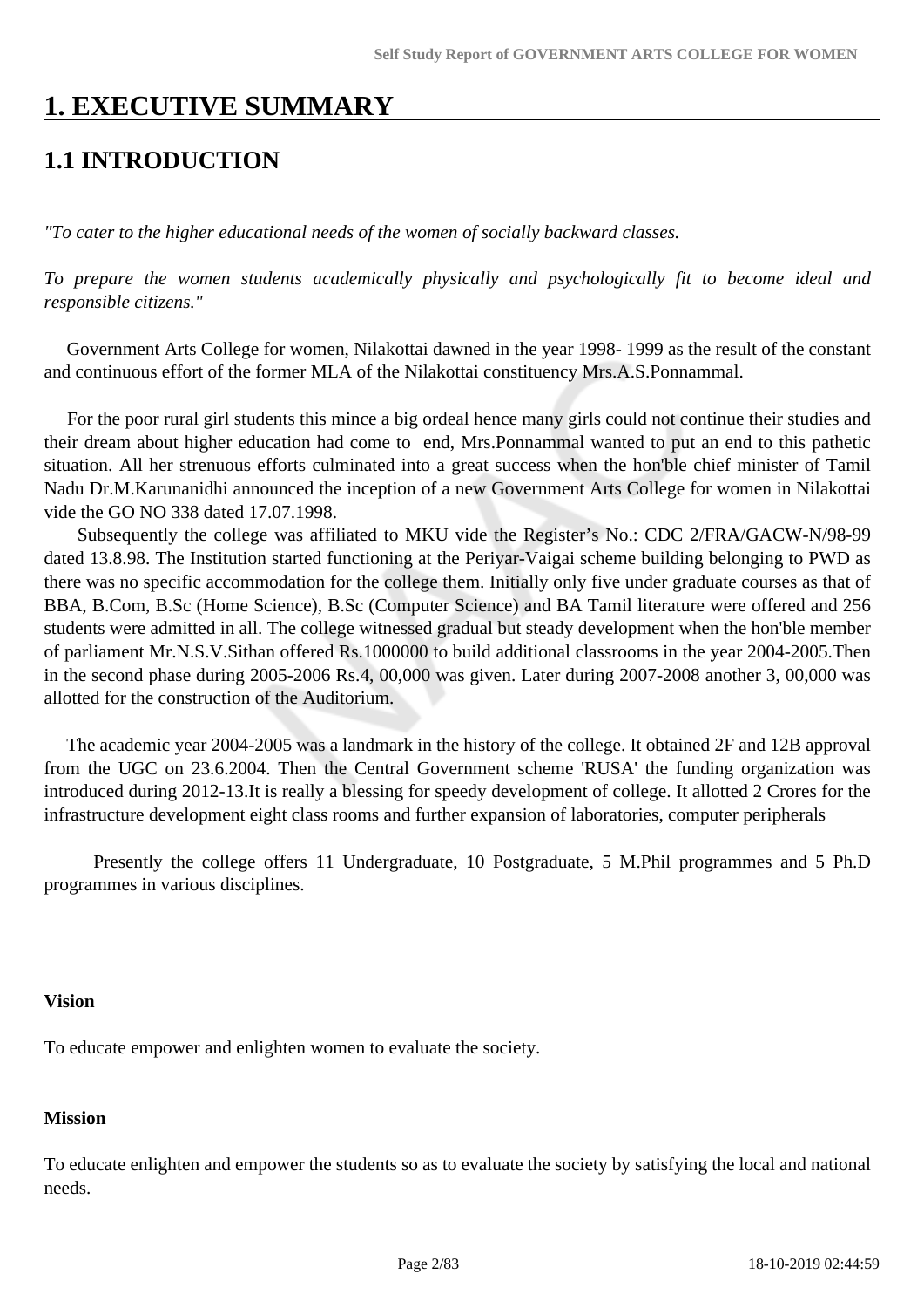# 1. EXECUTIVE SUMMARY

## 1.1 INTRODUCTION

*"To cater to the higher educational needs of the women of socially backward classes.*

*To prepare the women students academically physically and psychologically fit to become ideal and responsible citizens."*

Government Arts College for women, Nilakottai dawned in the year 1998- 1999 as the result of the constant and continuous effort of the former MLA of the Nilakottai constituency Mrs.A.S.Ponnammal.

For the poor rural girl students this mince a big ordeal hence many girls could not continue their studies and their dream about higher education had come to end, Mrs.Ponnammal wanted to put an end to this pathetic situation. All her strenuous efforts culminated into a great success when the hon'ble chief minister of Tamil Nadu Dr.M.Karunanidhi announced the inception of a new Government Arts College for women in Nilakottai vide the GO NO 338 dated 17.07.1998.

Subsequently the college was affiliated to MKU vide the Register's No.: CDC 2/FRA/GACW-N/98-99 dated 13.8.98. The Institution started functioning at the Periyar-Vaigai scheme building belonging to PWD as there was no specific accommodation for the college them. Initially only five under graduate courses as that of BBA, B.Com, B.Sc (Home Science), B.Sc (Computer Science) and BA Tamil literature were offered and 256 students were admitted in all. The college witnessed gradual but steady development when the hon'ble member of parliament Mr.N.S.V.Sithan offered Rs.1000000 to build additional classrooms in the year 2004-2005.Then in the second phase during 2005-2006 Rs.4, 00,000 was given. Later during 2007-2008 another 3, 00,000 was allotted for the construction of the Auditorium.

The academic year 2004-2005 was a landmark in the history of the college. It obtained 2F and 12B approval from the UGC on 23.6.2004. Then the Central Government scheme 'RUSA' the funding organization was introduced during 2012-13.It is really a blessing for speedy development of college. It allotted 2 Crores for the infrastructure development eight class rooms and further expansion of laboratories, computer peripherals

Presently the college offers 11 Undergraduate, 10 Postgraduate, 5 M.Phil programmes and 5 Ph.D programmes in various disciplines.

**Vision**

To educate empower and enlighten women to evaluate the society.

**Mission**

To educate enlighten and empower the students so as to evaluate the society by satisfying the local and national needs.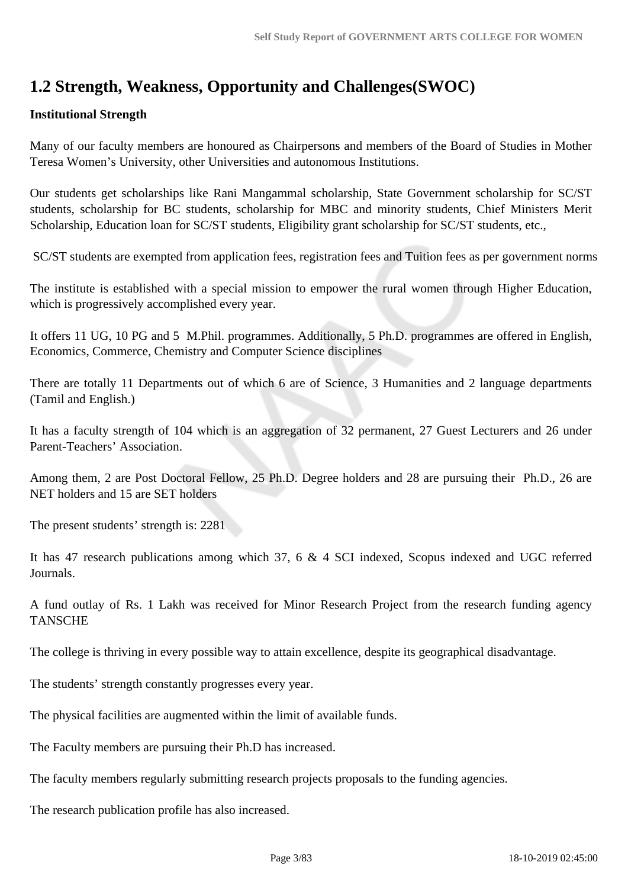## 1.2 Strength, Weakness, Opportunity and Challenges(SWOC)

**Institutional Strength**

Many of our faculty members are honoured as Chairpersons and members of the Board of Studies in Mother Teresa Women's University, other Universities and autonomous Institutions.

Our students get scholarships like Rani Mangammal scholarship, State Government scholarship for SC/ST students, scholarship for BC students, scholarship for MBC and minority students, Chief Ministers Merit Scholarship, Education loan for SC/ST students, Eligibility grant scholarship for SC/ST students, etc.,

SC/ST students are exempted from application fees, registration fees and Tuition fees as per government norms

The institute is established with a special mission to empower the rural women through Higher Education, which is progressively accomplished every year.

It offers 11 UG, 10 PG and 5 M.Phil. programmes. Additionally, 5 Ph.D. programmes are offered in English, Economics, Commerce, Chemistry and Computer Science disciplines

There are totally 11 Departments out of which 6 are of Science, 3 Humanities and 2 language departments (Tamil and English.)

It has a faculty strength of 104 which is an aggregation of 32 permanent, 27 Guest Lecturers and 26 under Parent-Teachers' Association.

Among them, 2 are Post Doctoral Fellow, 25 Ph.D. Degree holders and 28 are pursuing their Ph.D., 26 are NET holders and 15 are SET holders

The present students' strength is: 2281

It has 47 research publications among which 37, 6 & 4 SCI indexed, Scopus indexed and UGC referred Journals.

A fund outlay of Rs. 1 Lakh was received for Minor Research Project from the research funding agency TANSCHE

The college is thriving in every possible way to attain excellence, despite its geographical disadvantage.

The students' strength constantly progresses every year.

The physical facilities are augmented within the limit of available funds.

The Faculty members are pursuing their Ph.D has increased.

The faculty members regularly submitting research projects proposals to the funding agencies.

The research publication profile has also increased.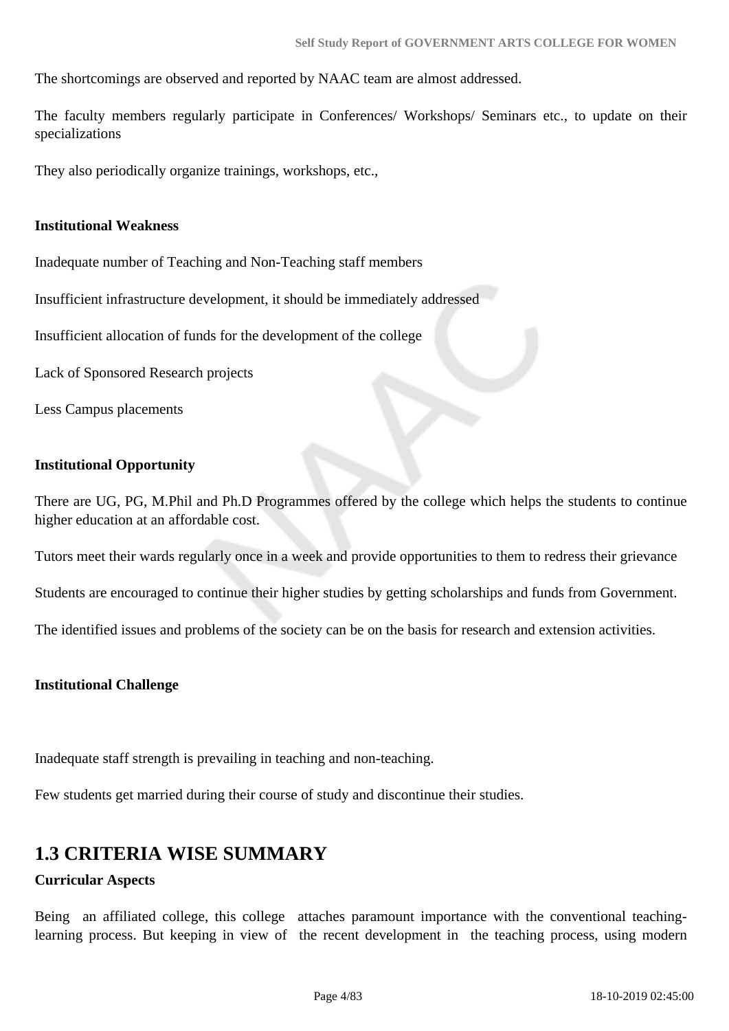The shortcomings are observed and reported by NAAC team are almost addressed.

The faculty members regularly participate in Conferences/ Workshops/ Seminars etc., to update on their specializations

They also periodically organize trainings, workshops, etc.,

**Institutional Weakness**

Inadequate number of Teaching and Non-Teaching staff members

Insufficient infrastructure development, it should be immediately addressed

Insufficient allocation of funds for the development of the college

Lack of Sponsored Research projects

Less Campus placements

**Institutional Opportunity**

There are UG, PG, M.Phil and Ph.D Programmes offered by the college which helps the students to continue higher education at an affordable cost.

Tutors meet their wards regularly once in a week and provide opportunities to them to redress their grievance

Students are encouraged to continue their higher studies by getting scholarships and funds from Government.

The identified issues and problems of the society can be on the basis for research and extension activities.

**Institutional Challenge**

Inadequate staff strength is prevailing in teaching and non-teaching.

Few students get married during their course of study and discontinue their studies.

## 1.3 CRITERIA WISE SUMMARY

**Curricular Aspects**

Being an affiliated college, this college attaches paramount importance with the conventional teaching-learning process. But keeping in view of the recent development in the teaching process, using modern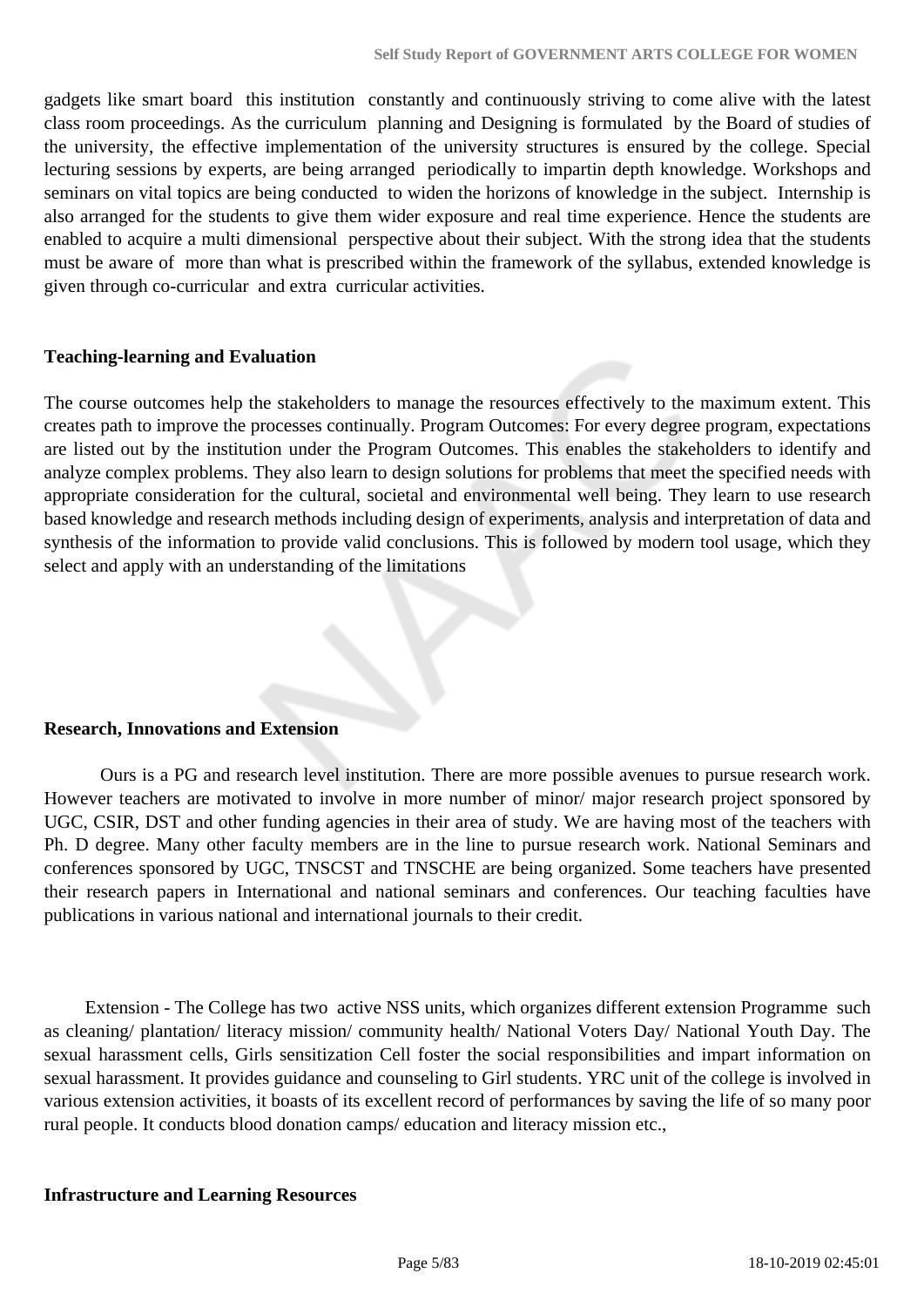gadgets like smart board this institution constantly and continuously striving to come alive with the latest class room proceedings. As the curriculum planning and Designing is formulated by the Board of studies of the university, the effective implementation of the university structures is ensured by the college. Special lecturing sessions by experts, are being arranged periodically to impartin depth knowledge. Workshops and seminars on vital topics are being conducted to widen the horizons of knowledge in the subject. Internship is also arranged for the students to give them wider exposure and real time experience. Hence the students are enabled to acquire a multi dimensional perspective about their subject. With the strong idea that the students must be aware of more than what is prescribed within the framework of the syllabus, extended knowledge is given through co-curricular and extra curricular activities.

**Teaching-learning and Evaluation**

The course outcomes help the stakeholders to manage the resources effectively to the maximum extent. This creates path to improve the processes continually. Program Outcomes: For every degree program, expectations are listed out by the institution under the Program Outcomes. This enables the stakeholders to identify and analyze complex problems. They also learn to design solutions for problems that meet the specified needs with appropriate consideration for the cultural, societal and environmental well being. They learn to use research based knowledge and research methods including design of experiments, analysis and interpretation of data and synthesis of the information to provide valid conclusions. This is followed by modern tool usage, which they select and apply with an understanding of the limitations

**Research, Innovations and Extension**

Ours is a PG and research level institution. There are more possible avenues to pursue research work. However teachers are motivated to involve in more number of minor/ major research project sponsored by UGC, CSIR, DST and other funding agencies in their area of study. We are having most of the teachers with Ph. D degree. Many other faculty members are in the line to pursue research work. National Seminars and conferences sponsored by UGC, TNSCST and TNSCHE are being organized. Some teachers have presented their research papers in International and national seminars and conferences. Our teaching faculties have publications in various national and international journals to their credit.

Extension - The College has two active NSS units, which organizes different extension Programme such as cleaning/ plantation/ literacy mission/ community health/ National Voters Day/ National Youth Day. The sexual harassment cells, Girls sensitization Cell foster the social responsibilities and impart information on sexual harassment. It provides guidance and counseling to Girl students. YRC unit of the college is involved in various extension activities, it boasts of its excellent record of performances by saving the life of so many poor rural people. It conducts blood donation camps/ education and literacy mission etc.,

**Infrastructure and Learning Resources**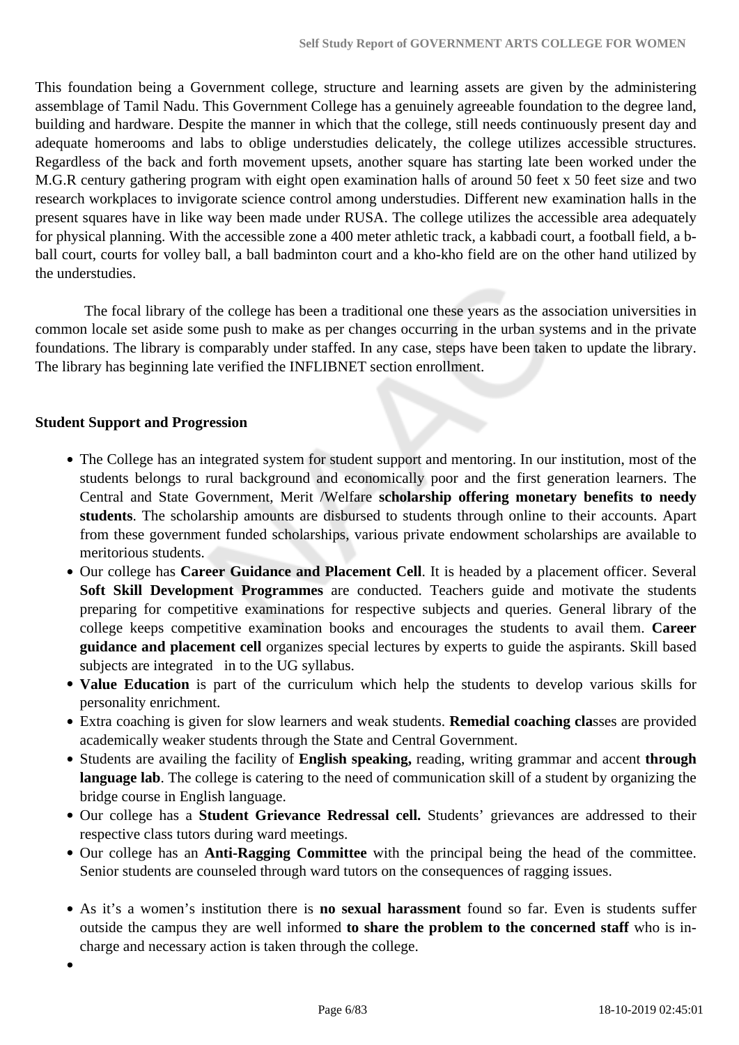This foundation being a Government college, structure and learning assets are given by the administering assemblage of Tamil Nadu. This Government College has a genuinely agreeable foundation to the degree land, building and hardware. Despite the manner in which that the college, still needs continuously present day and adequate homerooms and labs to oblige understudies delicately, the college utilizes accessible structures. Regardless of the back and forth movement upsets, another square has starting late been worked under the M.G.R century gathering program with eight open examination halls of around 50 feet x 50 feet size and two research workplaces to invigorate science control among understudies. Different new examination halls in the present squares have in like way been made under RUSA. The college utilizes the accessible area adequately for physical planning. With the accessible zone a 400 meter athletic track, a kabbadi court, a football field, a b-ball court, courts for volley ball, a ball badminton court and a kho-kho field are on the other hand utilized by the understudies.

The focal library of the college has been a traditional one these years as the association universities in common locale set aside some push to make as per changes occurring in the urban systems and in the private foundations. The library is comparably under staffed. In any case, steps have been taken to update the library. The library has beginning late verified the INFLIBNET section enrollment.

**Student Support and Progression**

- The College has an integrated system for student support and mentoring. In our institution, most of the students belongs to rural background and economically poor and the first generation learners. The Central and State Government, Merit /Welfare **scholarship offering monetary benefits to needy students**. The scholarship amounts are disbursed to students through online to their accounts. Apart from these government funded scholarships, various private endowment scholarships are available to meritorious students.
- Our college has **Career Guidance and Placement Cell**. It is headed by a placement officer. Several **Soft Skill Development Programmes** are conducted. Teachers guide and motivate the students preparing for competitive examinations for respective subjects and queries. General library of the college keeps competitive examination books and encourages the students to avail them. **Career guidance and placement cell** organizes special lectures by experts to guide the aspirants. Skill based subjects are integrated in to the UG syllabus.
- **Value Education** is part of the curriculum which help the students to develop various skills for personality enrichment.
- Extra coaching is given for slow learners and weak students. **Remedial coaching cla**sses are provided academically weaker students through the State and Central Government.
- Students are availing the facility of **English speaking,** reading, writing grammar and accent **through language lab**. The college is catering to the need of communication skill of a student by organizing the bridge course in English language.
- Our college has a **Student Grievance Redressal cell.** Students' grievances are addressed to their respective class tutors during ward meetings.
- Our college has an **Anti-Ragging Committee** with the principal being the head of the committee. Senior students are counseled through ward tutors on the consequences of ragging issues.
- As it's a women's institution there is **no sexual harassment** found so far. Even is students suffer outside the campus they are well informed **to share the problem to the concerned staff** who is in-charge and necessary action is taken through the college.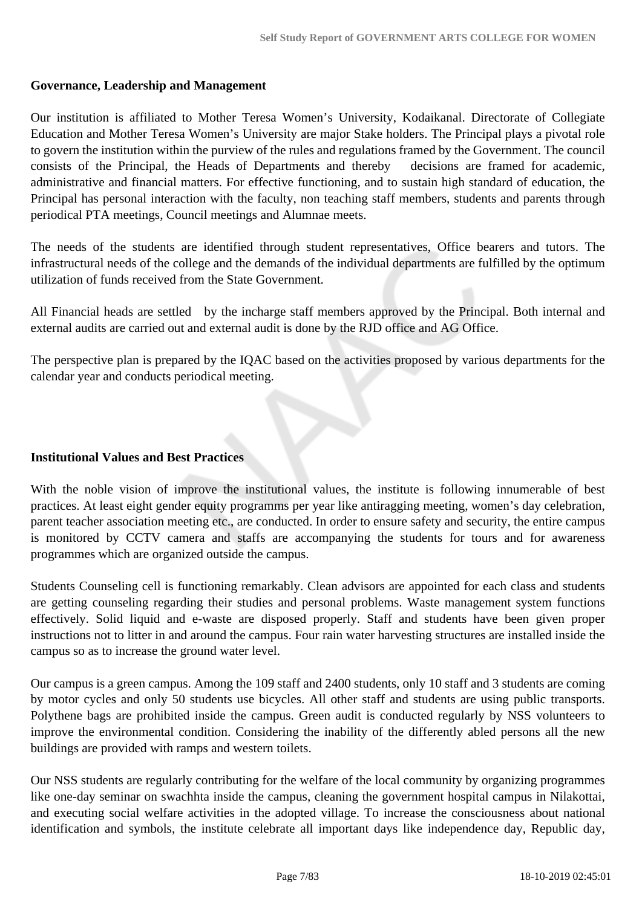**Governance, Leadership and Management**

Our institution is affiliated to Mother Teresa Women's University, Kodaikanal. Directorate of Collegiate Education and Mother Teresa Women's University are major Stake holders. The Principal plays a pivotal role to govern the institution within the purview of the rules and regulations framed by the Government. The council consists of the Principal, the Heads of Departments and thereby decisions are framed for academic, administrative and financial matters. For effective functioning, and to sustain high standard of education, the Principal has personal interaction with the faculty, non teaching staff members, students and parents through periodical PTA meetings, Council meetings and Alumnae meets.

The needs of the students are identified through student representatives, Office bearers and tutors. The infrastructural needs of the college and the demands of the individual departments are fulfilled by the optimum utilization of funds received from the State Government.

All Financial heads are settled by the incharge staff members approved by the Principal. Both internal and external audits are carried out and external audit is done by the RJD office and AG Office.

The perspective plan is prepared by the IQAC based on the activities proposed by various departments for the calendar year and conducts periodical meeting.

**Institutional Values and Best Practices**

With the noble vision of improve the institutional values, the institute is following innumerable of best practices. At least eight gender equity programms per year like antiragging meeting, women's day celebration, parent teacher association meeting etc., are conducted. In order to ensure safety and security, the entire campus is monitored by CCTV camera and staffs are accompanying the students for tours and for awareness programmes which are organized outside the campus.

Students Counseling cell is functioning remarkably. Clean advisors are appointed for each class and students are getting counseling regarding their studies and personal problems. Waste management system functions effectively. Solid liquid and e-waste are disposed properly. Staff and students have been given proper instructions not to litter in and around the campus. Four rain water harvesting structures are installed inside the campus so as to increase the ground water level.

Our campus is a green campus. Among the 109 staff and 2400 students, only 10 staff and 3 students are coming by motor cycles and only 50 students use bicycles. All other staff and students are using public transports. Polythene bags are prohibited inside the campus. Green audit is conducted regularly by NSS volunteers to improve the environmental condition. Considering the inability of the differently abled persons all the new buildings are provided with ramps and western toilets.

Our NSS students are regularly contributing for the welfare of the local community by organizing programmes like one-day seminar on swachhta inside the campus, cleaning the government hospital campus in Nilakottai, and executing social welfare activities in the adopted village. To increase the consciousness about national identification and symbols, the institute celebrate all important days like independence day, Republic day,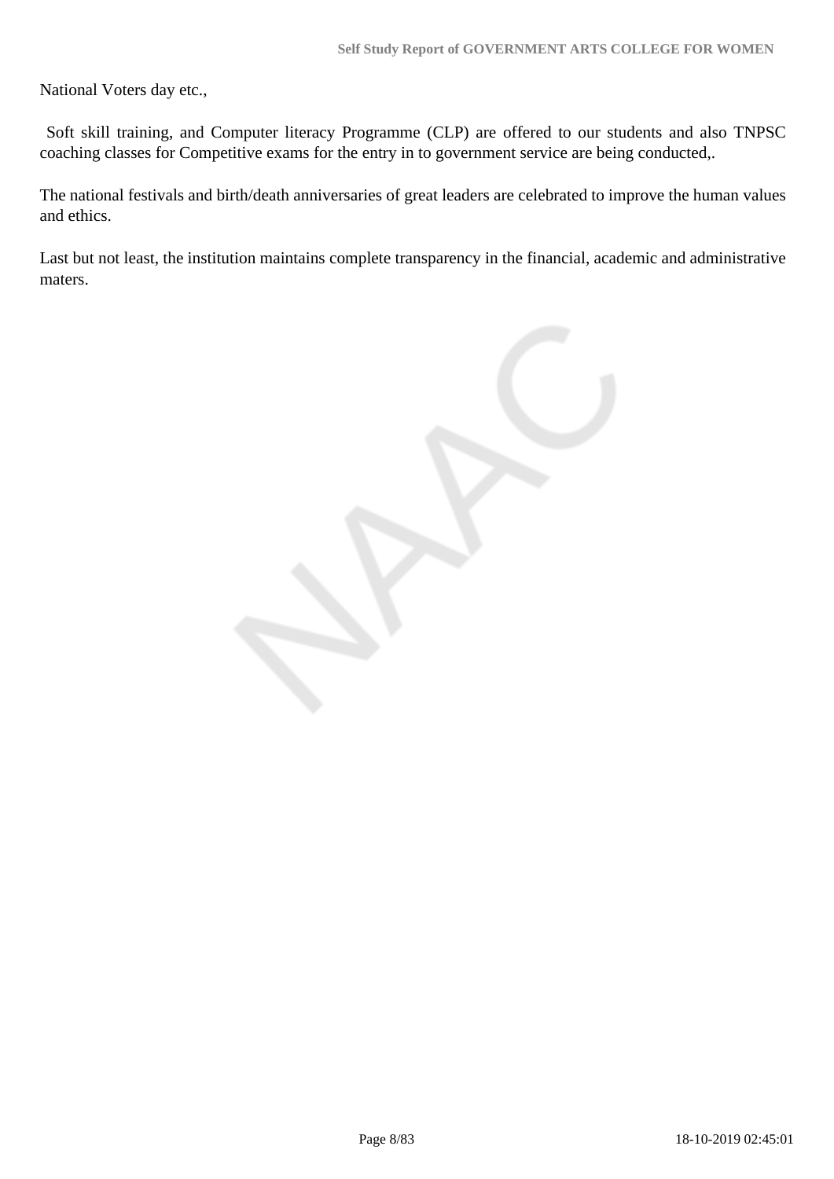National Voters day etc.,

Soft skill training, and Computer literacy Programme (CLP) are offered to our students and also TNPSC coaching classes for Competitive exams for the entry in to government service are being conducted,.

The national festivals and birth/death anniversaries of great leaders are celebrated to improve the human values and ethics.

Last but not least, the institution maintains complete transparency in the financial, academic and administrative maters.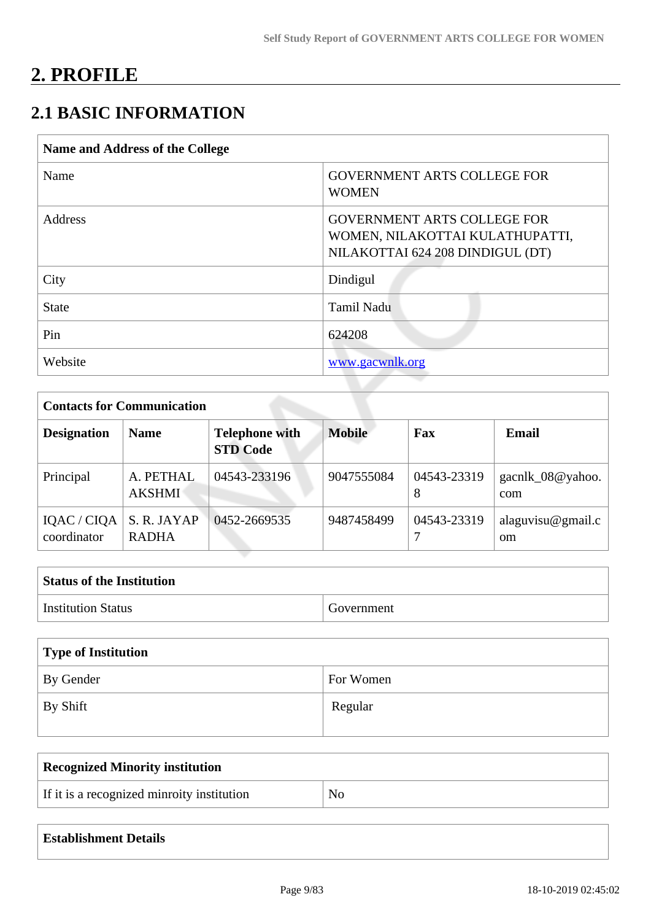# 2. PROFILE

## 2.1 BASIC INFORMATION

| Name and Address of the College | |
|---|---|
| Name | GOVERNMENT ARTS COLLEGE FOR WOMEN |
| Address | GOVERNMENT ARTS COLLEGE FOR WOMEN, NILAKOTTAI KULATHUPATTI, NILAKOTTAI 624 208 DINDIGUL (DT) |
| City | Dindigul |
| State | Tamil Nadu |
| Pin | 624208 |
| Website | www.gacwnlk.org |

| Contacts for Communication | | | | | |
|---|---|---|---|---|---|
| **Designation** | **Name** | **Telephone with STD Code** | **Mobile** | **Fax** | **Email** |
| Principal | A. PETHAL AKSHMI | 04543-233196 | 9047555084 | 04543-233198 | gacnlk_08@yahoo.com |
| IQAC / CIQA coordinator | S. R. JAYAP RADHA | 0452-2669535 | 9487458499 | 04543-233197 | alaguvisu@gmail.com |

| Status of the Institution | |
|---|---|
| Institution Status | Government |

| Type of Institution | |
|---|---|
| By Gender | For Women |
| By Shift | Regular |

| Recognized Minority institution | |
|---|---|
| If it is a recognized minroity institution | No |

| Establishment Details |
|---|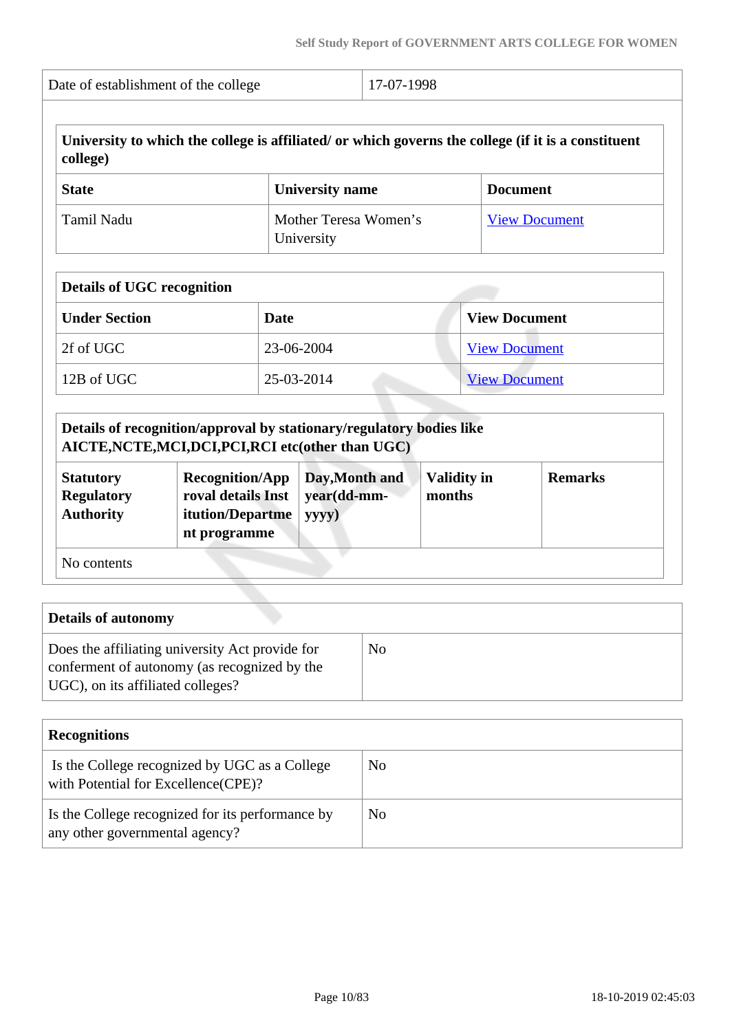| Date of establishment of the college | 17-07-1998 |
|---|---|

| University to which the college is affiliated/ or which governs the college (if it is a constituent college) | | |
|---|---|---|
| **State** | **University name** | **Document** |
| Tamil Nadu | Mother Teresa Women's University | View Document |

| Details of UGC recognition | | |
|---|---|---|
| **Under Section** | **Date** | **View Document** |
| 2f of UGC | 23-06-2004 | View Document |
| 12B of UGC | 25-03-2014 | View Document |

| Details of recognition/approval by stationary/regulatory bodies like AICTE,NCTE,MCI,DCI,PCI,RCI etc(other than UGC) | | | | |
|---|---|---|---|---|
| **Statutory Regulatory Authority** | **Recognition/Approval details Institution/Department programme** | **Day,Month and year(dd-mm-yyyy)** | **Validity in months** | **Remarks** |
| No contents | | | | |

| Details of autonomy | |
|---|---|
| Does the affiliating university Act provide for conferment of autonomy (as recognized by the UGC), on its affiliated colleges? | No |

| Recognitions | |
|---|---|
| Is the College recognized by UGC as a College with Potential for Excellence(CPE)? | No |
| Is the College recognized for its performance by any other governmental agency? | No |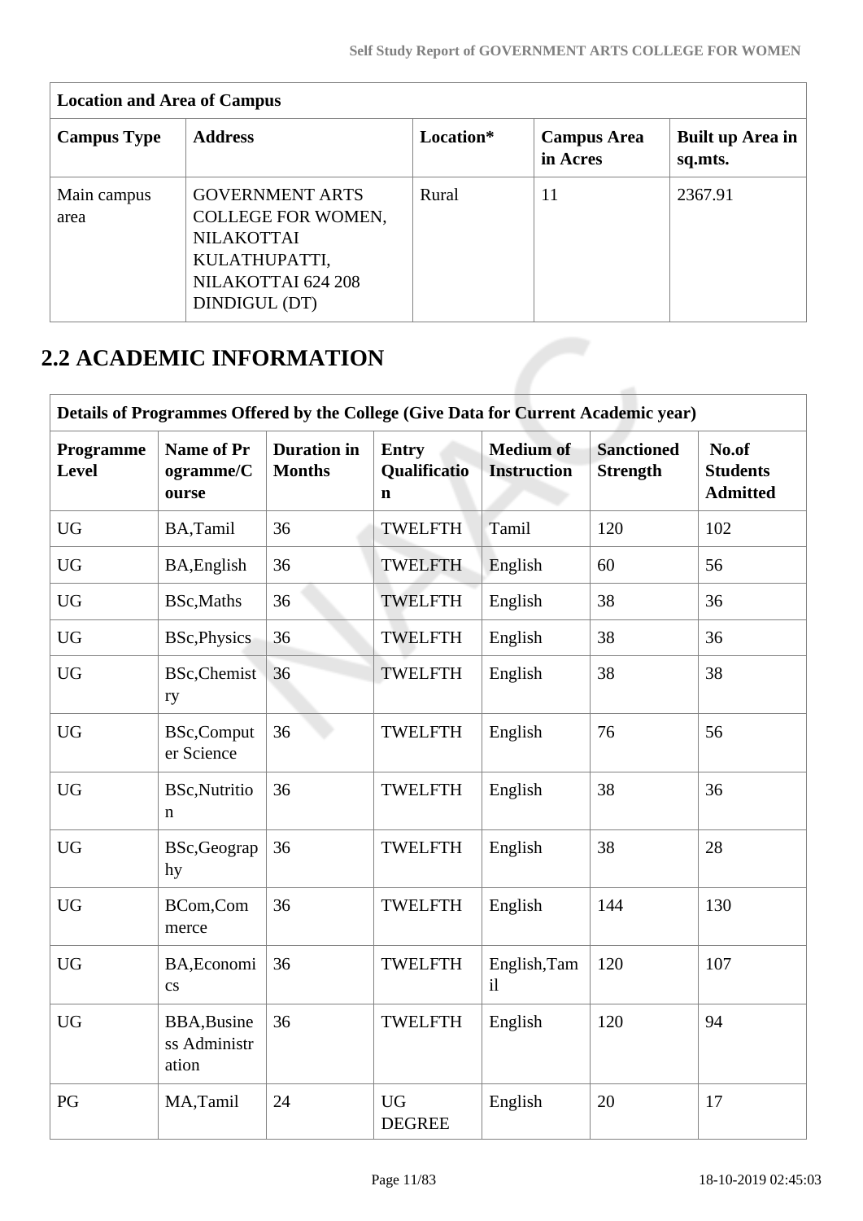| Location and Area of Campus | | | | |
|---|---|---|---|---|
| **Campus Type** | **Address** | **Location*** | **Campus Area in Acres** | **Built up Area in sq.mts.** |
| Main campus area | GOVERNMENT ARTS COLLEGE FOR WOMEN, NILAKOTTAI KULATHUPATTI, NILAKOTTAI 624 208 DINDIGUL (DT) | Rural | 11 | 2367.91 |

## 2.2 ACADEMIC INFORMATION

| Details of Programmes Offered by the College (Give Data for Current Academic year) | | | | | | |
|---|---|---|---|---|---|---|
| **Programme Level** | **Name of Programme/Course** | **Duration in Months** | **Entry Qualification** | **Medium of Instruction** | **Sanctioned Strength** | **No.of Students Admitted** |
| UG | BA,Tamil | 36 | TWELFTH | Tamil | 120 | 102 |
| UG | BA,English | 36 | TWELFTH | English | 60 | 56 |
| UG | BSc,Maths | 36 | TWELFTH | English | 38 | 36 |
| UG | BSc,Physics | 36 | TWELFTH | English | 38 | 36 |
| UG | BSc,Chemistry | 36 | TWELFTH | English | 38 | 38 |
| UG | BSc,Computer Science | 36 | TWELFTH | English | 76 | 56 |
| UG | BSc,Nutrition | 36 | TWELFTH | English | 38 | 36 |
| UG | BSc,Geography | 36 | TWELFTH | English | 38 | 28 |
| UG | BCom,Commerce | 36 | TWELFTH | English | 144 | 130 |
| UG | BA,Economics | 36 | TWELFTH | English,Tamil | 120 | 107 |
| UG | BBA,Business Administration | 36 | TWELFTH | English | 120 | 94 |
| PG | MA,Tamil | 24 | UG DEGREE | English | 20 | 17 |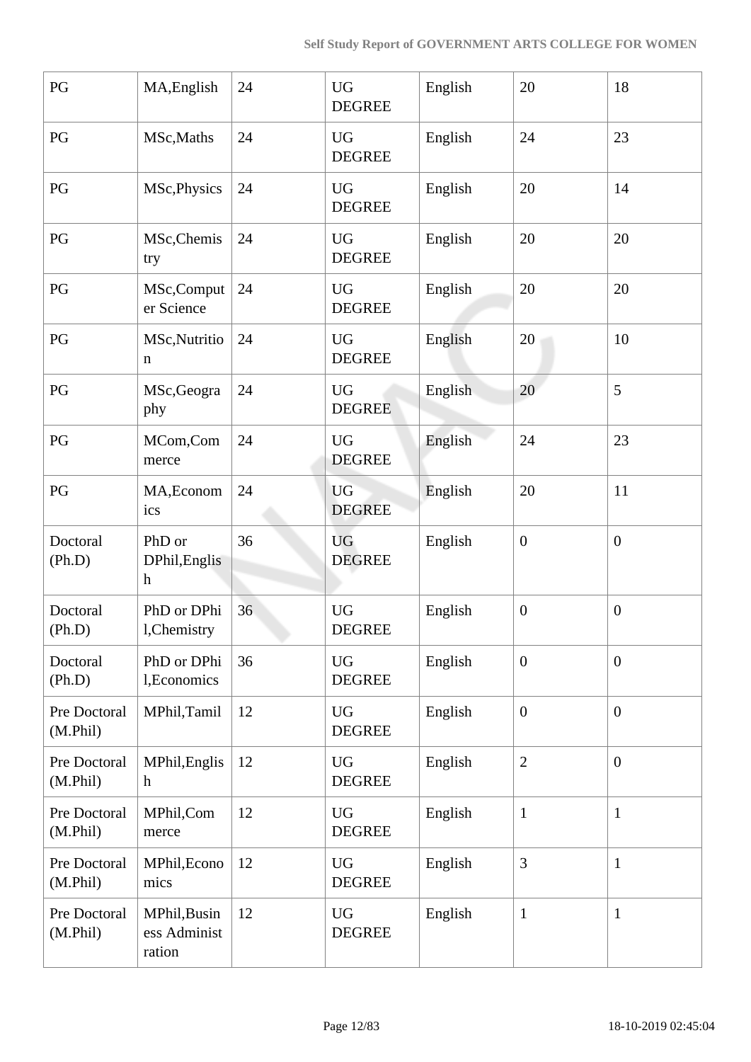| PG | MA,English | 24 | UG DEGREE | English | 20 | 18 |
|---|---|---|---|---|---|---|
| PG | MSc,Maths | 24 | UG DEGREE | English | 24 | 23 |
| PG | MSc,Physics | 24 | UG DEGREE | English | 20 | 14 |
| PG | MSc,Chemistry | 24 | UG DEGREE | English | 20 | 20 |
| PG | MSc,Computer Science | 24 | UG DEGREE | English | 20 | 20 |
| PG | MSc,Nutrition | 24 | UG DEGREE | English | 20 | 10 |
| PG | MSc,Geography | 24 | UG DEGREE | English | 20 | 5 |
| PG | MCom,Commerce | 24 | UG DEGREE | English | 24 | 23 |
| PG | MA,Economics | 24 | UG DEGREE | English | 20 | 11 |
| Doctoral (Ph.D) | PhD or DPhil,English | 36 | UG DEGREE | English | 0 | 0 |
| Doctoral (Ph.D) | PhD or DPhil,Chemistry | 36 | UG DEGREE | English | 0 | 0 |
| Doctoral (Ph.D) | PhD or DPhil,Economics | 36 | UG DEGREE | English | 0 | 0 |
| Pre Doctoral (M.Phil) | MPhil,Tamil | 12 | UG DEGREE | English | 0 | 0 |
| Pre Doctoral (M.Phil) | MPhil,English | 12 | UG DEGREE | English | 2 | 0 |
| Pre Doctoral (M.Phil) | MPhil,Commerce | 12 | UG DEGREE | English | 1 | 1 |
| Pre Doctoral (M.Phil) | MPhil,Economics | 12 | UG DEGREE | English | 3 | 1 |
| Pre Doctoral (M.Phil) | MPhil,Business Administration | 12 | UG DEGREE | English | 1 | 1 |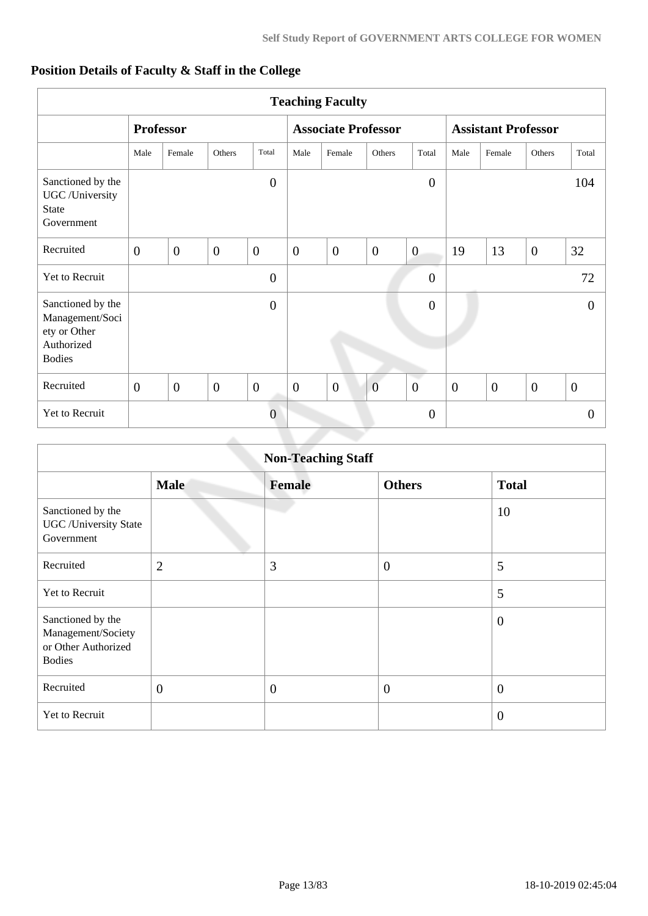## Position Details of Faculty & Staff in the College

| Teaching Faculty | | | | | | | | | | | | |
|---|---|---|---|---|---|---|---|---|---|---|---|---|
| | **Professor** | | | | **Associate Professor** | | | | **Assistant Professor** | | | |
| | Male | Female | Others | Total | Male | Female | Others | Total | Male | Female | Others | Total |
| Sanctioned by the UGC /University State Government | | | | 0 | | | | 0 | | | | 104 |
| Recruited | 0 | 0 | 0 | 0 | 0 | 0 | 0 | 0 | 19 | 13 | 0 | 32 |
| Yet to Recruit | | | | 0 | | | | 0 | | | | 72 |
| Sanctioned by the Management/Society or Other Authorized Bodies | | | | 0 | | | | 0 | | | | 0 |
| Recruited | 0 | 0 | 0 | 0 | 0 | 0 | 0 | 0 | 0 | 0 | 0 | 0 |
| Yet to Recruit | | | | 0 | | | | 0 | | | | 0 |

| Non-Teaching Staff | | | | |
|---|---|---|---|---|
| | **Male** | **Female** | **Others** | **Total** |
| Sanctioned by the UGC /University State Government | | | | 10 |
| Recruited | 2 | 3 | 0 | 5 |
| Yet to Recruit | | | | 5 |
| Sanctioned by the Management/Society or Other Authorized Bodies | | | | 0 |
| Recruited | 0 | 0 | 0 | 0 |
| Yet to Recruit | | | | 0 |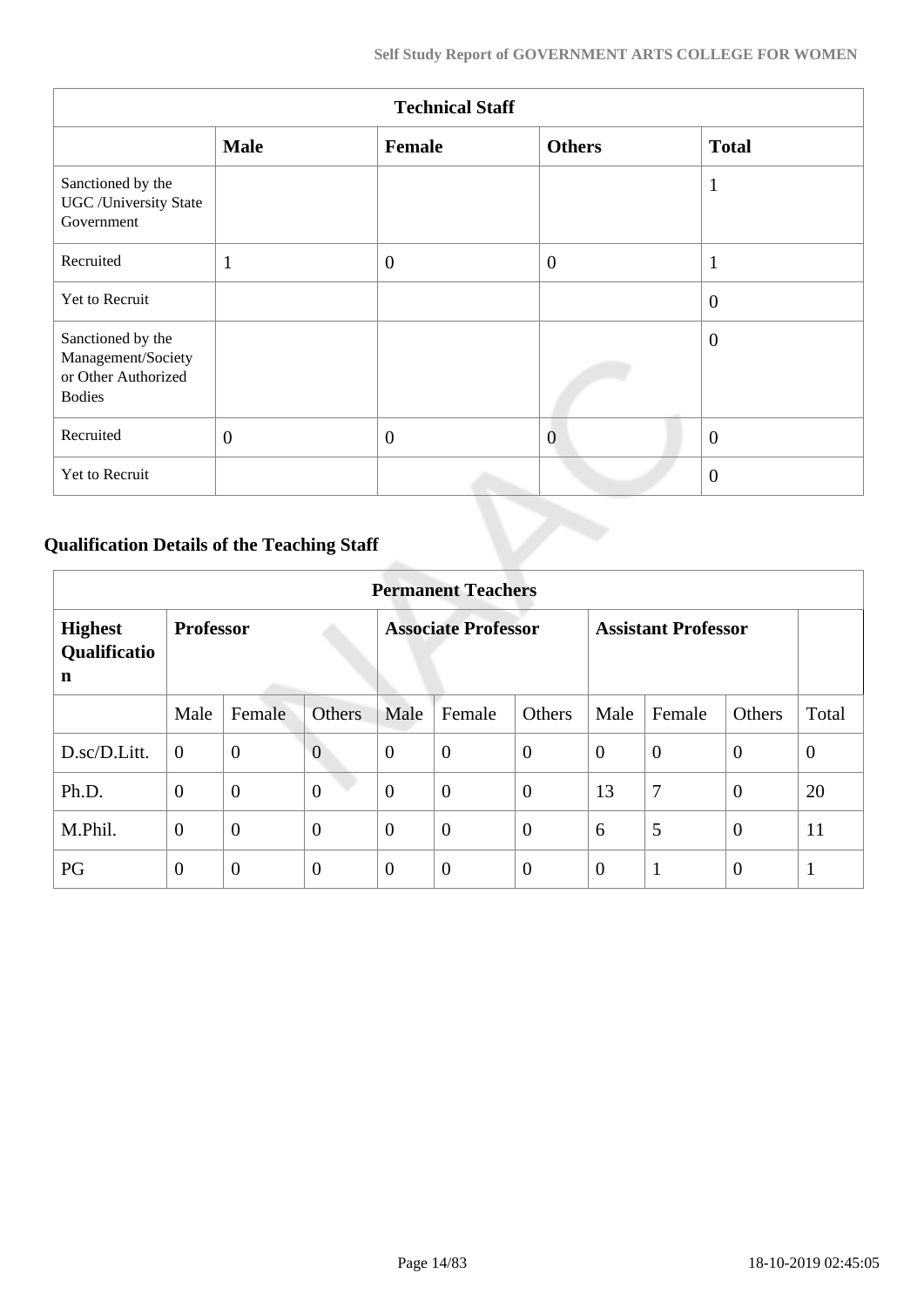| Technical Staff | | | | |
|---|---|---|---|---|
| | **Male** | **Female** | **Others** | **Total** |
| Sanctioned by the UGC /University State Government | | | | 1 |
| Recruited | 1 | 0 | 0 | 1 |
| Yet to Recruit | | | | 0 |
| Sanctioned by the Management/Society or Other Authorized Bodies | | | | 0 |
| Recruited | 0 | 0 | 0 | 0 |
| Yet to Recruit | | | | 0 |

## Qualification Details of the Teaching Staff

| Permanent Teachers | | | | | | | | | | |
|---|---|---|---|---|---|---|---|---|---|---|
| **Highest Qualification** | **Professor** | | | **Associate Professor** | | | **Assistant Professor** | | | |
| | Male | Female | Others | Male | Female | Others | Male | Female | Others | Total |
| D.sc/D.Litt. | 0 | 0 | 0 | 0 | 0 | 0 | 0 | 0 | 0 | 0 |
| Ph.D. | 0 | 0 | 0 | 0 | 0 | 0 | 13 | 7 | 0 | 20 |
| M.Phil. | 0 | 0 | 0 | 0 | 0 | 0 | 6 | 5 | 0 | 11 |
| PG | 0 | 0 | 0 | 0 | 0 | 0 | 0 | 1 | 0 | 1 |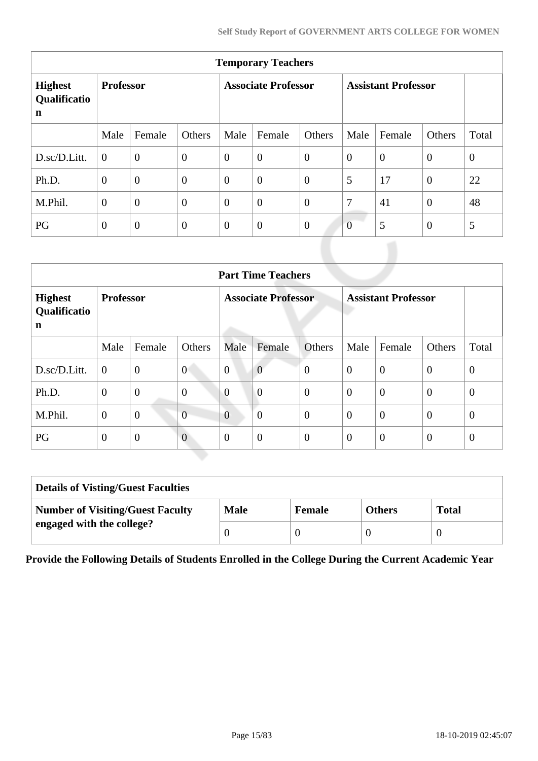| Temporary Teachers | | | | | | | | | | |
|---|---|---|---|---|---|---|---|---|---|---|
| **Highest Qualification** | **Professor** | | | **Associate Professor** | | | **Assistant Professor** | | | |
| | Male | Female | Others | Male | Female | Others | Male | Female | Others | Total |
| D.sc/D.Litt. | 0 | 0 | 0 | 0 | 0 | 0 | 0 | 0 | 0 | 0 |
| Ph.D. | 0 | 0 | 0 | 0 | 0 | 0 | 5 | 17 | 0 | 22 |
| M.Phil. | 0 | 0 | 0 | 0 | 0 | 0 | 7 | 41 | 0 | 48 |
| PG | 0 | 0 | 0 | 0 | 0 | 0 | 0 | 5 | 0 | 5 |

| Part Time Teachers | | | | | | | | | | |
|---|---|---|---|---|---|---|---|---|---|---|
| **Highest Qualification** | **Professor** | | | **Associate Professor** | | | **Assistant Professor** | | | |
| | Male | Female | Others | Male | Female | Others | Male | Female | Others | Total |
| D.sc/D.Litt. | 0 | 0 | 0 | 0 | 0 | 0 | 0 | 0 | 0 | 0 |
| Ph.D. | 0 | 0 | 0 | 0 | 0 | 0 | 0 | 0 | 0 | 0 |
| M.Phil. | 0 | 0 | 0 | 0 | 0 | 0 | 0 | 0 | 0 | 0 |
| PG | 0 | 0 | 0 | 0 | 0 | 0 | 0 | 0 | 0 | 0 |

| Details of Visting/Guest Faculties | | | | |
|---|---|---|---|---|
| **Number of Visiting/Guest Faculty engaged with the college?** | **Male** | **Female** | **Others** | **Total** |
| | 0 | 0 | 0 | 0 |

**Provide the Following Details of Students Enrolled in the College During the Current Academic Year**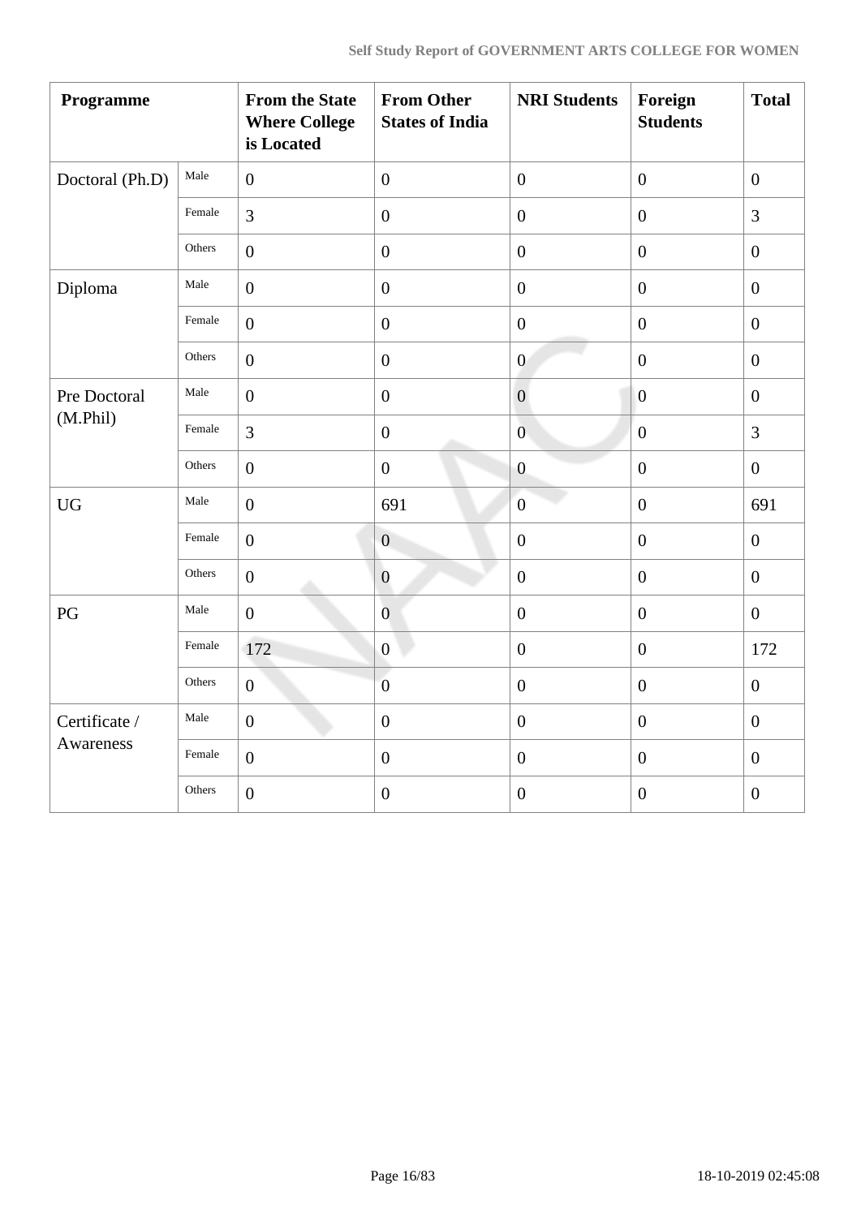| Programme | | From the State Where College is Located | From Other States of India | NRI Students | Foreign Students | Total |
|---|---|---|---|---|---|---|
| Doctoral (Ph.D) | Male | 0 | 0 | 0 | 0 | 0 |
| | Female | 3 | 0 | 0 | 0 | 3 |
| | Others | 0 | 0 | 0 | 0 | 0 |
| Diploma | Male | 0 | 0 | 0 | 0 | 0 |
| | Female | 0 | 0 | 0 | 0 | 0 |
| | Others | 0 | 0 | 0 | 0 | 0 |
| Pre Doctoral (M.Phil) | Male | 0 | 0 | 0 | 0 | 0 |
| | Female | 3 | 0 | 0 | 0 | 3 |
| | Others | 0 | 0 | 0 | 0 | 0 |
| UG | Male | 0 | 691 | 0 | 0 | 691 |
| | Female | 0 | 0 | 0 | 0 | 0 |
| | Others | 0 | 0 | 0 | 0 | 0 |
| PG | Male | 0 | 0 | 0 | 0 | 0 |
| | Female | 172 | 0 | 0 | 0 | 172 |
| | Others | 0 | 0 | 0 | 0 | 0 |
| Certificate / Awareness | Male | 0 | 0 | 0 | 0 | 0 |
| | Female | 0 | 0 | 0 | 0 | 0 |
| | Others | 0 | 0 | 0 | 0 | 0 |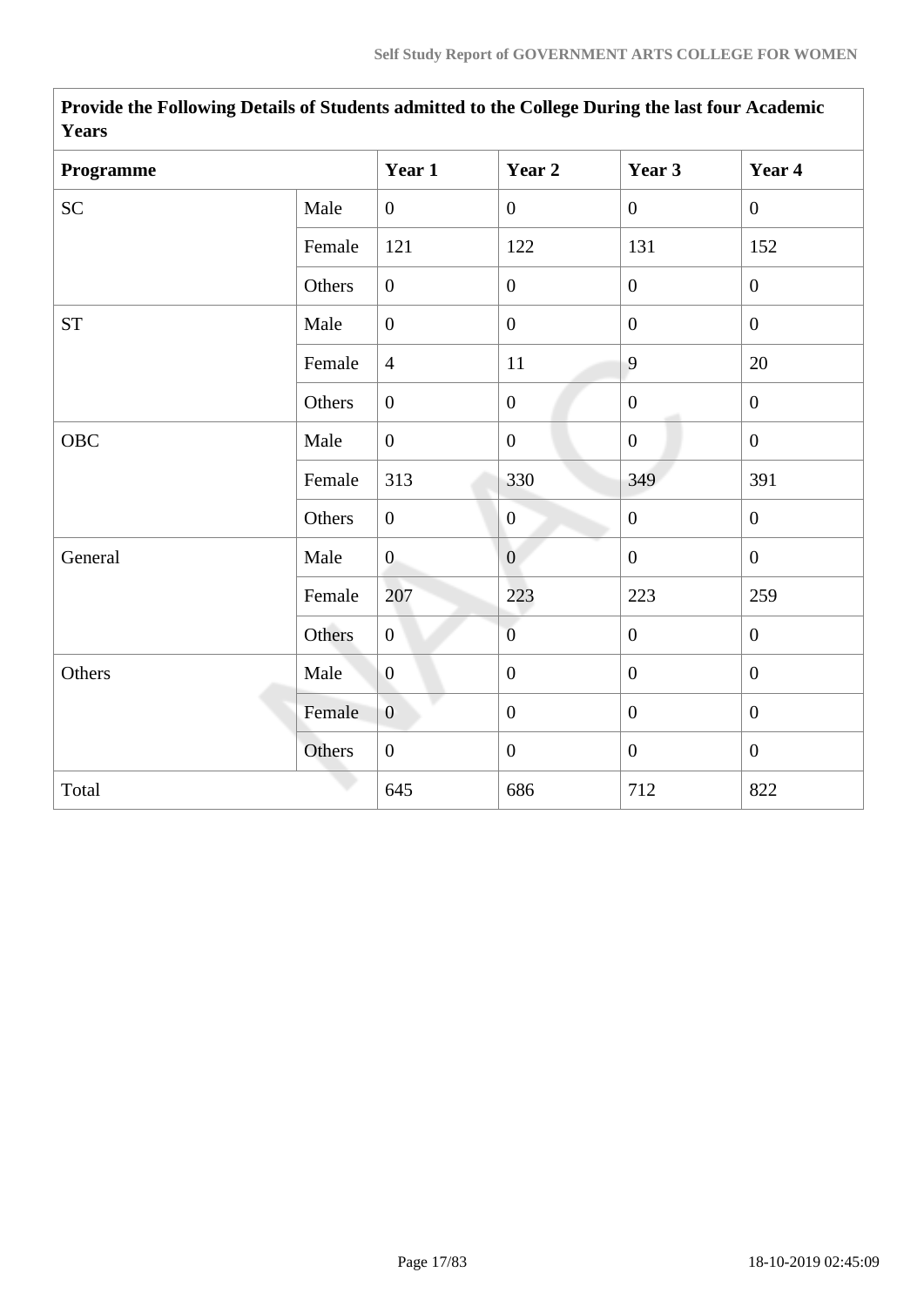| Provide the Following Details of Students admitted to the College During the last four Academic Years | | | | | |
|---|---|---|---|---|---|
| **Programme** | | **Year 1** | **Year 2** | **Year 3** | **Year 4** |
| SC | Male | 0 | 0 | 0 | 0 |
| | Female | 121 | 122 | 131 | 152 |
| | Others | 0 | 0 | 0 | 0 |
| ST | Male | 0 | 0 | 0 | 0 |
| | Female | 4 | 11 | 9 | 20 |
| | Others | 0 | 0 | 0 | 0 |
| OBC | Male | 0 | 0 | 0 | 0 |
| | Female | 313 | 330 | 349 | 391 |
| | Others | 0 | 0 | 0 | 0 |
| General | Male | 0 | 0 | 0 | 0 |
| | Female | 207 | 223 | 223 | 259 |
| | Others | 0 | 0 | 0 | 0 |
| Others | Male | 0 | 0 | 0 | 0 |
| | Female | 0 | 0 | 0 | 0 |
| | Others | 0 | 0 | 0 | 0 |
| Total | | 645 | 686 | 712 | 822 |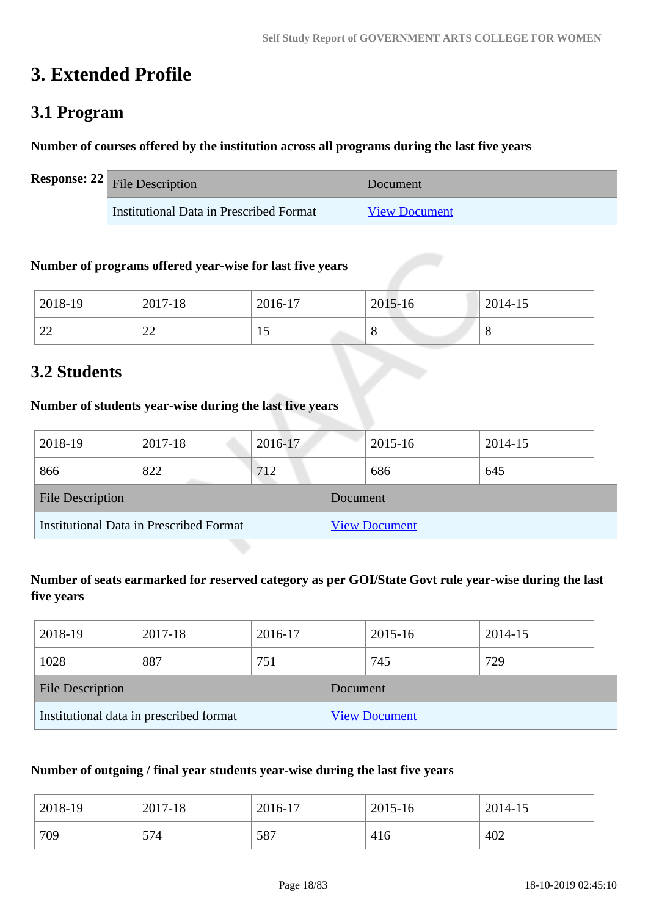# 3. Extended Profile

## 3.1 Program

**Number of courses offered by the institution across all programs during the last five years**

**Response: 22**

| File Description | Document |
|---|---|
| Institutional Data in Prescribed Format | View Document |

**Number of programs offered year-wise for last five years**

| 2018-19 | 2017-18 | 2016-17 | 2015-16 | 2014-15 |
|---|---|---|---|---|
| 22 | 22 | 15 | 8 | 8 |

## 3.2 Students

**Number of students year-wise during the last five years**

| 2018-19 | 2017-18 | 2016-17 | 2015-16 | 2014-15 |
|---|---|---|---|---|
| 866 | 822 | 712 | 686 | 645 |

| File Description | Document |
|---|---|
| Institutional Data in Prescribed Format | View Document |

**Number of seats earmarked for reserved category as per GOI/State Govt rule year-wise during the last five years**

| 2018-19 | 2017-18 | 2016-17 | 2015-16 | 2014-15 |
|---|---|---|---|---|
| 1028 | 887 | 751 | 745 | 729 |

| File Description | Document |
|---|---|
| Institutional data in prescribed format | View Document |

**Number of outgoing / final year students year-wise during the last five years**

| 2018-19 | 2017-18 | 2016-17 | 2015-16 | 2014-15 |
|---|---|---|---|---|
| 709 | 574 | 587 | 416 | 402 |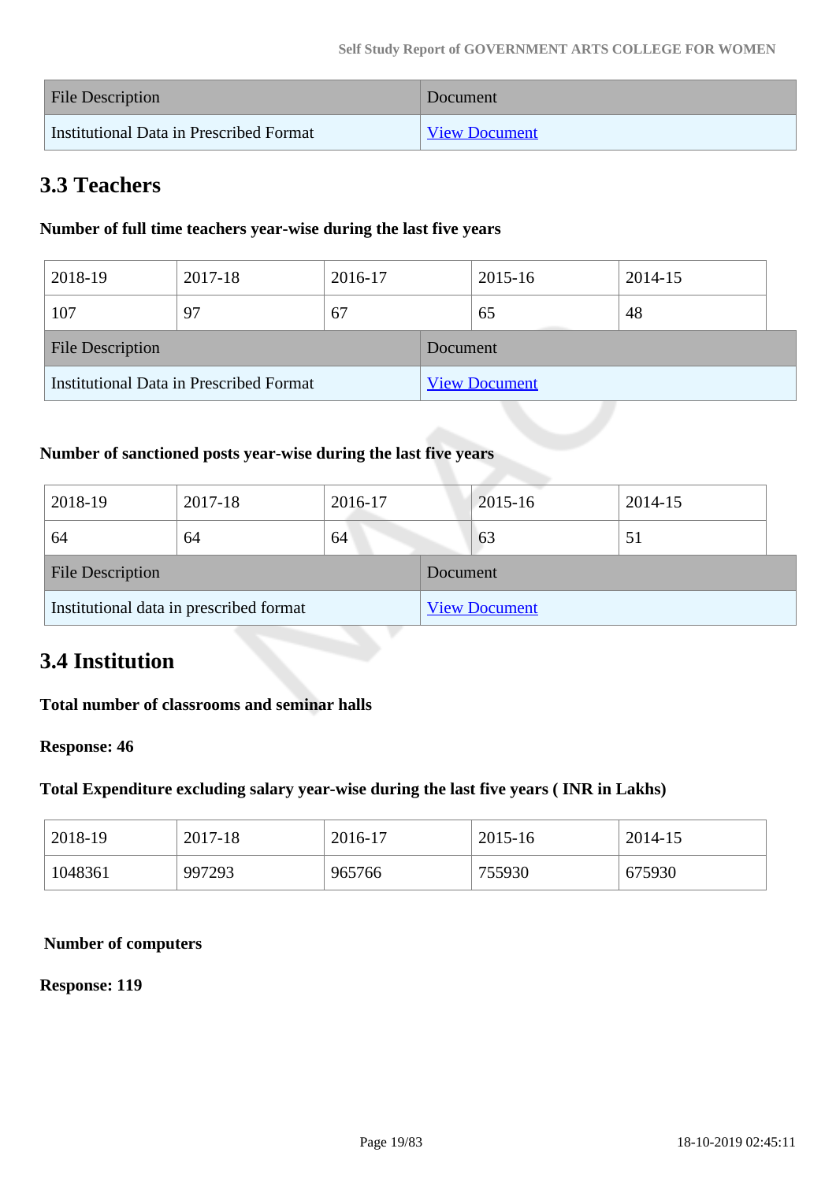| File Description | Document |
|---|---|
| Institutional Data in Prescribed Format | View Document |

## 3.3 Teachers

**Number of full time teachers year-wise during the last five years**

| 2018-19 | 2017-18 | 2016-17 | 2015-16 | 2014-15 |
|---|---|---|---|---|
| 107 | 97 | 67 | 65 | 48 |

| File Description | Document |
|---|---|
| Institutional Data in Prescribed Format | View Document |

**Number of sanctioned posts year-wise during the last five years**

| 2018-19 | 2017-18 | 2016-17 | 2015-16 | 2014-15 |
|---|---|---|---|---|
| 64 | 64 | 64 | 63 | 51 |

| File Description | Document |
|---|---|
| Institutional data in prescribed format | View Document |

## 3.4 Institution

**Total number of classrooms and seminar halls**

**Response: 46**

**Total Expenditure excluding salary year-wise during the last five years ( INR in Lakhs)**

| 2018-19 | 2017-18 | 2016-17 | 2015-16 | 2014-15 |
|---|---|---|---|---|
| 1048361 | 997293 | 965766 | 755930 | 675930 |

**Number of computers**

**Response: 119**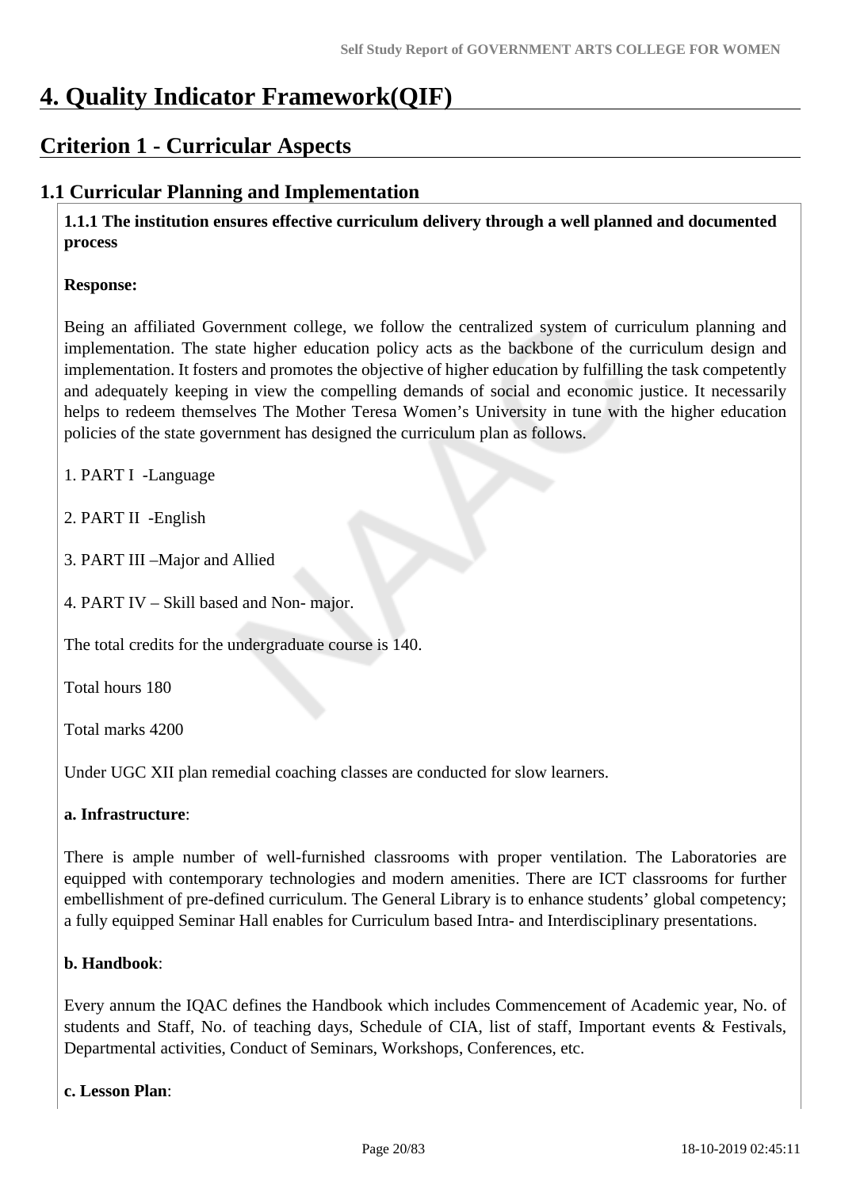# 4. Quality Indicator Framework(QIF)

## Criterion 1 - Curricular Aspects

### 1.1 Curricular Planning and Implementation

**1.1.1 The institution ensures effective curriculum delivery through a well planned and documented process**

**Response:**

Being an affiliated Government college, we follow the centralized system of curriculum planning and implementation. The state higher education policy acts as the backbone of the curriculum design and implementation. It fosters and promotes the objective of higher education by fulfilling the task competently and adequately keeping in view the compelling demands of social and economic justice. It necessarily helps to redeem themselves The Mother Teresa Women's University in tune with the higher education policies of the state government has designed the curriculum plan as follows.

1. PART I -Language
2. PART II -English
3. PART III –Major and Allied
4. PART IV – Skill based and Non- major.

The total credits for the undergraduate course is 140.

Total hours 180

Total marks 4200

Under UGC XII plan remedial coaching classes are conducted for slow learners.

**a. Infrastructure**:

There is ample number of well-furnished classrooms with proper ventilation. The Laboratories are equipped with contemporary technologies and modern amenities. There are ICT classrooms for further embellishment of pre-defined curriculum. The General Library is to enhance students' global competency; a fully equipped Seminar Hall enables for Curriculum based Intra- and Interdisciplinary presentations.

**b. Handbook**:

Every annum the IQAC defines the Handbook which includes Commencement of Academic year, No. of students and Staff, No. of teaching days, Schedule of CIA, list of staff, Important events & Festivals, Departmental activities, Conduct of Seminars, Workshops, Conferences, etc.

**c. Lesson Plan**: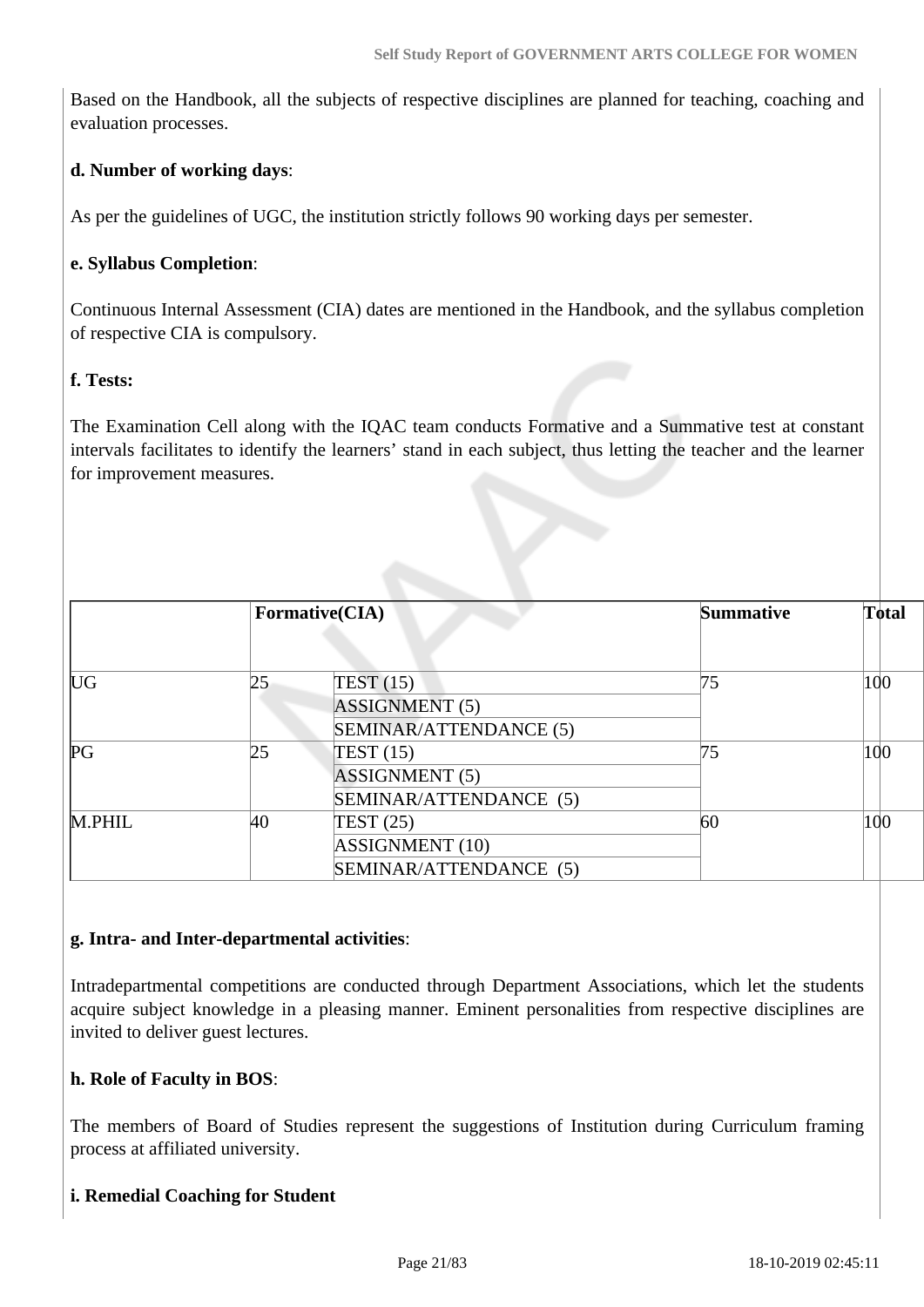Based on the Handbook, all the subjects of respective disciplines are planned for teaching, coaching and evaluation processes.

**d. Number of working days**:

As per the guidelines of UGC, the institution strictly follows 90 working days per semester.

**e. Syllabus Completion**:

Continuous Internal Assessment (CIA) dates are mentioned in the Handbook, and the syllabus completion of respective CIA is compulsory.

**f. Tests:**

The Examination Cell along with the IQAC team conducts Formative and a Summative test at constant intervals facilitates to identify the learners' stand in each subject, thus letting the teacher and the learner for improvement measures.

| | **Formative(CIA)** | | **Summative** | **Total** |
|---|---|---|---|---|
| UG | 25 | TEST (15) | 75 | 100 |
| | | ASSIGNMENT (5) | | |
| | | SEMINAR/ATTENDANCE (5) | | |
| PG | 25 | TEST (15) | 75 | 100 |
| | | ASSIGNMENT (5) | | |
| | | SEMINAR/ATTENDANCE (5) | | |
| M.PHIL | 40 | TEST (25) | 60 | 100 |
| | | ASSIGNMENT (10) | | |
| | | SEMINAR/ATTENDANCE (5) | | |

**g. Intra- and Inter-departmental activities**:

Intradepartmental competitions are conducted through Department Associations, which let the students acquire subject knowledge in a pleasing manner. Eminent personalities from respective disciplines are invited to deliver guest lectures.

**h. Role of Faculty in BOS**:

The members of Board of Studies represent the suggestions of Institution during Curriculum framing process at affiliated university.

**i. Remedial Coaching for Student**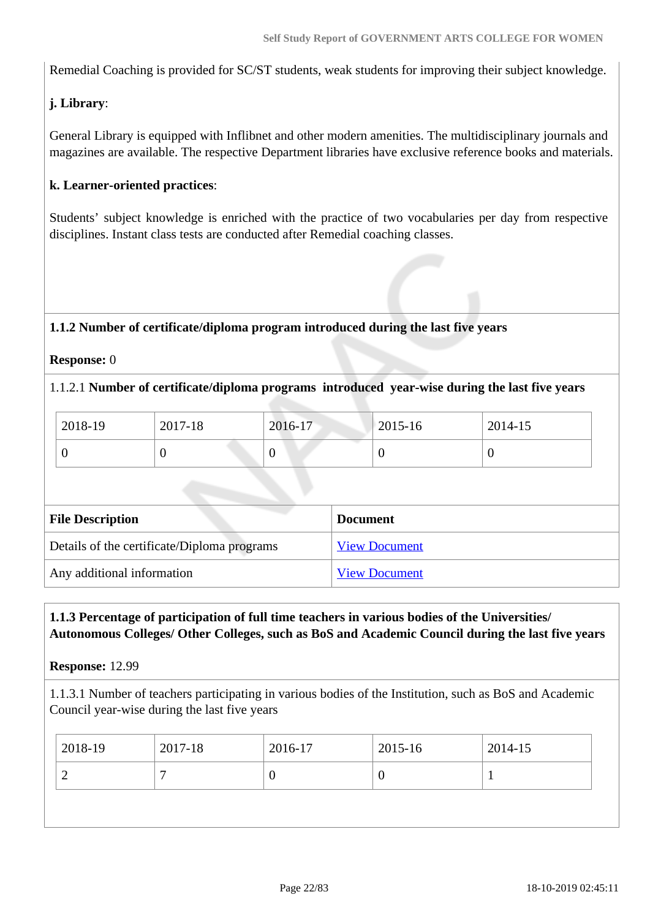Remedial Coaching is provided for SC/ST students, weak students for improving their subject knowledge.

**j. Library**:

General Library is equipped with Inflibnet and other modern amenities. The multidisciplinary journals and magazines are available. The respective Department libraries have exclusive reference books and materials.

**k. Learner-oriented practices**:

Students' subject knowledge is enriched with the practice of two vocabularies per day from respective disciplines. Instant class tests are conducted after Remedial coaching classes.

**1.1.2 Number of certificate/diploma program introduced during the last five years**

**Response:** 0

1.1.2.1 **Number of certificate/diploma programs introduced year-wise during the last five years**

| 2018-19 | 2017-18 | 2016-17 | 2015-16 | 2014-15 |
|---|---|---|---|---|
| 0 | 0 | 0 | 0 | 0 |

| File Description | Document |
|---|---|
| Details of the certificate/Diploma programs | View Document |
| Any additional information | View Document |

**1.1.3 Percentage of participation of full time teachers in various bodies of the Universities/ Autonomous Colleges/ Other Colleges, such as BoS and Academic Council during the last five years**

**Response:** 12.99

1.1.3.1 Number of teachers participating in various bodies of the Institution, such as BoS and Academic Council year-wise during the last five years

| 2018-19 | 2017-18 | 2016-17 | 2015-16 | 2014-15 |
|---|---|---|---|---|
| 2 | 7 | 0 | 0 | 1 |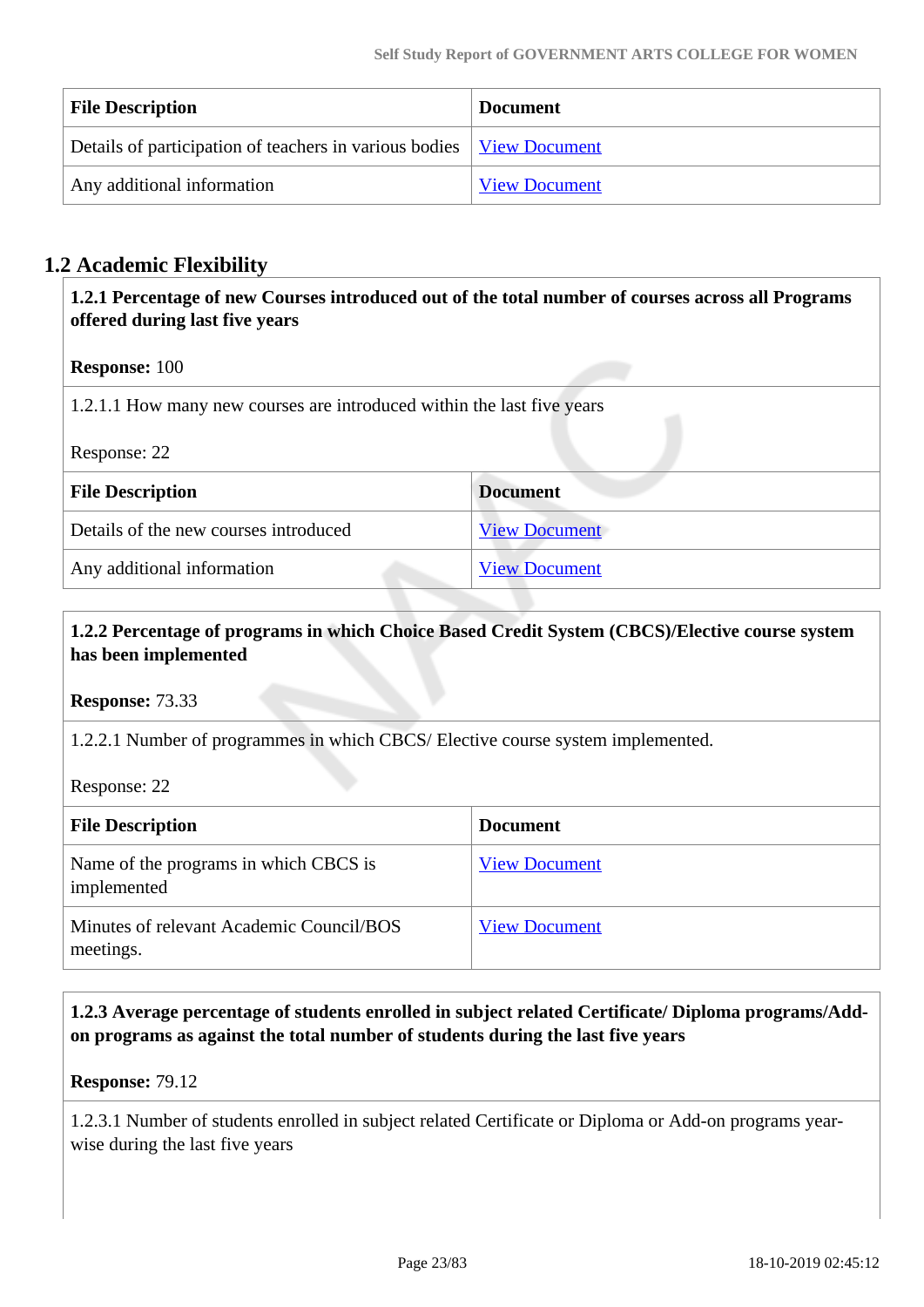| File Description | Document |
|---|---|
| Details of participation of teachers in various bodies | View Document |
| Any additional information | View Document |

## 1.2 Academic Flexibility

**1.2.1 Percentage of new Courses introduced out of the total number of courses across all Programs offered during last five years**

**Response:** 100

1.2.1.1 How many new courses are introduced within the last five years

Response: 22

| File Description | Document |
|---|---|
| Details of the new courses introduced | View Document |
| Any additional information | View Document |

**1.2.2 Percentage of programs in which Choice Based Credit System (CBCS)/Elective course system has been implemented**

**Response:** 73.33

1.2.2.1 Number of programmes in which CBCS/ Elective course system implemented.

Response: 22

| File Description | Document |
|---|---|
| Name of the programs in which CBCS is implemented | View Document |
| Minutes of relevant Academic Council/BOS meetings. | View Document |

**1.2.3 Average percentage of students enrolled in subject related Certificate/ Diploma programs/Add-on programs as against the total number of students during the last five years**

**Response:** 79.12

1.2.3.1 Number of students enrolled in subject related Certificate or Diploma or Add-on programs year-wise during the last five years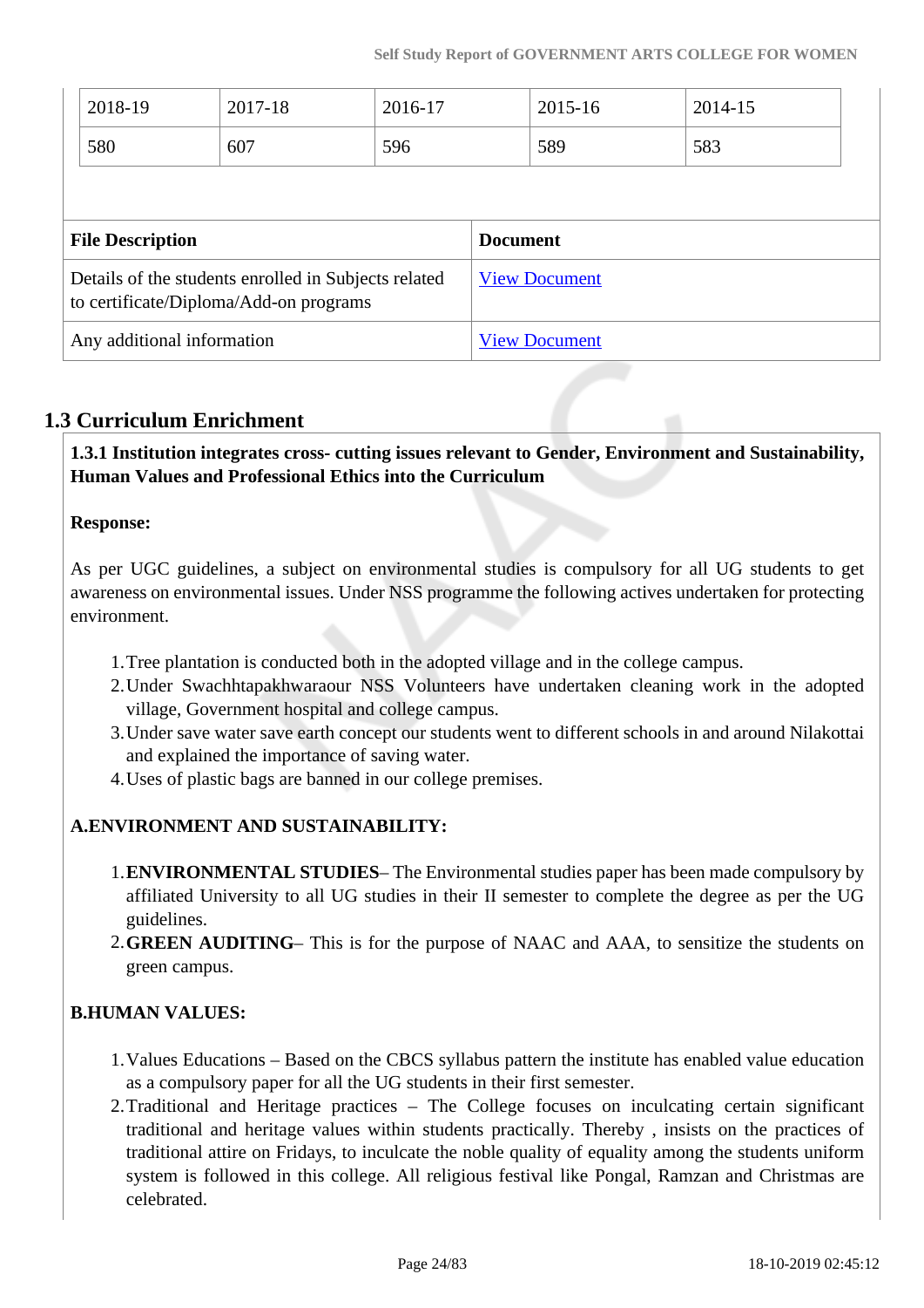| 2018-19 | 2017-18 | 2016-17 | 2015-16 | 2014-15 |
|---|---|---|---|---|
| 580 | 607 | 596 | 589 | 583 |

| File Description | Document |
|---|---|
| Details of the students enrolled in Subjects related to certificate/Diploma/Add-on programs | View Document |
| Any additional information | View Document |

## 1.3 Curriculum Enrichment

**1.3.1 Institution integrates cross- cutting issues relevant to Gender, Environment and Sustainability, Human Values and Professional Ethics into the Curriculum**

**Response:**

As per UGC guidelines, a subject on environmental studies is compulsory for all UG students to get awareness on environmental issues. Under NSS programme the following actives undertaken for protecting environment.

1. Tree plantation is conducted both in the adopted village and in the college campus.
2. Under Swachhtapakhwaraour NSS Volunteers have undertaken cleaning work in the adopted village, Government hospital and college campus.
3. Under save water save earth concept our students went to different schools in and around Nilakottai and explained the importance of saving water.
4. Uses of plastic bags are banned in our college premises.

**A.ENVIRONMENT AND SUSTAINABILITY:**

1. **ENVIRONMENTAL STUDIES**– The Environmental studies paper has been made compulsory by affiliated University to all UG studies in their II semester to complete the degree as per the UG guidelines.
2. **GREEN AUDITING**– This is for the purpose of NAAC and AAA, to sensitize the students on green campus.

**B.HUMAN VALUES:**

1. Values Educations – Based on the CBCS syllabus pattern the institute has enabled value education as a compulsory paper for all the UG students in their first semester.
2. Traditional and Heritage practices – The College focuses on inculcating certain significant traditional and heritage values within students practically. Thereby , insists on the practices of traditional attire on Fridays, to inculcate the noble quality of equality among the students uniform system is followed in this college. All religious festival like Pongal, Ramzan and Christmas are celebrated.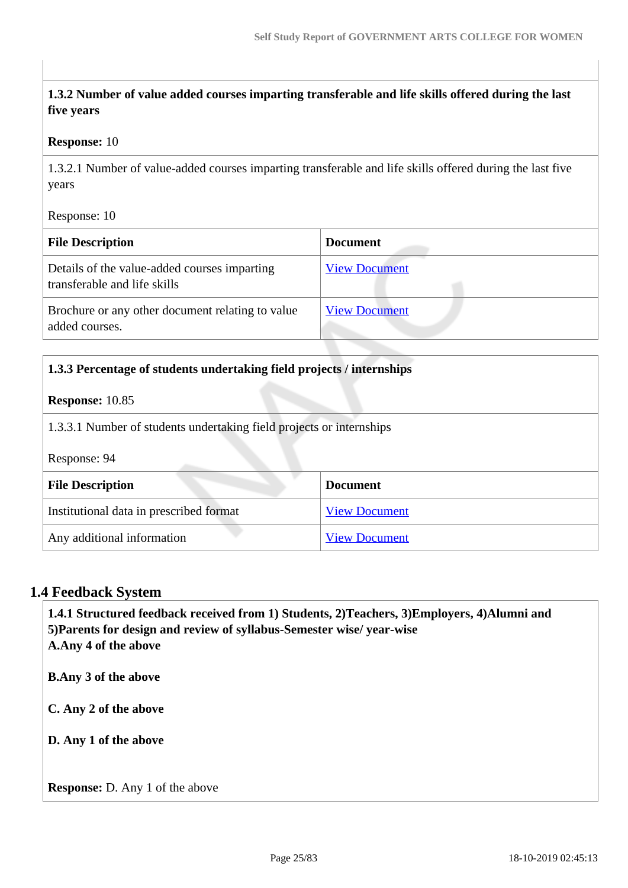**1.3.2 Number of value added courses imparting transferable and life skills offered during the last five years**

**Response:** 10

1.3.2.1 Number of value-added courses imparting transferable and life skills offered during the last five years

Response: 10

| File Description | Document |
|---|---|
| Details of the value-added courses imparting transferable and life skills | View Document |
| Brochure or any other document relating to value added courses. | View Document |

**1.3.3 Percentage of students undertaking field projects / internships**

**Response:** 10.85

1.3.3.1 Number of students undertaking field projects or internships

Response: 94

| File Description | Document |
|---|---|
| Institutional data in prescribed format | View Document |
| Any additional information | View Document |

## 1.4 Feedback System

**1.4.1 Structured feedback received from 1) Students, 2)Teachers, 3)Employers, 4)Alumni and 5)Parents for design and review of syllabus-Semester wise/ year-wise**

**A.Any 4 of the above**

**B.Any 3 of the above**

**C. Any 2 of the above**

**D. Any 1 of the above**

**Response:** D. Any 1 of the above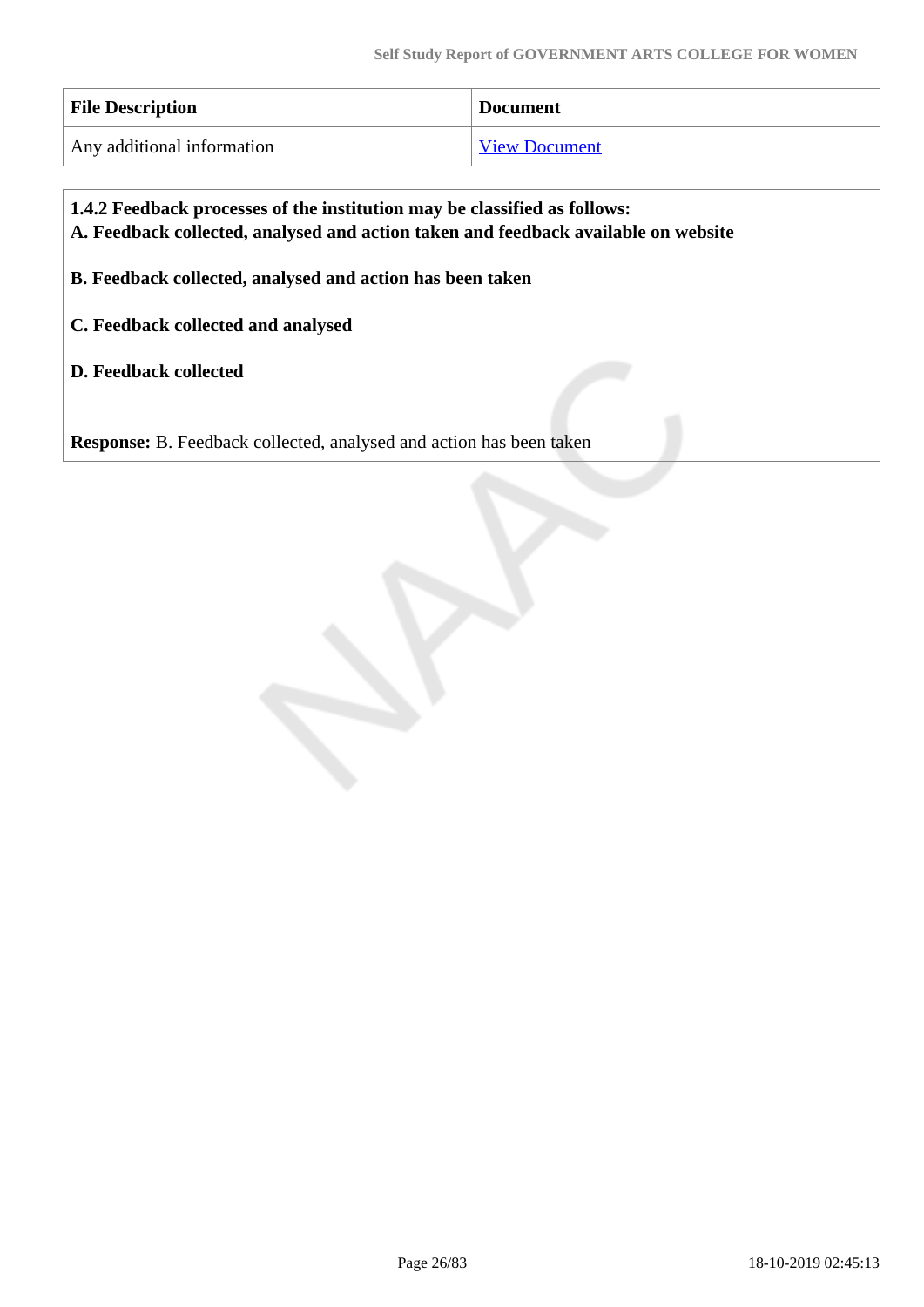| File Description | Document |
|---|---|
| Any additional information | View Document |

**1.4.2 Feedback processes of the institution may be classified as follows:**
**A. Feedback collected, analysed and action taken and feedback available on website**

**B. Feedback collected, analysed and action has been taken**

**C. Feedback collected and analysed**

**D. Feedback collected**

**Response:** B. Feedback collected, analysed and action has been taken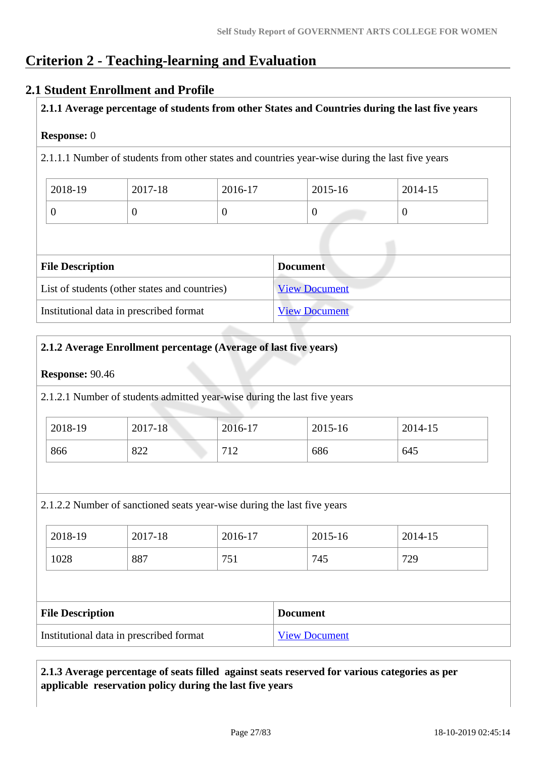# Criterion 2 - Teaching-learning and Evaluation

## 2.1 Student Enrollment and Profile

**2.1.1 Average percentage of students from other States and Countries during the last five years**

**Response:** 0

2.1.1.1 Number of students from other states and countries year-wise during the last five years

| 2018-19 | 2017-18 | 2016-17 | 2015-16 | 2014-15 |
|---|---|---|---|---|
| 0 | 0 | 0 | 0 | 0 |

| File Description | Document |
|---|---|
| List of students (other states and countries) | View Document |
| Institutional data in prescribed format | View Document |

**2.1.2 Average Enrollment percentage (Average of last five years)**

**Response:** 90.46

2.1.2.1 Number of students admitted year-wise during the last five years

| 2018-19 | 2017-18 | 2016-17 | 2015-16 | 2014-15 |
|---|---|---|---|---|
| 866 | 822 | 712 | 686 | 645 |

2.1.2.2 Number of sanctioned seats year-wise during the last five years

| 2018-19 | 2017-18 | 2016-17 | 2015-16 | 2014-15 |
|---|---|---|---|---|
| 1028 | 887 | 751 | 745 | 729 |

| File Description | Document |
|---|---|
| Institutional data in prescribed format | View Document |

**2.1.3 Average percentage of seats filled against seats reserved for various categories as per applicable reservation policy during the last five years**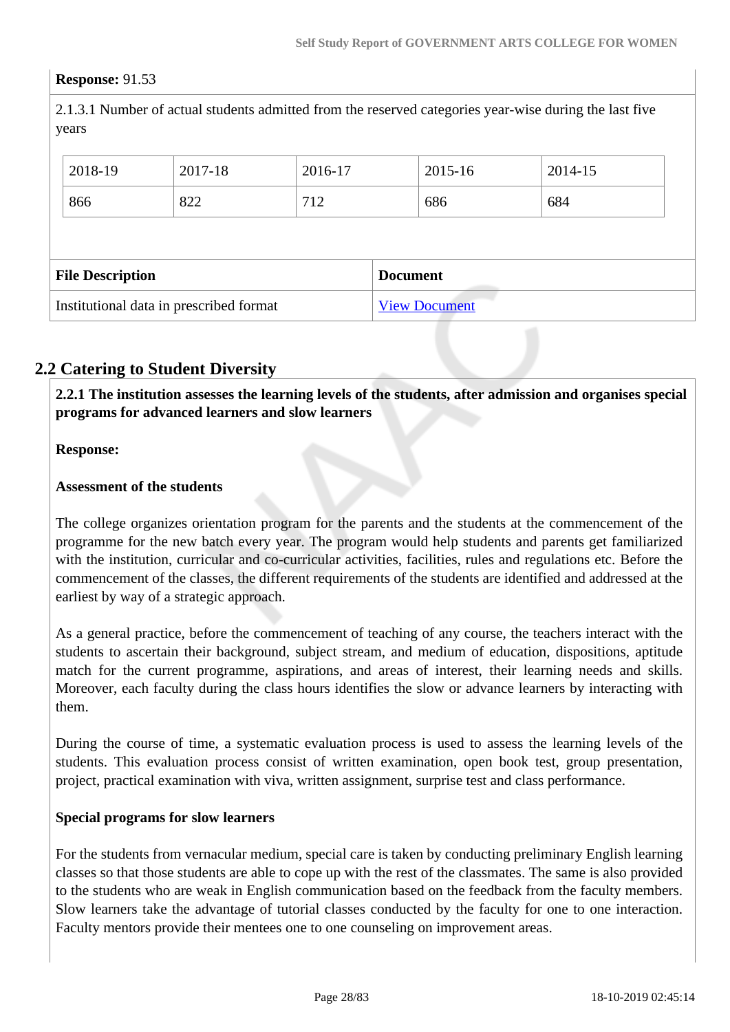**Response:** 91.53

2.1.3.1 Number of actual students admitted from the reserved categories year-wise during the last five years

| 2018-19 | 2017-18 | 2016-17 | 2015-16 | 2014-15 |
|---|---|---|---|---|
| 866 | 822 | 712 | 686 | 684 |

| File Description | Document |
|---|---|
| Institutional data in prescribed format | View Document |

## 2.2 Catering to Student Diversity

**2.2.1 The institution assesses the learning levels of the students, after admission and organises special programs for advanced learners and slow learners**

**Response:**

**Assessment of the students**

The college organizes orientation program for the parents and the students at the commencement of the programme for the new batch every year. The program would help students and parents get familiarized with the institution, curricular and co-curricular activities, facilities, rules and regulations etc. Before the commencement of the classes, the different requirements of the students are identified and addressed at the earliest by way of a strategic approach.

As a general practice, before the commencement of teaching of any course, the teachers interact with the students to ascertain their background, subject stream, and medium of education, dispositions, aptitude match for the current programme, aspirations, and areas of interest, their learning needs and skills. Moreover, each faculty during the class hours identifies the slow or advance learners by interacting with them.

During the course of time, a systematic evaluation process is used to assess the learning levels of the students. This evaluation process consist of written examination, open book test, group presentation, project, practical examination with viva, written assignment, surprise test and class performance.

**Special programs for slow learners**

For the students from vernacular medium, special care is taken by conducting preliminary English learning classes so that those students are able to cope up with the rest of the classmates. The same is also provided to the students who are weak in English communication based on the feedback from the faculty members. Slow learners take the advantage of tutorial classes conducted by the faculty for one to one interaction. Faculty mentors provide their mentees one to one counseling on improvement areas.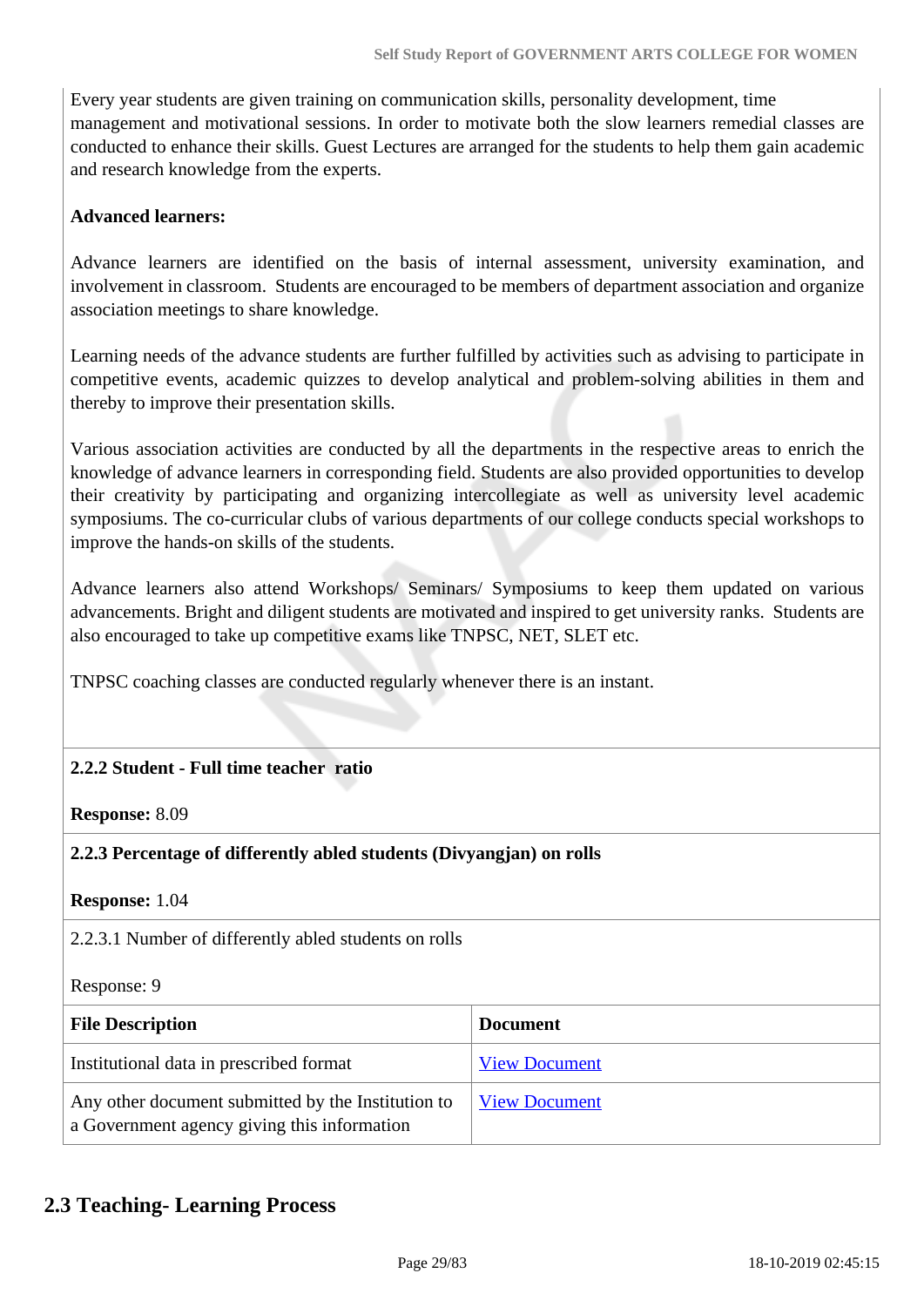Every year students are given training on communication skills, personality development, time management and motivational sessions. In order to motivate both the slow learners remedial classes are conducted to enhance their skills. Guest Lectures are arranged for the students to help them gain academic and research knowledge from the experts.

**Advanced learners:**

Advance learners are identified on the basis of internal assessment, university examination, and involvement in classroom. Students are encouraged to be members of department association and organize association meetings to share knowledge.

Learning needs of the advance students are further fulfilled by activities such as advising to participate in competitive events, academic quizzes to develop analytical and problem-solving abilities in them and thereby to improve their presentation skills.

Various association activities are conducted by all the departments in the respective areas to enrich the knowledge of advance learners in corresponding field. Students are also provided opportunities to develop their creativity by participating and organizing intercollegiate as well as university level academic symposiums. The co-curricular clubs of various departments of our college conducts special workshops to improve the hands-on skills of the students.

Advance learners also attend Workshops/ Seminars/ Symposiums to keep them updated on various advancements. Bright and diligent students are motivated and inspired to get university ranks. Students are also encouraged to take up competitive exams like TNPSC, NET, SLET etc.

TNPSC coaching classes are conducted regularly whenever there is an instant.

**2.2.2 Student - Full time teacher ratio**

**Response:** 8.09

**2.2.3 Percentage of differently abled students (Divyangjan) on rolls**

**Response:** 1.04

2.2.3.1 Number of differently abled students on rolls

Response: 9

| File Description | Document |
|---|---|
| Institutional data in prescribed format | View Document |
| Any other document submitted by the Institution to a Government agency giving this information | View Document |

## 2.3 Teaching- Learning Process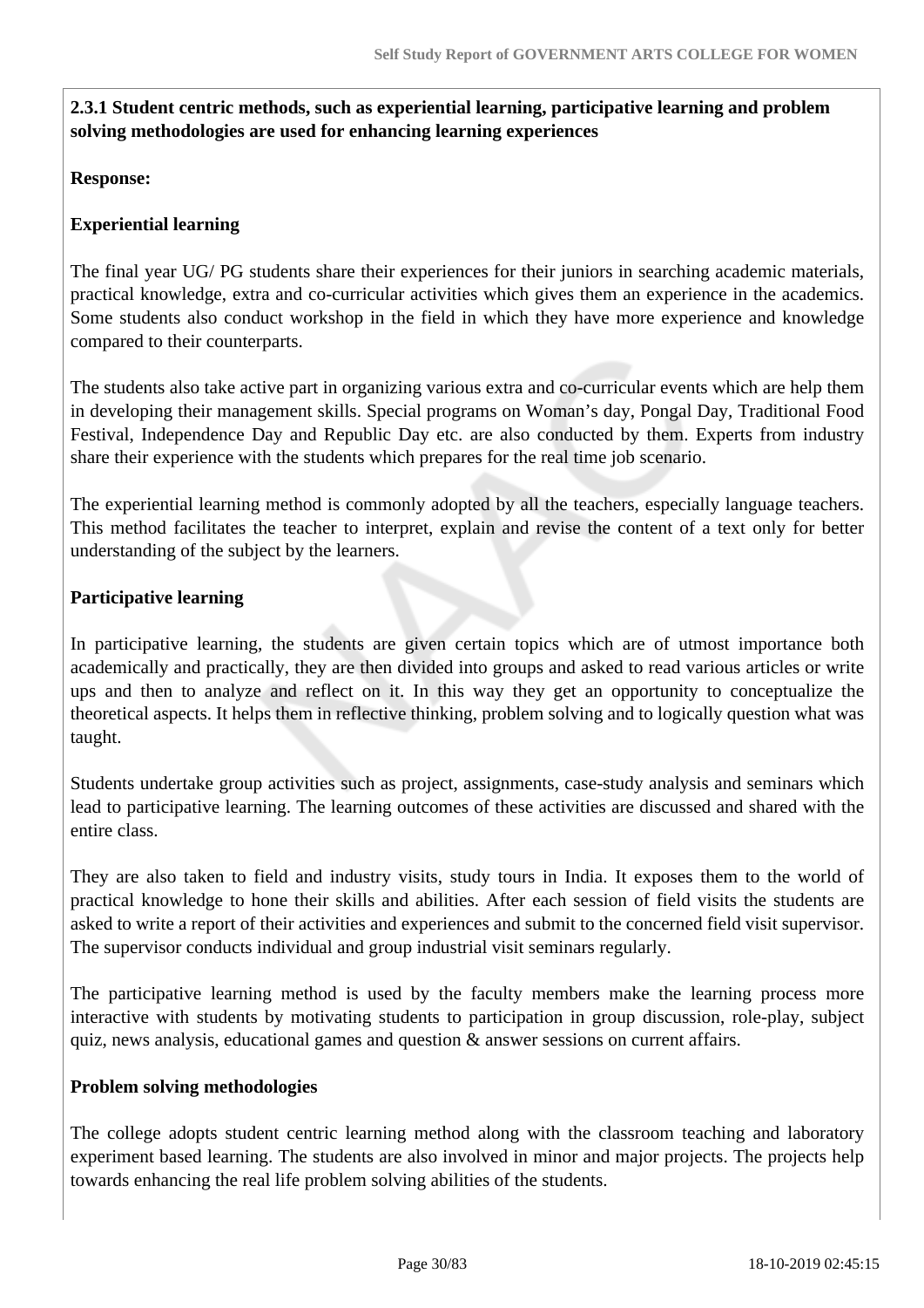**2.3.1 Student centric methods, such as experiential learning, participative learning and problem solving methodologies are used for enhancing learning experiences**

**Response:**

**Experiential learning**

The final year UG/ PG students share their experiences for their juniors in searching academic materials, practical knowledge, extra and co-curricular activities which gives them an experience in the academics. Some students also conduct workshop in the field in which they have more experience and knowledge compared to their counterparts.

The students also take active part in organizing various extra and co-curricular events which are help them in developing their management skills. Special programs on Woman's day, Pongal Day, Traditional Food Festival, Independence Day and Republic Day etc. are also conducted by them. Experts from industry share their experience with the students which prepares for the real time job scenario.

The experiential learning method is commonly adopted by all the teachers, especially language teachers. This method facilitates the teacher to interpret, explain and revise the content of a text only for better understanding of the subject by the learners.

**Participative learning**

In participative learning, the students are given certain topics which are of utmost importance both academically and practically, they are then divided into groups and asked to read various articles or write ups and then to analyze and reflect on it. In this way they get an opportunity to conceptualize the theoretical aspects. It helps them in reflective thinking, problem solving and to logically question what was taught.

Students undertake group activities such as project, assignments, case-study analysis and seminars which lead to participative learning. The learning outcomes of these activities are discussed and shared with the entire class.

They are also taken to field and industry visits, study tours in India. It exposes them to the world of practical knowledge to hone their skills and abilities. After each session of field visits the students are asked to write a report of their activities and experiences and submit to the concerned field visit supervisor. The supervisor conducts individual and group industrial visit seminars regularly.

The participative learning method is used by the faculty members make the learning process more interactive with students by motivating students to participation in group discussion, role-play, subject quiz, news analysis, educational games and question & answer sessions on current affairs.

**Problem solving methodologies**

The college adopts student centric learning method along with the classroom teaching and laboratory experiment based learning. The students are also involved in minor and major projects. The projects help towards enhancing the real life problem solving abilities of the students.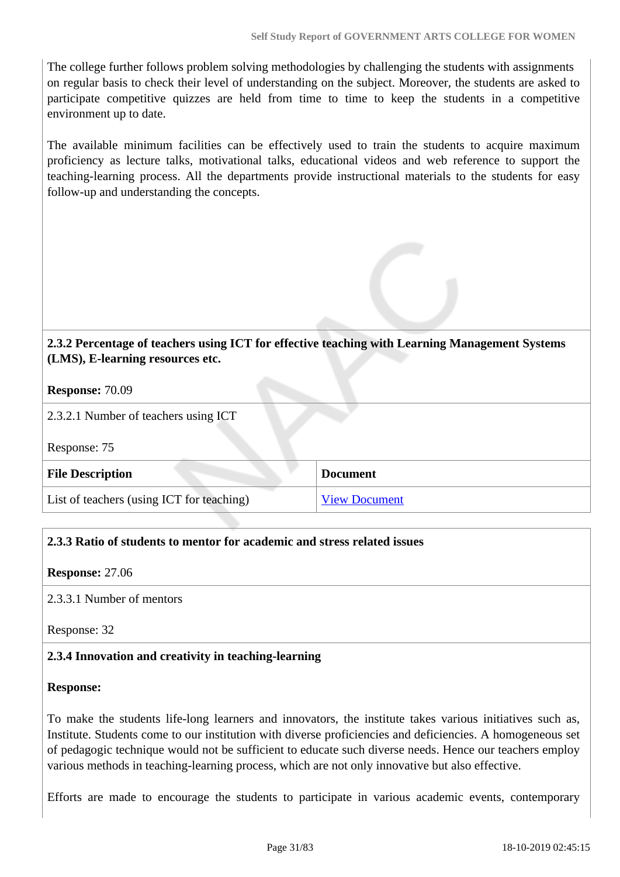The college further follows problem solving methodologies by challenging the students with assignments on regular basis to check their level of understanding on the subject. Moreover, the students are asked to participate competitive quizzes are held from time to time to keep the students in a competitive environment up to date.

The available minimum facilities can be effectively used to train the students to acquire maximum proficiency as lecture talks, motivational talks, educational videos and web reference to support the teaching-learning process. All the departments provide instructional materials to the students for easy follow-up and understanding the concepts.

**2.3.2 Percentage of teachers using ICT for effective teaching with Learning Management Systems (LMS), E-learning resources etc.**

**Response:** 70.09

2.3.2.1 Number of teachers using ICT

Response: 75

| File Description | Document |
|---|---|
| List of teachers (using ICT for teaching) | View Document |

**2.3.3 Ratio of students to mentor for academic and stress related issues**

**Response:** 27.06

2.3.3.1 Number of mentors

Response: 32

**2.3.4 Innovation and creativity in teaching-learning**

**Response:**

To make the students life-long learners and innovators, the institute takes various initiatives such as, Institute. Students come to our institution with diverse proficiencies and deficiencies. A homogeneous set of pedagogic technique would not be sufficient to educate such diverse needs. Hence our teachers employ various methods in teaching-learning process, which are not only innovative but also effective.

Efforts are made to encourage the students to participate in various academic events, contemporary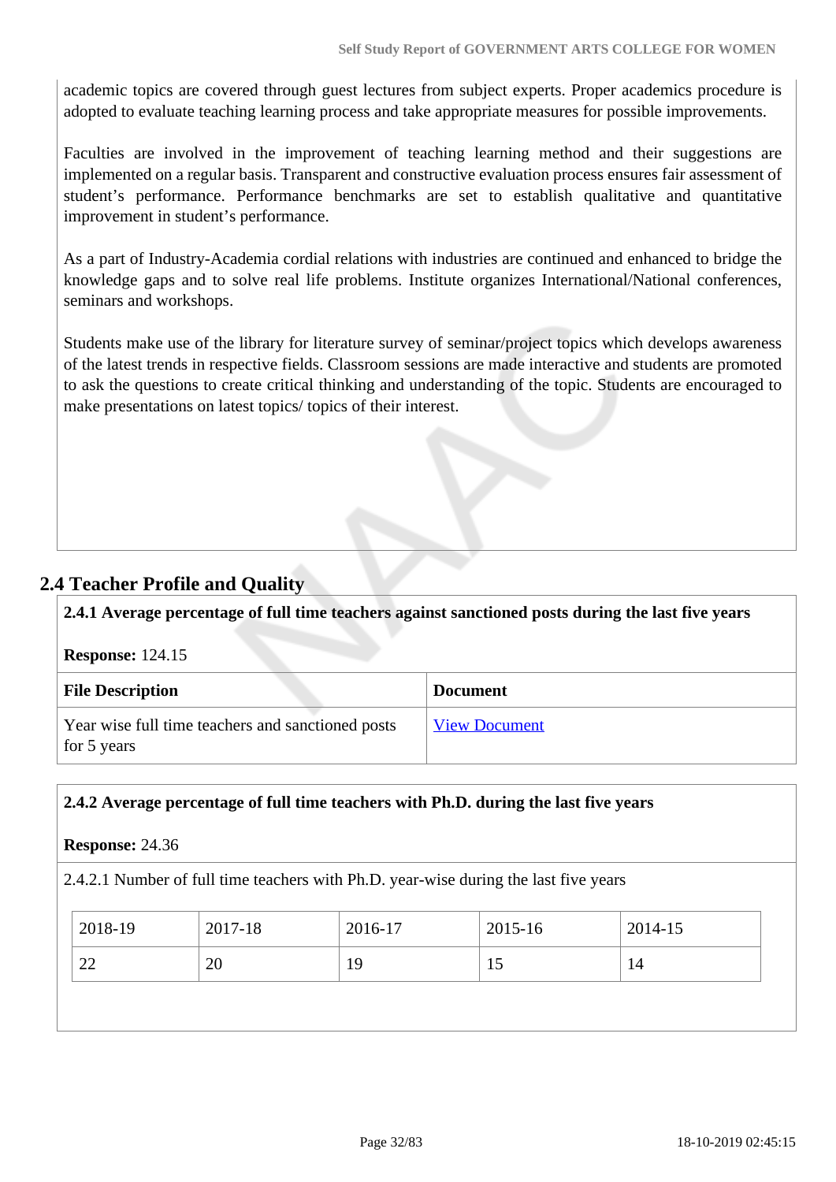academic topics are covered through guest lectures from subject experts. Proper academics procedure is adopted to evaluate teaching learning process and take appropriate measures for possible improvements.

Faculties are involved in the improvement of teaching learning method and their suggestions are implemented on a regular basis. Transparent and constructive evaluation process ensures fair assessment of student's performance. Performance benchmarks are set to establish qualitative and quantitative improvement in student's performance.

As a part of Industry-Academia cordial relations with industries are continued and enhanced to bridge the knowledge gaps and to solve real life problems. Institute organizes International/National conferences, seminars and workshops.

Students make use of the library for literature survey of seminar/project topics which develops awareness of the latest trends in respective fields. Classroom sessions are made interactive and students are promoted to ask the questions to create critical thinking and understanding of the topic. Students are encouraged to make presentations on latest topics/ topics of their interest.

## 2.4 Teacher Profile and Quality

**2.4.1 Average percentage of full time teachers against sanctioned posts during the last five years**

**Response:** 124.15

| File Description | Document |
| --- | --- |
| Year wise full time teachers and sanctioned posts for 5 years | View Document |

**2.4.2 Average percentage of full time teachers with Ph.D. during the last five years**

**Response:** 24.36

2.4.2.1 Number of full time teachers with Ph.D. year-wise during the last five years

| 2018-19 | 2017-18 | 2016-17 | 2015-16 | 2014-15 |
| --- | --- | --- | --- | --- |
| 22 | 20 | 19 | 15 | 14 |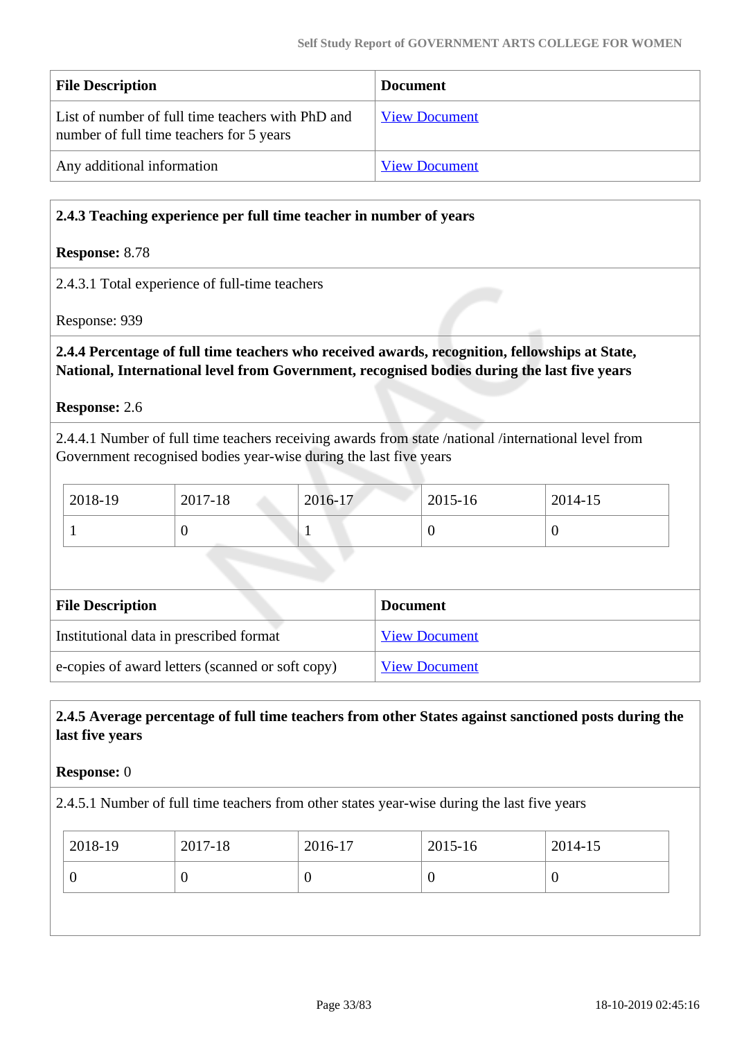| File Description | Document |
|---|---|
| List of number of full time teachers with PhD and number of full time teachers for 5 years | View Document |
| Any additional information | View Document |

**2.4.3 Teaching experience per full time teacher in number of years**

**Response:** 8.78

2.4.3.1 Total experience of full-time teachers

Response: 939

**2.4.4 Percentage of full time teachers who received awards, recognition, fellowships at State, National, International level from Government, recognised bodies during the last five years**

**Response:** 2.6

2.4.4.1 Number of full time teachers receiving awards from state /national /international level from Government recognised bodies year-wise during the last five years

| 2018-19 | 2017-18 | 2016-17 | 2015-16 | 2014-15 |
|---|---|---|---|---|
| 1 | 0 | 1 | 0 | 0 |

| File Description | Document |
|---|---|
| Institutional data in prescribed format | View Document |
| e-copies of award letters (scanned or soft copy) | View Document |

**2.4.5 Average percentage of full time teachers from other States against sanctioned posts during the last five years**

**Response:** 0

2.4.5.1 Number of full time teachers from other states year-wise during the last five years

| 2018-19 | 2017-18 | 2016-17 | 2015-16 | 2014-15 |
|---|---|---|---|---|
| 0 | 0 | 0 | 0 | 0 |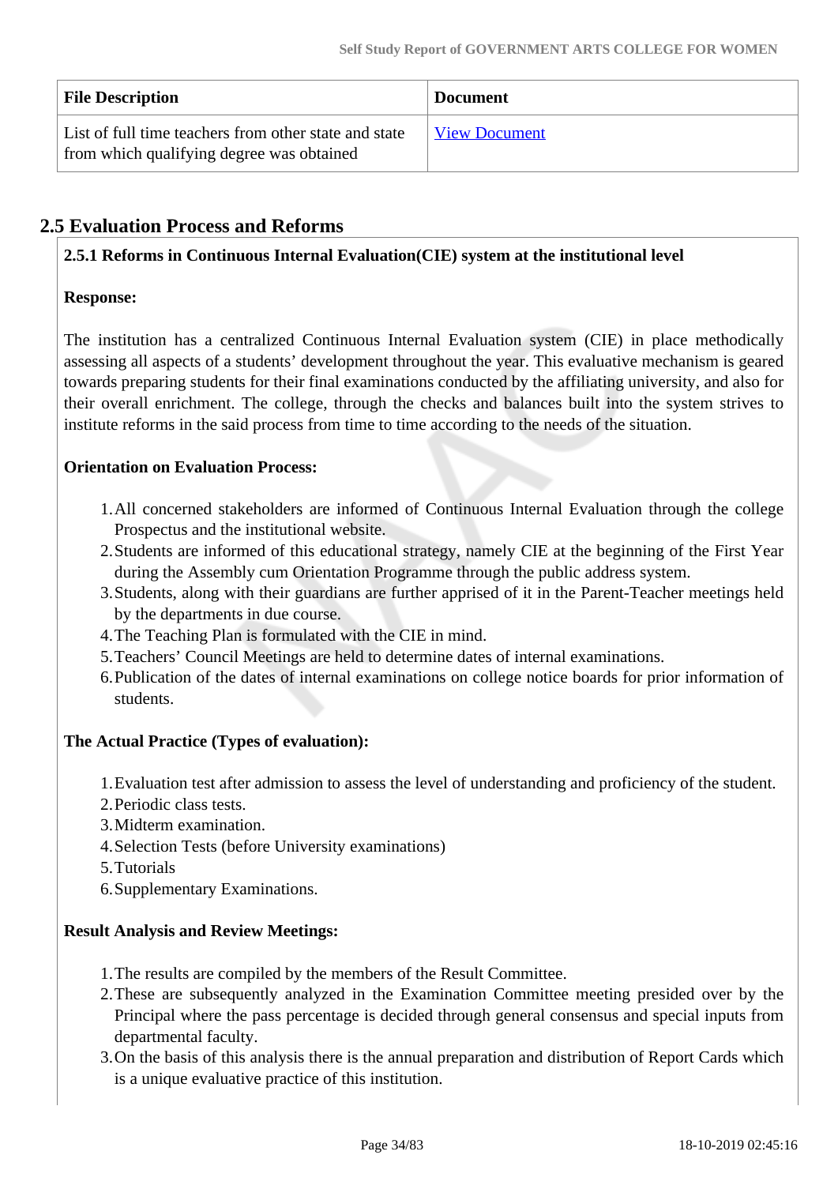| File Description | Document |
|---|---|
| List of full time teachers from other state and state from which qualifying degree was obtained | View Document |

## 2.5 Evaluation Process and Reforms

**2.5.1 Reforms in Continuous Internal Evaluation(CIE) system at the institutional level**

**Response:**

The institution has a centralized Continuous Internal Evaluation system (CIE) in place methodically assessing all aspects of a students' development throughout the year. This evaluative mechanism is geared towards preparing students for their final examinations conducted by the affiliating university, and also for their overall enrichment. The college, through the checks and balances built into the system strives to institute reforms in the said process from time to time according to the needs of the situation.

**Orientation on Evaluation Process:**

1. All concerned stakeholders are informed of Continuous Internal Evaluation through the college Prospectus and the institutional website.
2. Students are informed of this educational strategy, namely CIE at the beginning of the First Year during the Assembly cum Orientation Programme through the public address system.
3. Students, along with their guardians are further apprised of it in the Parent-Teacher meetings held by the departments in due course.
4. The Teaching Plan is formulated with the CIE in mind.
5. Teachers' Council Meetings are held to determine dates of internal examinations.
6. Publication of the dates of internal examinations on college notice boards for prior information of students.

**The Actual Practice (Types of evaluation):**

1. Evaluation test after admission to assess the level of understanding and proficiency of the student.
2. Periodic class tests.
3. Midterm examination.
4. Selection Tests (before University examinations)
5. Tutorials
6. Supplementary Examinations.

**Result Analysis and Review Meetings:**

1. The results are compiled by the members of the Result Committee.
2. These are subsequently analyzed in the Examination Committee meeting presided over by the Principal where the pass percentage is decided through general consensus and special inputs from departmental faculty.
3. On the basis of this analysis there is the annual preparation and distribution of Report Cards which is a unique evaluative practice of this institution.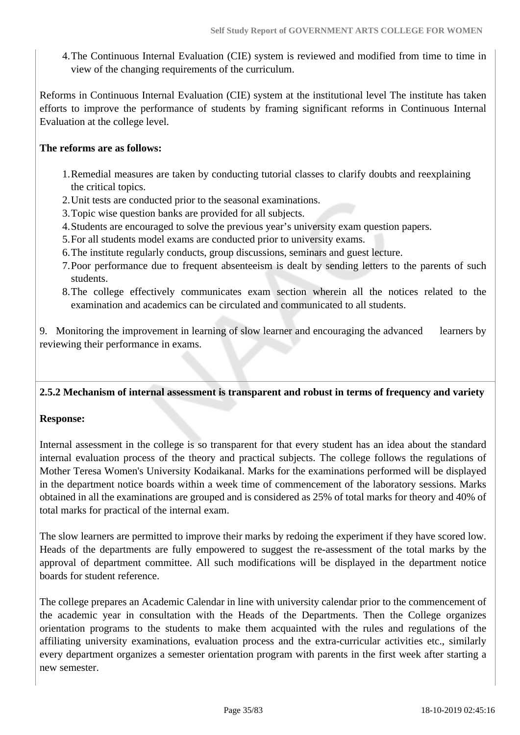4. The Continuous Internal Evaluation (CIE) system is reviewed and modified from time to time in view of the changing requirements of the curriculum.

Reforms in Continuous Internal Evaluation (CIE) system at the institutional level The institute has taken efforts to improve the performance of students by framing significant reforms in Continuous Internal Evaluation at the college level.

**The reforms are as follows:**

1. Remedial measures are taken by conducting tutorial classes to clarify doubts and reexplaining the critical topics.
2. Unit tests are conducted prior to the seasonal examinations.
3. Topic wise question banks are provided for all subjects.
4. Students are encouraged to solve the previous year's university exam question papers.
5. For all students model exams are conducted prior to university exams.
6. The institute regularly conducts, group discussions, seminars and guest lecture.
7. Poor performance due to frequent absenteeism is dealt by sending letters to the parents of such students.
8. The college effectively communicates exam section wherein all the notices related to the examination and academics can be circulated and communicated to all students.

9. Monitoring the improvement in learning of slow learner and encouraging the advanced learners by reviewing their performance in exams.

**2.5.2 Mechanism of internal assessment is transparent and robust in terms of frequency and variety**

**Response:**

Internal assessment in the college is so transparent for that every student has an idea about the standard internal evaluation process of the theory and practical subjects. The college follows the regulations of Mother Teresa Women's University Kodaikanal. Marks for the examinations performed will be displayed in the department notice boards within a week time of commencement of the laboratory sessions. Marks obtained in all the examinations are grouped and is considered as 25% of total marks for theory and 40% of total marks for practical of the internal exam.

The slow learners are permitted to improve their marks by redoing the experiment if they have scored low. Heads of the departments are fully empowered to suggest the re-assessment of the total marks by the approval of department committee. All such modifications will be displayed in the department notice boards for student reference.

The college prepares an Academic Calendar in line with university calendar prior to the commencement of the academic year in consultation with the Heads of the Departments. Then the College organizes orientation programs to the students to make them acquainted with the rules and regulations of the affiliating university examinations, evaluation process and the extra-curricular activities etc., similarly every department organizes a semester orientation program with parents in the first week after starting a new semester.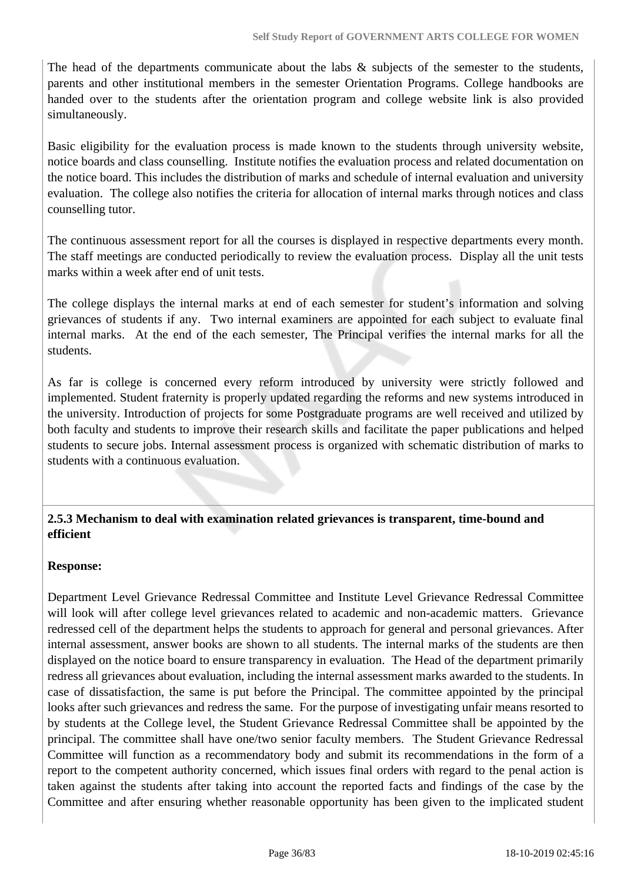The head of the departments communicate about the labs & subjects of the semester to the students, parents and other institutional members in the semester Orientation Programs. College handbooks are handed over to the students after the orientation program and college website link is also provided simultaneously.

Basic eligibility for the evaluation process is made known to the students through university website, notice boards and class counselling. Institute notifies the evaluation process and related documentation on the notice board. This includes the distribution of marks and schedule of internal evaluation and university evaluation. The college also notifies the criteria for allocation of internal marks through notices and class counselling tutor.

The continuous assessment report for all the courses is displayed in respective departments every month. The staff meetings are conducted periodically to review the evaluation process. Display all the unit tests marks within a week after end of unit tests.

The college displays the internal marks at end of each semester for student's information and solving grievances of students if any. Two internal examiners are appointed for each subject to evaluate final internal marks. At the end of the each semester, The Principal verifies the internal marks for all the students.

As far is college is concerned every reform introduced by university were strictly followed and implemented. Student fraternity is properly updated regarding the reforms and new systems introduced in the university. Introduction of projects for some Postgraduate programs are well received and utilized by both faculty and students to improve their research skills and facilitate the paper publications and helped students to secure jobs. Internal assessment process is organized with schematic distribution of marks to students with a continuous evaluation.

**2.5.3 Mechanism to deal with examination related grievances is transparent, time-bound and efficient**

**Response:**

Department Level Grievance Redressal Committee and Institute Level Grievance Redressal Committee will look will after college level grievances related to academic and non-academic matters. Grievance redressed cell of the department helps the students to approach for general and personal grievances. After internal assessment, answer books are shown to all students. The internal marks of the students are then displayed on the notice board to ensure transparency in evaluation. The Head of the department primarily redress all grievances about evaluation, including the internal assessment marks awarded to the students. In case of dissatisfaction, the same is put before the Principal. The committee appointed by the principal looks after such grievances and redress the same. For the purpose of investigating unfair means resorted to by students at the College level, the Student Grievance Redressal Committee shall be appointed by the principal. The committee shall have one/two senior faculty members. The Student Grievance Redressal Committee will function as a recommendatory body and submit its recommendations in the form of a report to the competent authority concerned, which issues final orders with regard to the penal action is taken against the students after taking into account the reported facts and findings of the case by the Committee and after ensuring whether reasonable opportunity has been given to the implicated student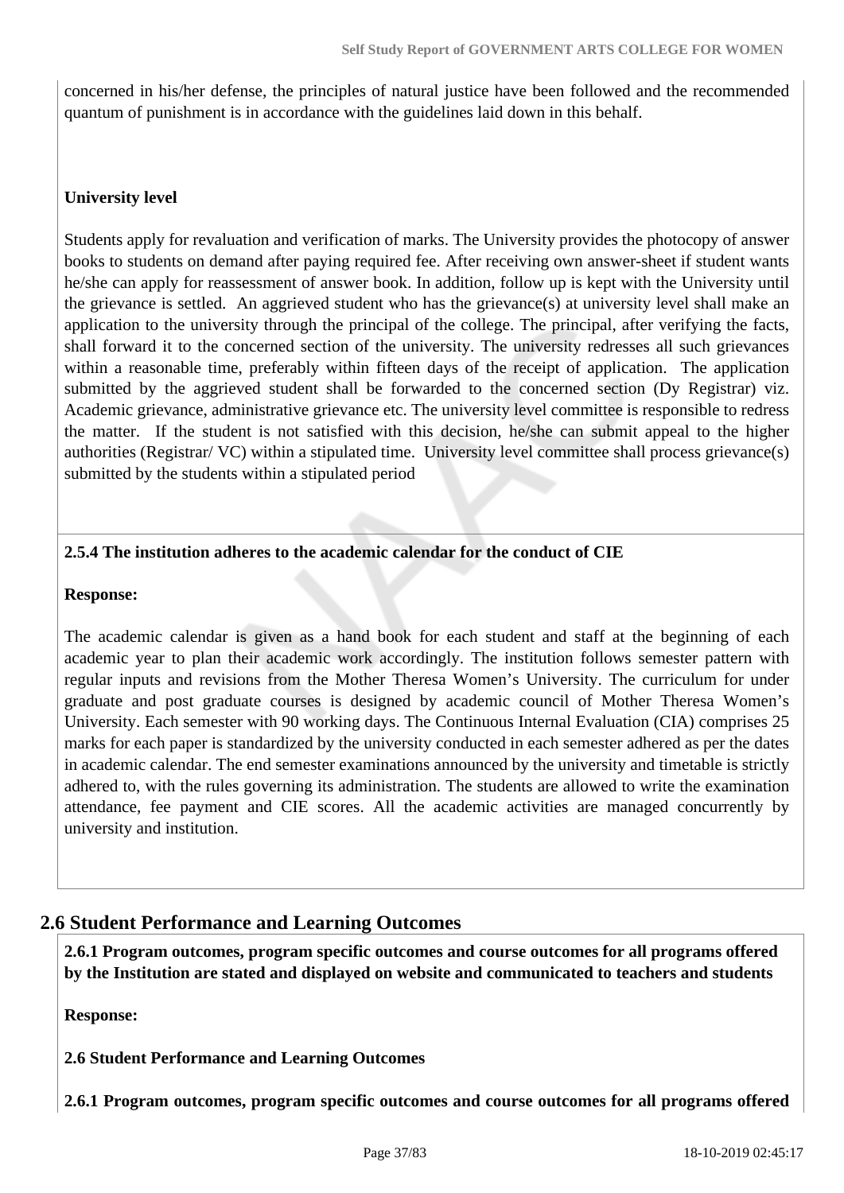concerned in his/her defense, the principles of natural justice have been followed and the recommended quantum of punishment is in accordance with the guidelines laid down in this behalf.

**University level**

Students apply for revaluation and verification of marks. The University provides the photocopy of answer books to students on demand after paying required fee. After receiving own answer-sheet if student wants he/she can apply for reassessment of answer book. In addition, follow up is kept with the University until the grievance is settled. An aggrieved student who has the grievance(s) at university level shall make an application to the university through the principal of the college. The principal, after verifying the facts, shall forward it to the concerned section of the university. The university redresses all such grievances within a reasonable time, preferably within fifteen days of the receipt of application. The application submitted by the aggrieved student shall be forwarded to the concerned section (Dy Registrar) viz. Academic grievance, administrative grievance etc. The university level committee is responsible to redress the matter. If the student is not satisfied with this decision, he/she can submit appeal to the higher authorities (Registrar/ VC) within a stipulated time. University level committee shall process grievance(s) submitted by the students within a stipulated period

**2.5.4 The institution adheres to the academic calendar for the conduct of CIE**

**Response:**

The academic calendar is given as a hand book for each student and staff at the beginning of each academic year to plan their academic work accordingly. The institution follows semester pattern with regular inputs and revisions from the Mother Theresa Women's University. The curriculum for under graduate and post graduate courses is designed by academic council of Mother Theresa Women's University. Each semester with 90 working days. The Continuous Internal Evaluation (CIA) comprises 25 marks for each paper is standardized by the university conducted in each semester adhered as per the dates in academic calendar. The end semester examinations announced by the university and timetable is strictly adhered to, with the rules governing its administration. The students are allowed to write the examination attendance, fee payment and CIE scores. All the academic activities are managed concurrently by university and institution.

## 2.6 Student Performance and Learning Outcomes

**2.6.1 Program outcomes, program specific outcomes and course outcomes for all programs offered by the Institution are stated and displayed on website and communicated to teachers and students**

**Response:**

**2.6 Student Performance and Learning Outcomes**

**2.6.1 Program outcomes, program specific outcomes and course outcomes for all programs offered**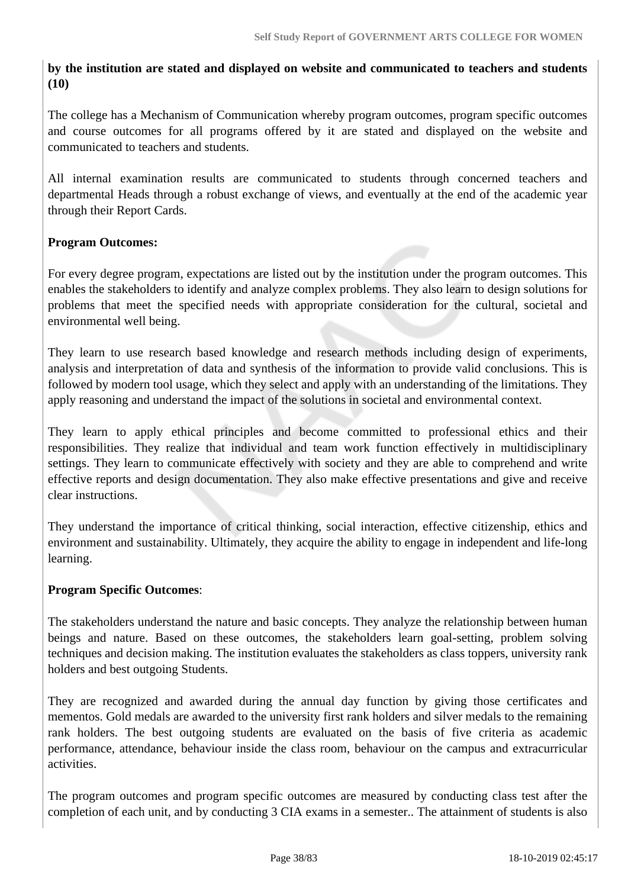**by the institution are stated and displayed on website and communicated to teachers and students (10)**

The college has a Mechanism of Communication whereby program outcomes, program specific outcomes and course outcomes for all programs offered by it are stated and displayed on the website and communicated to teachers and students.

All internal examination results are communicated to students through concerned teachers and departmental Heads through a robust exchange of views, and eventually at the end of the academic year through their Report Cards.

**Program Outcomes:**

For every degree program, expectations are listed out by the institution under the program outcomes. This enables the stakeholders to identify and analyze complex problems. They also learn to design solutions for problems that meet the specified needs with appropriate consideration for the cultural, societal and environmental well being.

They learn to use research based knowledge and research methods including design of experiments, analysis and interpretation of data and synthesis of the information to provide valid conclusions. This is followed by modern tool usage, which they select and apply with an understanding of the limitations. They apply reasoning and understand the impact of the solutions in societal and environmental context.

They learn to apply ethical principles and become committed to professional ethics and their responsibilities. They realize that individual and team work function effectively in multidisciplinary settings. They learn to communicate effectively with society and they are able to comprehend and write effective reports and design documentation. They also make effective presentations and give and receive clear instructions.

They understand the importance of critical thinking, social interaction, effective citizenship, ethics and environment and sustainability. Ultimately, they acquire the ability to engage in independent and life-long learning.

**Program Specific Outcomes**:

The stakeholders understand the nature and basic concepts. They analyze the relationship between human beings and nature. Based on these outcomes, the stakeholders learn goal-setting, problem solving techniques and decision making. The institution evaluates the stakeholders as class toppers, university rank holders and best outgoing Students.

They are recognized and awarded during the annual day function by giving those certificates and mementos. Gold medals are awarded to the university first rank holders and silver medals to the remaining rank holders. The best outgoing students are evaluated on the basis of five criteria as academic performance, attendance, behaviour inside the class room, behaviour on the campus and extracurricular activities.

The program outcomes and program specific outcomes are measured by conducting class test after the completion of each unit, and by conducting 3 CIA exams in a semester.. The attainment of students is also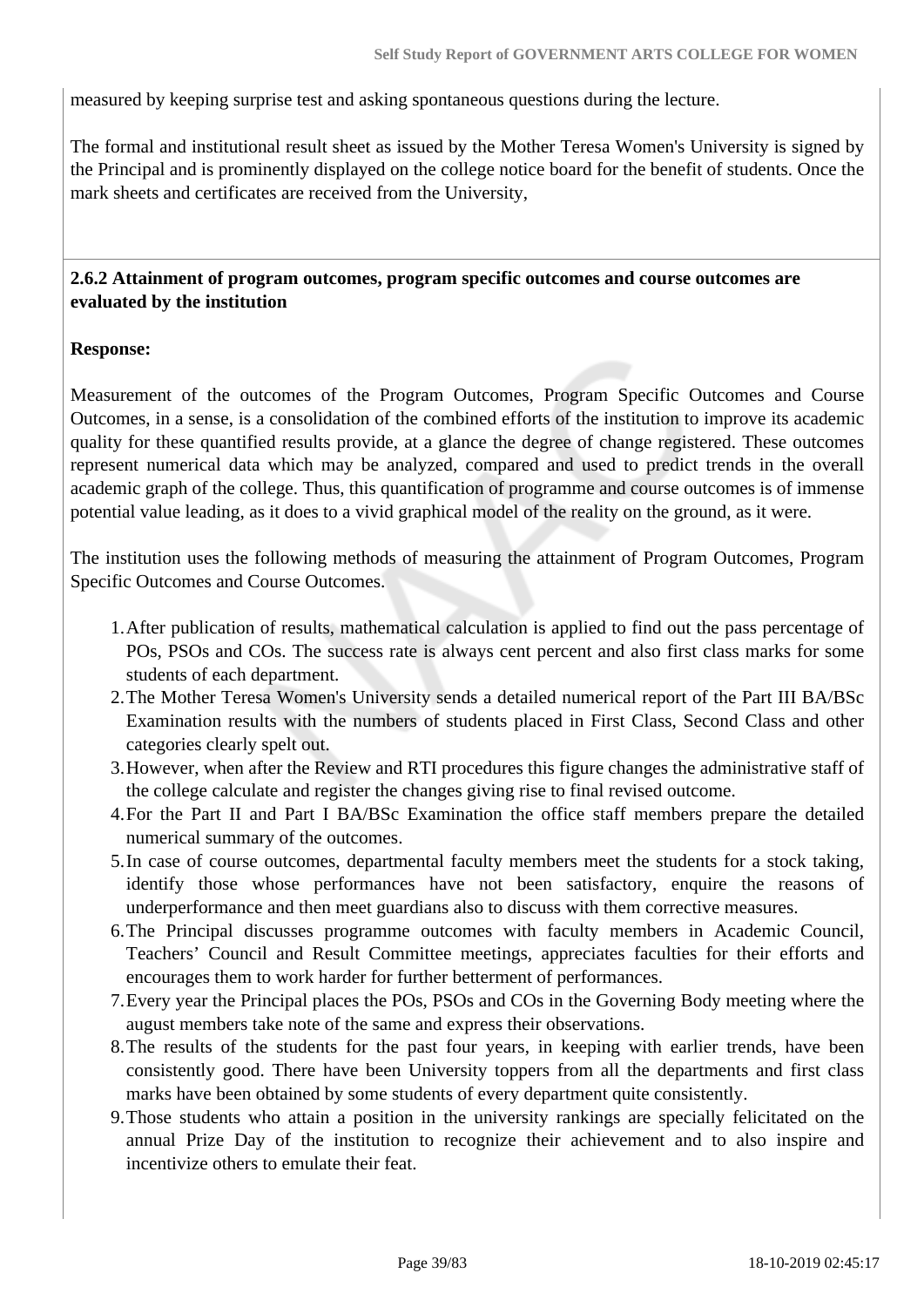measured by keeping surprise test and asking spontaneous questions during the lecture.

The formal and institutional result sheet as issued by the Mother Teresa Women's University is signed by the Principal and is prominently displayed on the college notice board for the benefit of students. Once the mark sheets and certificates are received from the University,

**2.6.2 Attainment of program outcomes, program specific outcomes and course outcomes are evaluated by the institution**

**Response:**

Measurement of the outcomes of the Program Outcomes, Program Specific Outcomes and Course Outcomes, in a sense, is a consolidation of the combined efforts of the institution to improve its academic quality for these quantified results provide, at a glance the degree of change registered. These outcomes represent numerical data which may be analyzed, compared and used to predict trends in the overall academic graph of the college. Thus, this quantification of programme and course outcomes is of immense potential value leading, as it does to a vivid graphical model of the reality on the ground, as it were.

The institution uses the following methods of measuring the attainment of Program Outcomes, Program Specific Outcomes and Course Outcomes.

1. After publication of results, mathematical calculation is applied to find out the pass percentage of POs, PSOs and COs. The success rate is always cent percent and also first class marks for some students of each department.
2. The Mother Teresa Women's University sends a detailed numerical report of the Part III BA/BSc Examination results with the numbers of students placed in First Class, Second Class and other categories clearly spelt out.
3. However, when after the Review and RTI procedures this figure changes the administrative staff of the college calculate and register the changes giving rise to final revised outcome.
4. For the Part II and Part I BA/BSc Examination the office staff members prepare the detailed numerical summary of the outcomes.
5. In case of course outcomes, departmental faculty members meet the students for a stock taking, identify those whose performances have not been satisfactory, enquire the reasons of underperformance and then meet guardians also to discuss with them corrective measures.
6. The Principal discusses programme outcomes with faculty members in Academic Council, Teachers' Council and Result Committee meetings, appreciates faculties for their efforts and encourages them to work harder for further betterment of performances.
7. Every year the Principal places the POs, PSOs and COs in the Governing Body meeting where the august members take note of the same and express their observations.
8. The results of the students for the past four years, in keeping with earlier trends, have been consistently good. There have been University toppers from all the departments and first class marks have been obtained by some students of every department quite consistently.
9. Those students who attain a position in the university rankings are specially felicitated on the annual Prize Day of the institution to recognize their achievement and to also inspire and incentivize others to emulate their feat.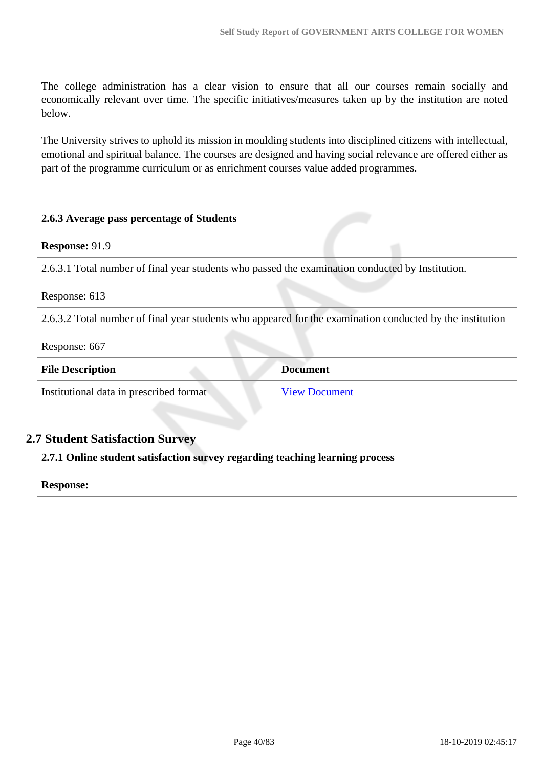The college administration has a clear vision to ensure that all our courses remain socially and economically relevant over time. The specific initiatives/measures taken up by the institution are noted below.

The University strives to uphold its mission in moulding students into disciplined citizens with intellectual, emotional and spiritual balance. The courses are designed and having social relevance are offered either as part of the programme curriculum or as enrichment courses value added programmes.

**2.6.3 Average pass percentage of Students**

**Response:** 91.9

2.6.3.1 Total number of final year students who passed the examination conducted by Institution.

Response: 613

2.6.3.2 Total number of final year students who appeared for the examination conducted by the institution

Response: 667

| File Description | Document |
|---|---|
| Institutional data in prescribed format | View Document |

## 2.7 Student Satisfaction Survey

**2.7.1 Online student satisfaction survey regarding teaching learning process**

**Response:**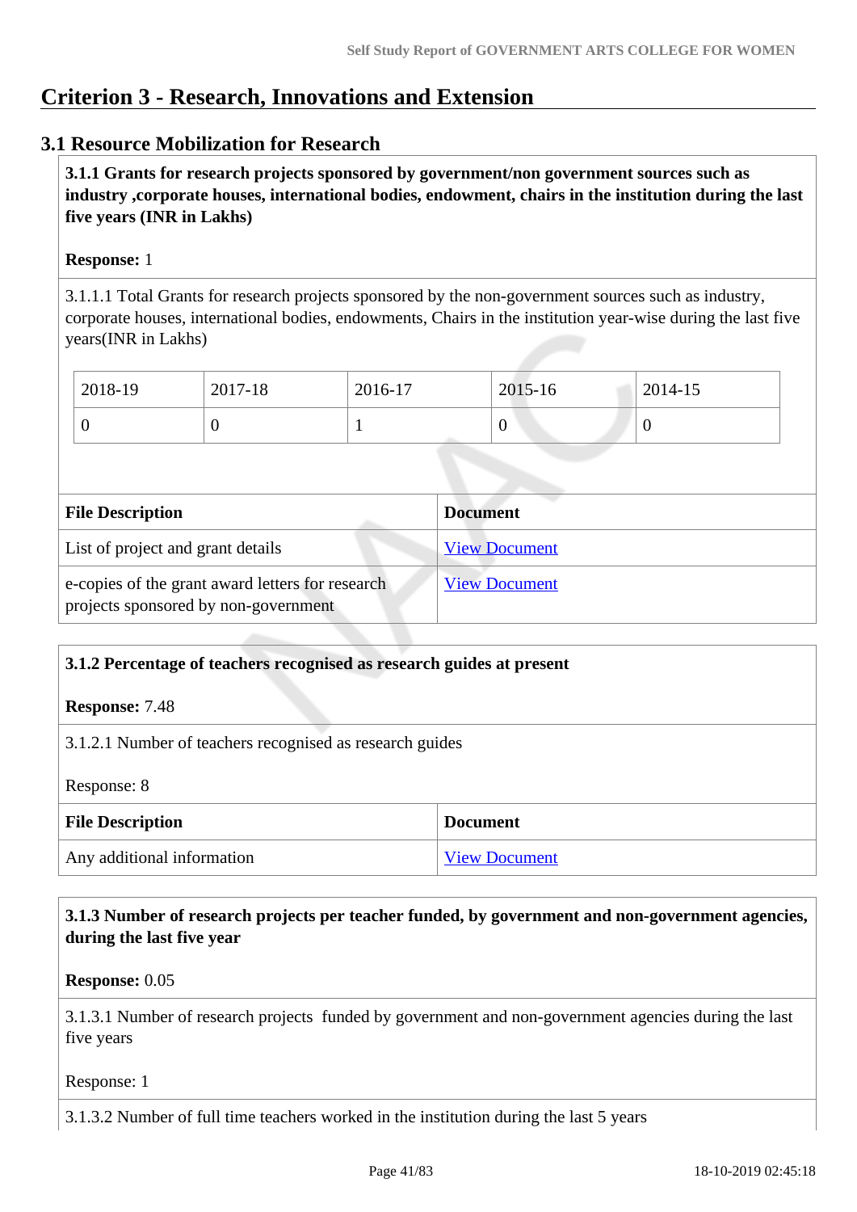# Criterion 3 - Research, Innovations and Extension

## 3.1 Resource Mobilization for Research

**3.1.1 Grants for research projects sponsored by government/non government sources such as industry ,corporate houses, international bodies, endowment, chairs in the institution during the last five years (INR in Lakhs)**

**Response:** 1

3.1.1.1 Total Grants for research projects sponsored by the non-government sources such as industry, corporate houses, international bodies, endowments, Chairs in the institution year-wise during the last five years(INR in Lakhs)

| 2018-19 | 2017-18 | 2016-17 | 2015-16 | 2014-15 |
|---|---|---|---|---|
| 0 | 0 | 1 | 0 | 0 |

| File Description | Document |
|---|---|
| List of project and grant details | View Document |
| e-copies of the grant award letters for research projects sponsored by non-government | View Document |

**3.1.2 Percentage of teachers recognised as research guides at present**

**Response:** 7.48

3.1.2.1 Number of teachers recognised as research guides

Response: 8

| File Description | Document |
|---|---|
| Any additional information | View Document |

**3.1.3 Number of research projects per teacher funded, by government and non-government agencies, during the last five year**

**Response:** 0.05

3.1.3.1 Number of research projects funded by government and non-government agencies during the last five years

Response: 1

3.1.3.2 Number of full time teachers worked in the institution during the last 5 years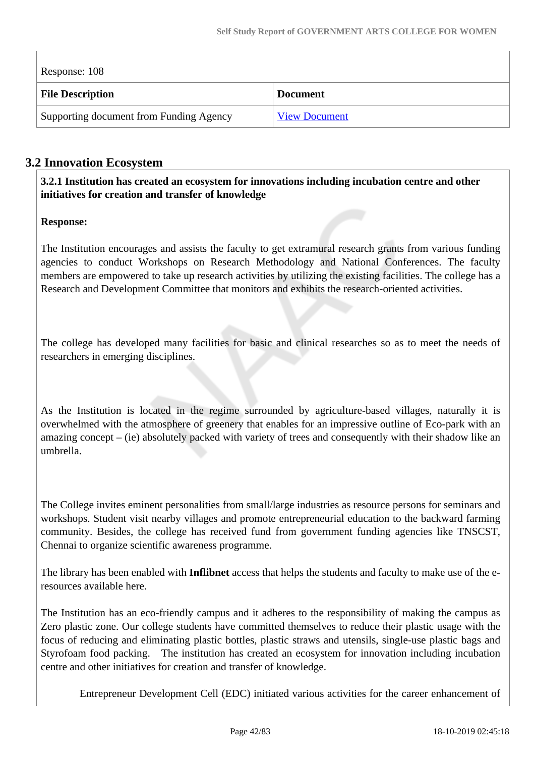Response: 108

| File Description | Document |
|---|---|
| Supporting document from Funding Agency | View Document |

## 3.2 Innovation Ecosystem

**3.2.1 Institution has created an ecosystem for innovations including incubation centre and other initiatives for creation and transfer of knowledge**

**Response:**

The Institution encourages and assists the faculty to get extramural research grants from various funding agencies to conduct Workshops on Research Methodology and National Conferences. The faculty members are empowered to take up research activities by utilizing the existing facilities. The college has a Research and Development Committee that monitors and exhibits the research-oriented activities.

The college has developed many facilities for basic and clinical researches so as to meet the needs of researchers in emerging disciplines.

As the Institution is located in the regime surrounded by agriculture-based villages, naturally it is overwhelmed with the atmosphere of greenery that enables for an impressive outline of Eco-park with an amazing concept – (ie) absolutely packed with variety of trees and consequently with their shadow like an umbrella.

The College invites eminent personalities from small/large industries as resource persons for seminars and workshops. Student visit nearby villages and promote entrepreneurial education to the backward farming community. Besides, the college has received fund from government funding agencies like TNSCST, Chennai to organize scientific awareness programme.

The library has been enabled with **Inflibnet** access that helps the students and faculty to make use of the e-resources available here.

The Institution has an eco-friendly campus and it adheres to the responsibility of making the campus as Zero plastic zone. Our college students have committed themselves to reduce their plastic usage with the focus of reducing and eliminating plastic bottles, plastic straws and utensils, single-use plastic bags and Styrofoam food packing. The institution has created an ecosystem for innovation including incubation centre and other initiatives for creation and transfer of knowledge.

Entrepreneur Development Cell (EDC) initiated various activities for the career enhancement of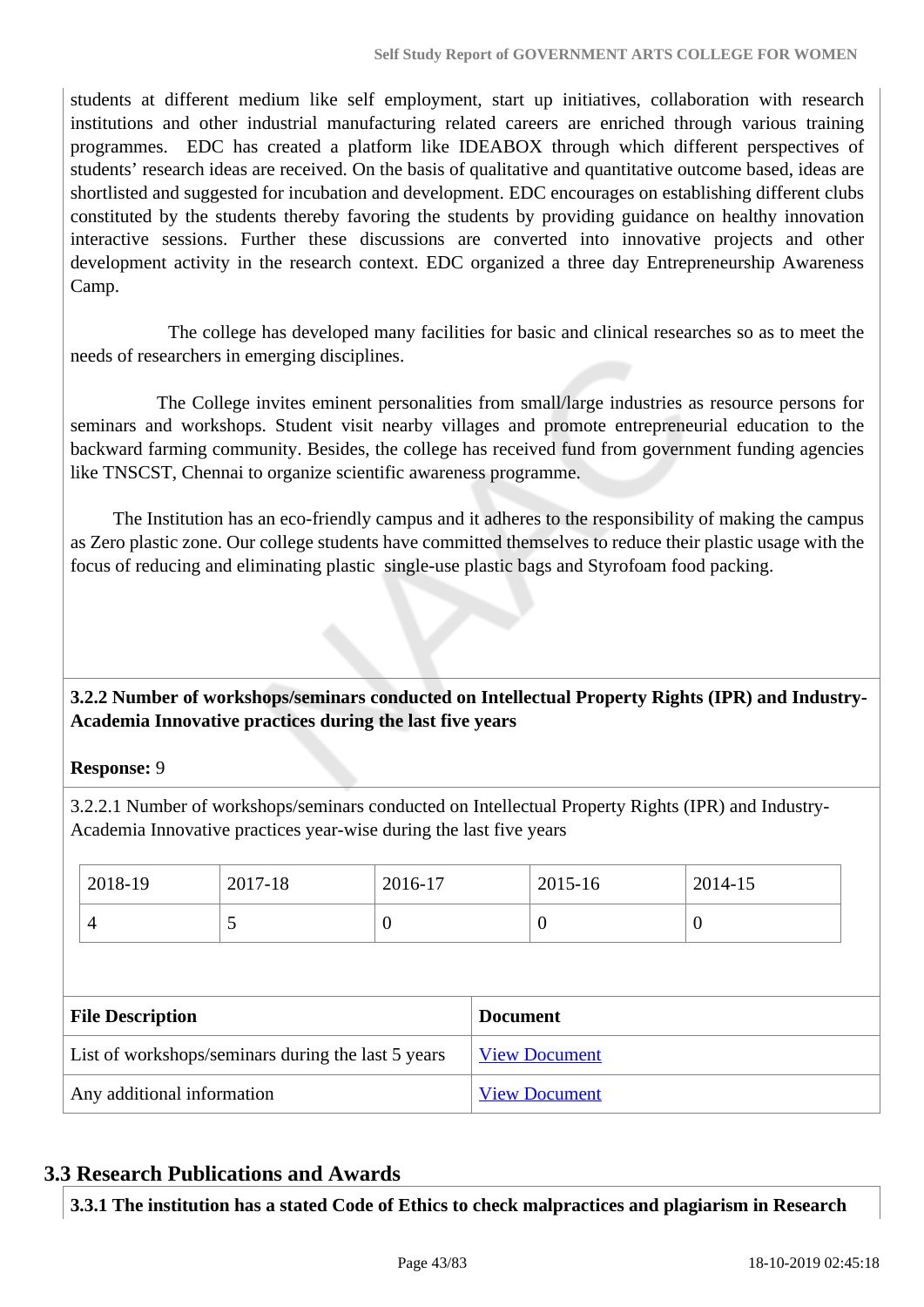students at different medium like self employment, start up initiatives, collaboration with research institutions and other industrial manufacturing related careers are enriched through various training programmes. EDC has created a platform like IDEABOX through which different perspectives of students' research ideas are received. On the basis of qualitative and quantitative outcome based, ideas are shortlisted and suggested for incubation and development. EDC encourages on establishing different clubs constituted by the students thereby favoring the students by providing guidance on healthy innovation interactive sessions. Further these discussions are converted into innovative projects and other development activity in the research context. EDC organized a three day Entrepreneurship Awareness Camp.

The college has developed many facilities for basic and clinical researches so as to meet the needs of researchers in emerging disciplines.

The College invites eminent personalities from small/large industries as resource persons for seminars and workshops. Student visit nearby villages and promote entrepreneurial education to the backward farming community. Besides, the college has received fund from government funding agencies like TNSCST, Chennai to organize scientific awareness programme.

The Institution has an eco-friendly campus and it adheres to the responsibility of making the campus as Zero plastic zone. Our college students have committed themselves to reduce their plastic usage with the focus of reducing and eliminating plastic single-use plastic bags and Styrofoam food packing.

**3.2.2 Number of workshops/seminars conducted on Intellectual Property Rights (IPR) and Industry-Academia Innovative practices during the last five years**

**Response:** 9

3.2.2.1 Number of workshops/seminars conducted on Intellectual Property Rights (IPR) and Industry-Academia Innovative practices year-wise during the last five years

| 2018-19 | 2017-18 | 2016-17 | 2015-16 | 2014-15 |
|---|---|---|---|---|
| 4 | 5 | 0 | 0 | 0 |

| File Description | Document |
|---|---|
| List of workshops/seminars during the last 5 years | View Document |
| Any additional information | View Document |

## 3.3 Research Publications and Awards

**3.3.1 The institution has a stated Code of Ethics to check malpractices and plagiarism in Research**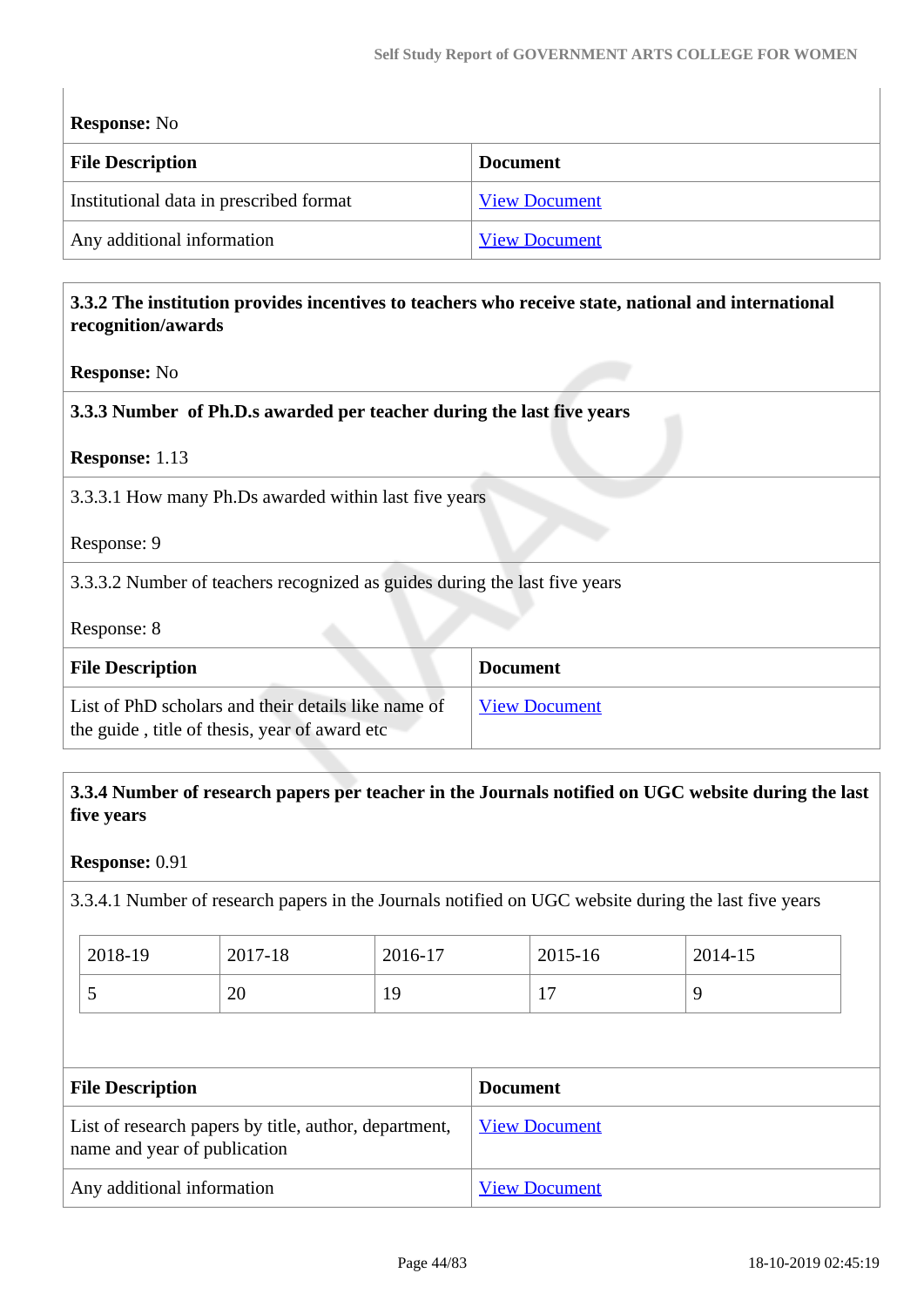**Response:** No

| File Description | Document |
|---|---|
| Institutional data in prescribed format | View Document |
| Any additional information | View Document |

**3.3.2 The institution provides incentives to teachers who receive state, national and international recognition/awards**

**Response:** No

**3.3.3 Number of Ph.D.s awarded per teacher during the last five years**

**Response:** 1.13

3.3.3.1 How many Ph.Ds awarded within last five years

Response: 9

3.3.3.2 Number of teachers recognized as guides during the last five years

Response: 8

| File Description | Document |
|---|---|
| List of PhD scholars and their details like name of the guide , title of thesis, year of award etc | View Document |

**3.3.4 Number of research papers per teacher in the Journals notified on UGC website during the last five years**

**Response:** 0.91

3.3.4.1 Number of research papers in the Journals notified on UGC website during the last five years

| 2018-19 | 2017-18 | 2016-17 | 2015-16 | 2014-15 |
|---|---|---|---|---|
| 5 | 20 | 19 | 17 | 9 |

| File Description | Document |
|---|---|
| List of research papers by title, author, department, name and year of publication | View Document |
| Any additional information | View Document |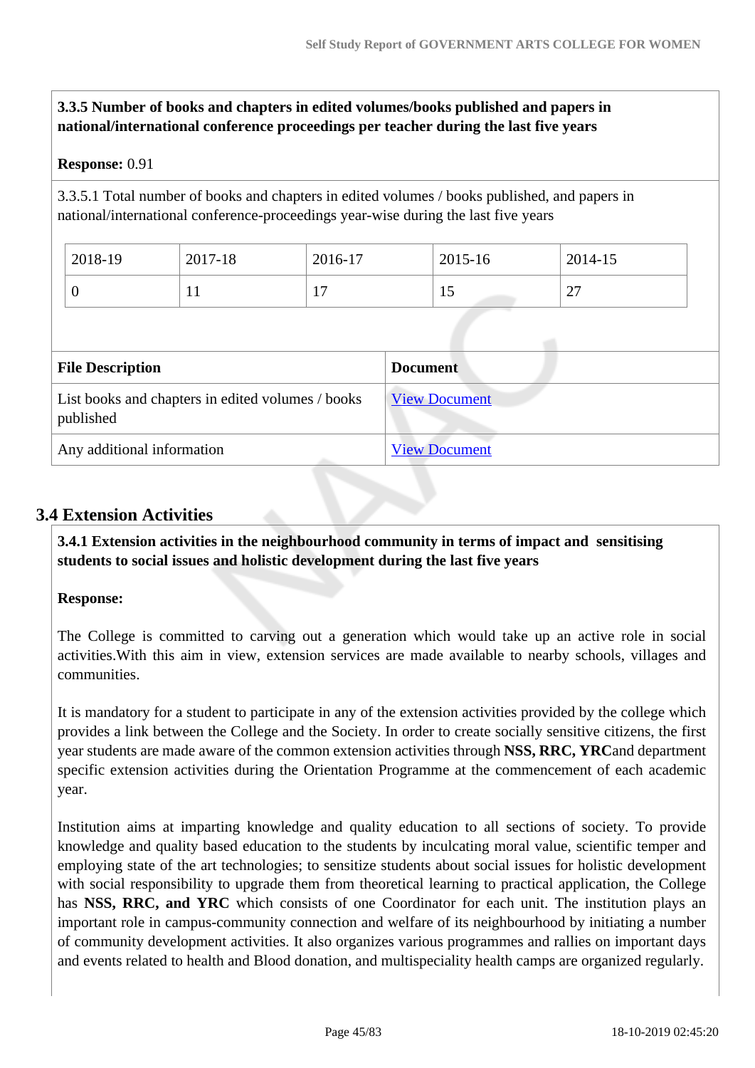**3.3.5 Number of books and chapters in edited volumes/books published and papers in national/international conference proceedings per teacher during the last five years**

**Response:** 0.91

3.3.5.1 Total number of books and chapters in edited volumes / books published, and papers in national/international conference-proceedings year-wise during the last five years

| 2018-19 | 2017-18 | 2016-17 | 2015-16 | 2014-15 |
|---|---|---|---|---|
| 0 | 11 | 17 | 15 | 27 |

| File Description | Document |
|---|---|
| List books and chapters in edited volumes / books published | View Document |
| Any additional information | View Document |

## 3.4 Extension Activities

**3.4.1 Extension activities in the neighbourhood community in terms of impact and sensitising students to social issues and holistic development during the last five years**

**Response:**

The College is committed to carving out a generation which would take up an active role in social activities.With this aim in view, extension services are made available to nearby schools, villages and communities.

It is mandatory for a student to participate in any of the extension activities provided by the college which provides a link between the College and the Society. In order to create socially sensitive citizens, the first year students are made aware of the common extension activities through **NSS, RRC, YRC**and department specific extension activities during the Orientation Programme at the commencement of each academic year.

Institution aims at imparting knowledge and quality education to all sections of society. To provide knowledge and quality based education to the students by inculcating moral value, scientific temper and employing state of the art technologies; to sensitize students about social issues for holistic development with social responsibility to upgrade them from theoretical learning to practical application, the College has **NSS, RRC, and YRC** which consists of one Coordinator for each unit. The institution plays an important role in campus-community connection and welfare of its neighbourhood by initiating a number of community development activities. It also organizes various programmes and rallies on important days and events related to health and Blood donation, and multispeciality health camps are organized regularly.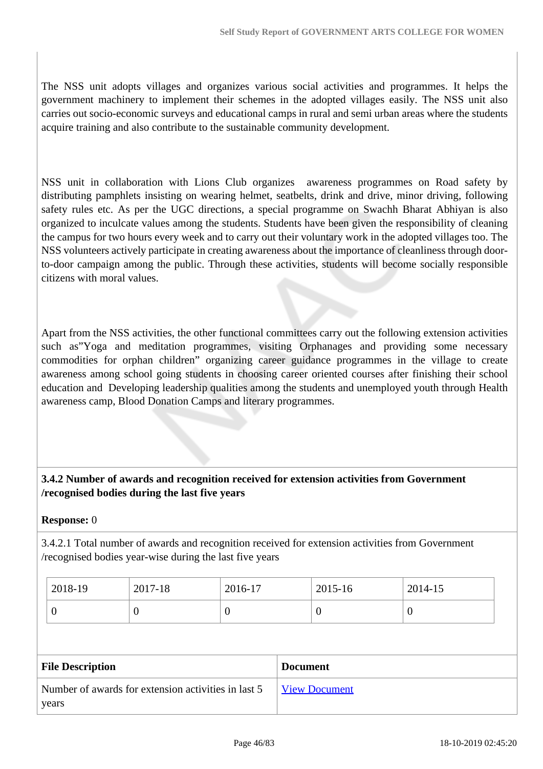The NSS unit adopts villages and organizes various social activities and programmes. It helps the government machinery to implement their schemes in the adopted villages easily. The NSS unit also carries out socio-economic surveys and educational camps in rural and semi urban areas where the students acquire training and also contribute to the sustainable community development.

NSS unit in collaboration with Lions Club organizes awareness programmes on Road safety by distributing pamphlets insisting on wearing helmet, seatbelts, drink and drive, minor driving, following safety rules etc. As per the UGC directions, a special programme on Swachh Bharat Abhiyan is also organized to inculcate values among the students. Students have been given the responsibility of cleaning the campus for two hours every week and to carry out their voluntary work in the adopted villages too. The NSS volunteers actively participate in creating awareness about the importance of cleanliness through door-to-door campaign among the public. Through these activities, students will become socially responsible citizens with moral values.

Apart from the NSS activities, the other functional committees carry out the following extension activities such as"Yoga and meditation programmes, visiting Orphanages and providing some necessary commodities for orphan children" organizing career guidance programmes in the village to create awareness among school going students in choosing career oriented courses after finishing their school education and Developing leadership qualities among the students and unemployed youth through Health awareness camp, Blood Donation Camps and literary programmes.

**3.4.2 Number of awards and recognition received for extension activities from Government /recognised bodies during the last five years**

**Response:** 0

3.4.2.1 Total number of awards and recognition received for extension activities from Government /recognised bodies year-wise during the last five years

| 2018-19 | 2017-18 | 2016-17 | 2015-16 | 2014-15 |
|---|---|---|---|---|
| 0 | 0 | 0 | 0 | 0 |

| File Description | Document |
|---|---|
| Number of awards for extension activities in last 5 years | View Document |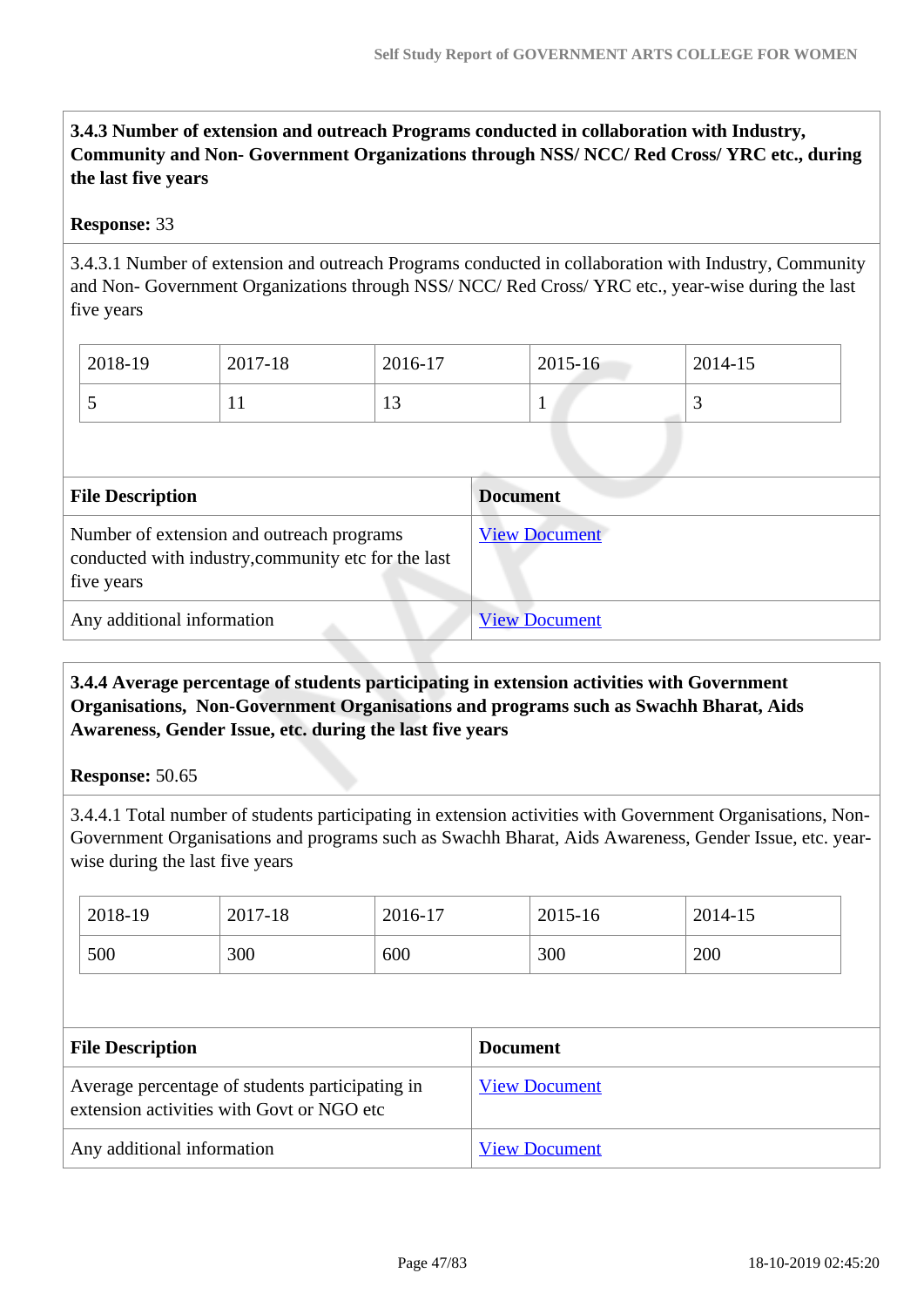**3.4.3 Number of extension and outreach Programs conducted in collaboration with Industry, Community and Non- Government Organizations through NSS/ NCC/ Red Cross/ YRC etc., during the last five years**

**Response:** 33

3.4.3.1 Number of extension and outreach Programs conducted in collaboration with Industry, Community and Non- Government Organizations through NSS/ NCC/ Red Cross/ YRC etc., year-wise during the last five years

| 2018-19 | 2017-18 | 2016-17 | 2015-16 | 2014-15 |
|---|---|---|---|---|
| 5 | 11 | 13 | 1 | 3 |

| File Description | Document |
|---|---|
| Number of extension and outreach programs conducted with industry,community etc for the last five years | View Document |
| Any additional information | View Document |

**3.4.4 Average percentage of students participating in extension activities with Government Organisations, Non-Government Organisations and programs such as Swachh Bharat, Aids Awareness, Gender Issue, etc. during the last five years**

**Response:** 50.65

3.4.4.1 Total number of students participating in extension activities with Government Organisations, Non-Government Organisations and programs such as Swachh Bharat, Aids Awareness, Gender Issue, etc. year-wise during the last five years

| 2018-19 | 2017-18 | 2016-17 | 2015-16 | 2014-15 |
|---|---|---|---|---|
| 500 | 300 | 600 | 300 | 200 |

| File Description | Document |
|---|---|
| Average percentage of students participating in extension activities with Govt or NGO etc | View Document |
| Any additional information | View Document |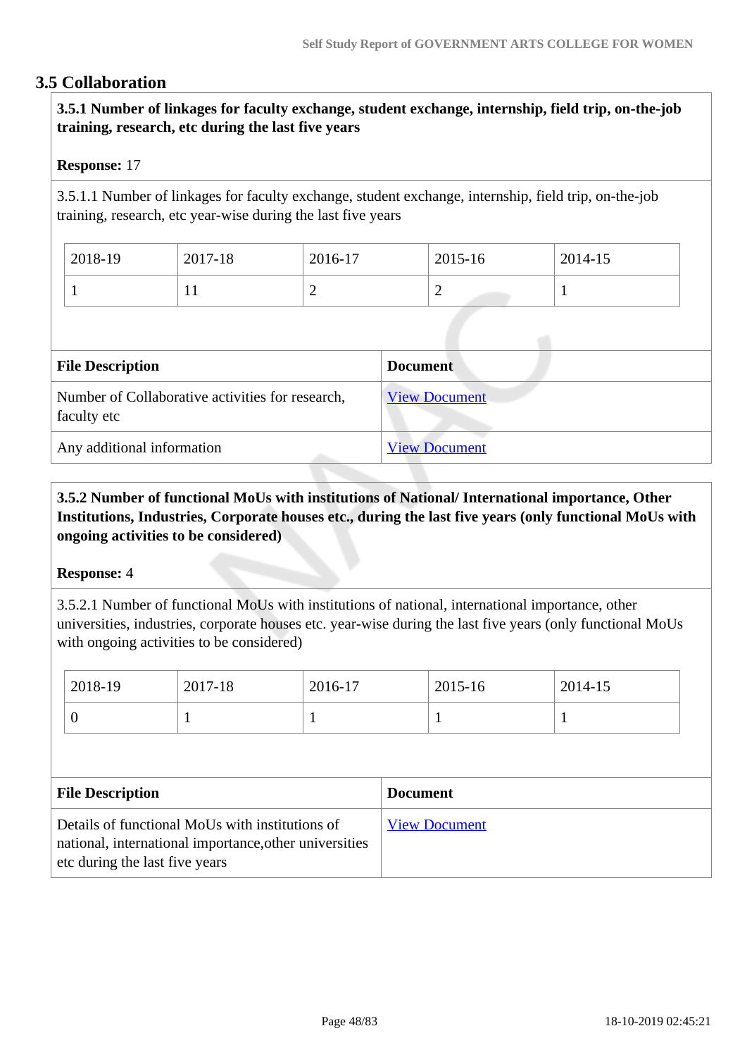## 3.5 Collaboration

**3.5.1 Number of linkages for faculty exchange, student exchange, internship, field trip, on-the-job training, research, etc during the last five years**

**Response:** 17

3.5.1.1 Number of linkages for faculty exchange, student exchange, internship, field trip, on-the-job training, research, etc year-wise during the last five years

| 2018-19 | 2017-18 | 2016-17 | 2015-16 | 2014-15 |
|---|---|---|---|---|
| 1 | 11 | 2 | 2 | 1 |

| File Description | Document |
|---|---|
| Number of Collaborative activities for research, faculty etc | View Document |
| Any additional information | View Document |

**3.5.2 Number of functional MoUs with institutions of National/ International importance, Other Institutions, Industries, Corporate houses etc., during the last five years (only functional MoUs with ongoing activities to be considered)**

**Response:** 4

3.5.2.1 Number of functional MoUs with institutions of national, international importance, other universities, industries, corporate houses etc. year-wise during the last five years (only functional MoUs with ongoing activities to be considered)

| 2018-19 | 2017-18 | 2016-17 | 2015-16 | 2014-15 |
|---|---|---|---|---|
| 0 | 1 | 1 | 1 | 1 |

| File Description | Document |
|---|---|
| Details of functional MoUs with institutions of national, international importance,other universities etc during the last five years | View Document |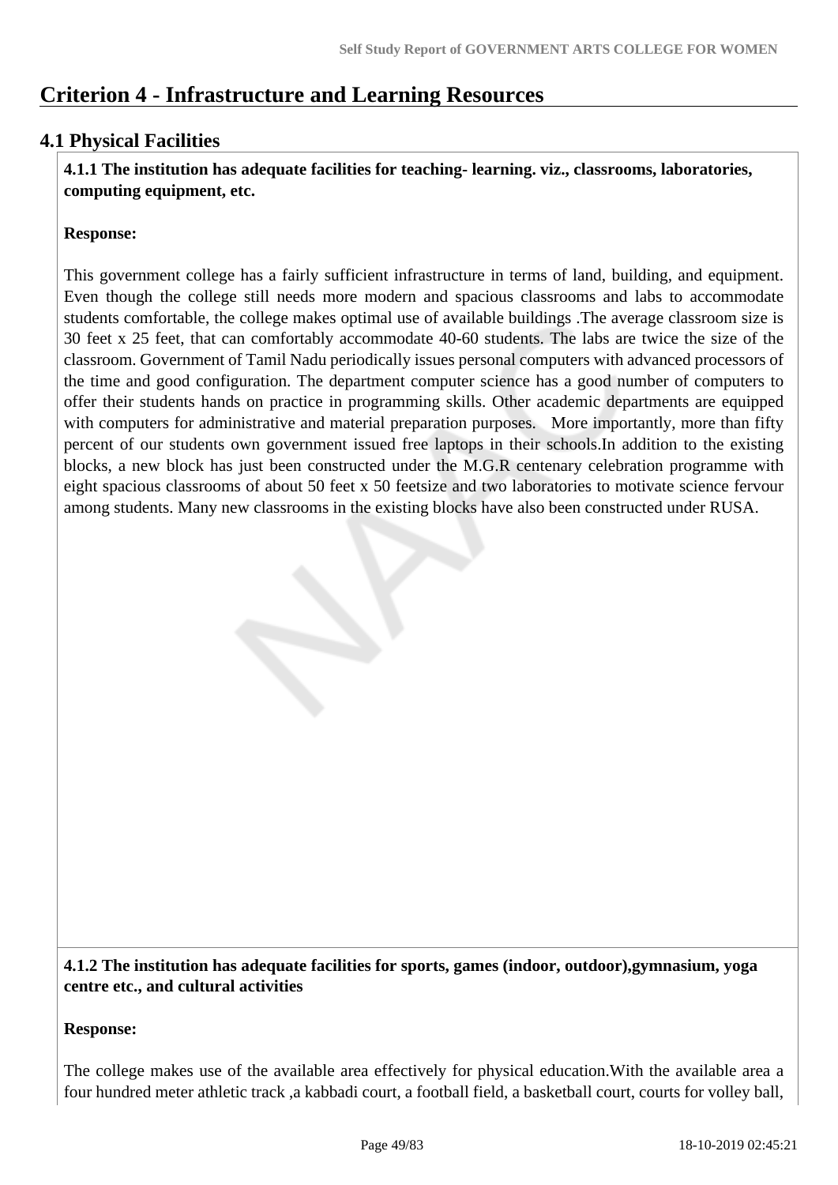# Criterion 4 - Infrastructure and Learning Resources

## 4.1 Physical Facilities

**4.1.1 The institution has adequate facilities for teaching- learning. viz., classrooms, laboratories, computing equipment, etc.**

**Response:**

This government college has a fairly sufficient infrastructure in terms of land, building, and equipment. Even though the college still needs more modern and spacious classrooms and labs to accommodate students comfortable, the college makes optimal use of available buildings .The average classroom size is 30 feet x 25 feet, that can comfortably accommodate 40-60 students. The labs are twice the size of the classroom. Government of Tamil Nadu periodically issues personal computers with advanced processors of the time and good configuration. The department computer science has a good number of computers to offer their students hands on practice in programming skills. Other academic departments are equipped with computers for administrative and material preparation purposes. More importantly, more than fifty percent of our students own government issued free laptops in their schools.In addition to the existing blocks, a new block has just been constructed under the M.G.R centenary celebration programme with eight spacious classrooms of about 50 feet x 50 feetsize and two laboratories to motivate science fervour among students. Many new classrooms in the existing blocks have also been constructed under RUSA.

**4.1.2 The institution has adequate facilities for sports, games (indoor, outdoor),gymnasium, yoga centre etc., and cultural activities**

**Response:**

The college makes use of the available area effectively for physical education.With the available area a four hundred meter athletic track ,a kabbadi court, a football field, a basketball court, courts for volley ball,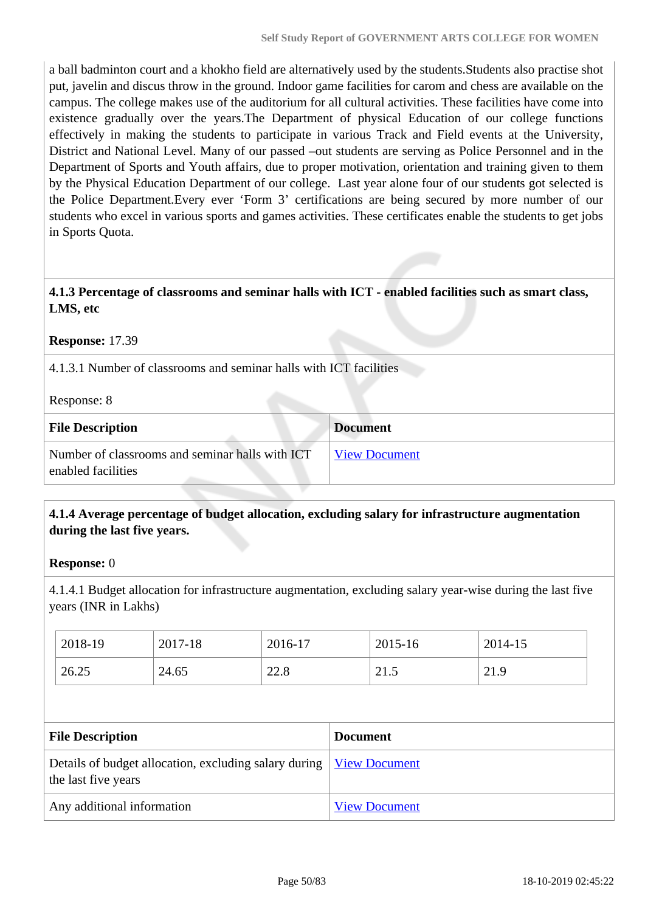a ball badminton court and a khokho field are alternatively used by the students.Students also practise shot put, javelin and discus throw in the ground. Indoor game facilities for carom and chess are available on the campus. The college makes use of the auditorium for all cultural activities. These facilities have come into existence gradually over the years.The Department of physical Education of our college functions effectively in making the students to participate in various Track and Field events at the University, District and National Level. Many of our passed –out students are serving as Police Personnel and in the Department of Sports and Youth affairs, due to proper motivation, orientation and training given to them by the Physical Education Department of our college. Last year alone four of our students got selected is the Police Department.Every ever 'Form 3' certifications are being secured by more number of our students who excel in various sports and games activities. These certificates enable the students to get jobs in Sports Quota.

**4.1.3 Percentage of classrooms and seminar halls with ICT - enabled facilities such as smart class, LMS, etc**

**Response:** 17.39

4.1.3.1 Number of classrooms and seminar halls with ICT facilities

Response: 8

| File Description | Document |
|---|---|
| Number of classrooms and seminar halls with ICT enabled facilities | View Document |

**4.1.4 Average percentage of budget allocation, excluding salary for infrastructure augmentation during the last five years.**

**Response:** 0

4.1.4.1 Budget allocation for infrastructure augmentation, excluding salary year-wise during the last five years (INR in Lakhs)

| 2018-19 | 2017-18 | 2016-17 | 2015-16 | 2014-15 |
|---|---|---|---|---|
| 26.25 | 24.65 | 22.8 | 21.5 | 21.9 |

| File Description | Document |
|---|---|
| Details of budget allocation, excluding salary during the last five years | View Document |
| Any additional information | View Document |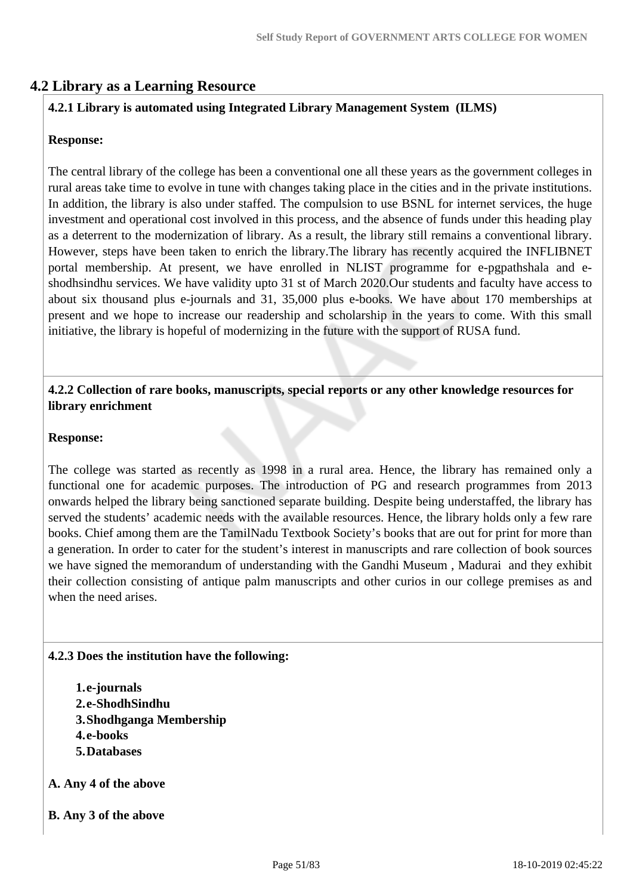## 4.2 Library as a Learning Resource

**4.2.1 Library is automated using Integrated Library Management System (ILMS)**

**Response:**

The central library of the college has been a conventional one all these years as the government colleges in rural areas take time to evolve in tune with changes taking place in the cities and in the private institutions. In addition, the library is also under staffed. The compulsion to use BSNL for internet services, the huge investment and operational cost involved in this process, and the absence of funds under this heading play as a deterrent to the modernization of library. As a result, the library still remains a conventional library. However, steps have been taken to enrich the library.The library has recently acquired the INFLIBNET portal membership. At present, we have enrolled in NLIST programme for e-pgpathshala and e-shodhsindhu services. We have validity upto 31 st of March 2020.Our students and faculty have access to about six thousand plus e-journals and 31, 35,000 plus e-books. We have about 170 memberships at present and we hope to increase our readership and scholarship in the years to come. With this small initiative, the library is hopeful of modernizing in the future with the support of RUSA fund.

**4.2.2 Collection of rare books, manuscripts, special reports or any other knowledge resources for library enrichment**

**Response:**

The college was started as recently as 1998 in a rural area. Hence, the library has remained only a functional one for academic purposes. The introduction of PG and research programmes from 2013 onwards helped the library being sanctioned separate building. Despite being understaffed, the library has served the students' academic needs with the available resources. Hence, the library holds only a few rare books. Chief among them are the TamilNadu Textbook Society's books that are out for print for more than a generation. In order to cater for the student's interest in manuscripts and rare collection of book sources we have signed the memorandum of understanding with the Gandhi Museum , Madurai and they exhibit their collection consisting of antique palm manuscripts and other curios in our college premises as and when the need arises.

**4.2.3 Does the institution have the following:**

1. **e-journals**
2. **e-ShodhSindhu**
3. **Shodhganga Membership**
4. **e-books**
5. **Databases**

**A. Any 4 of the above**

**B. Any 3 of the above**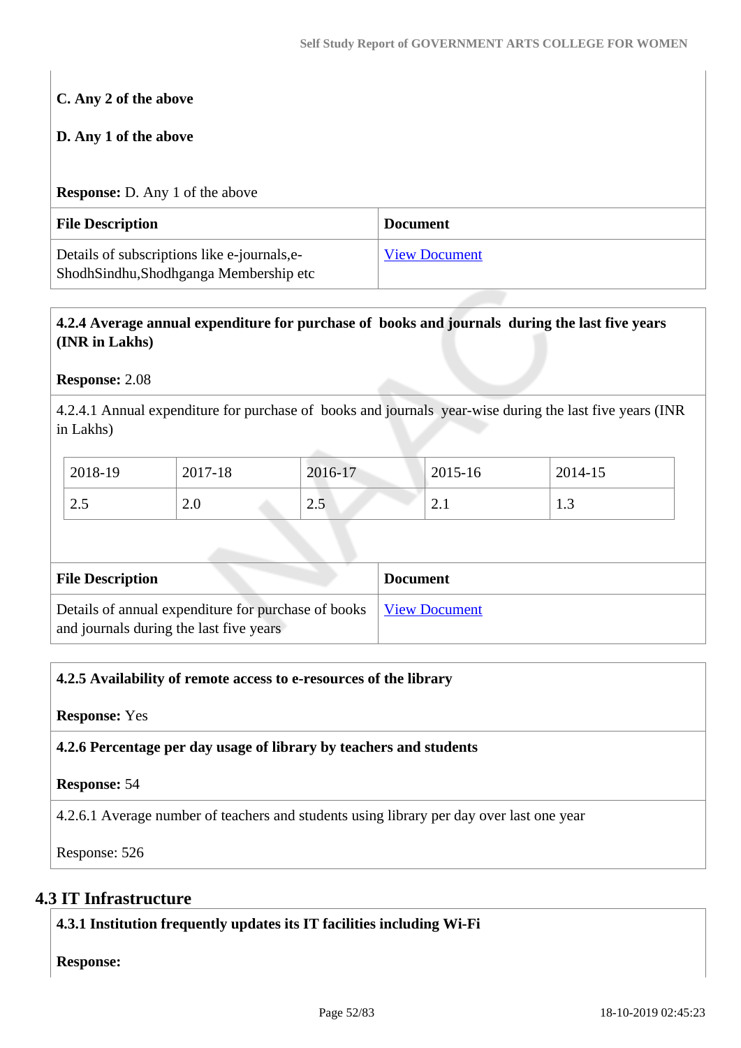**C. Any 2 of the above**

**D. Any 1 of the above**

**Response:** D. Any 1 of the above

| File Description | Document |
|---|---|
| Details of subscriptions like e-journals,e-ShodhSindhu,Shodhganga Membership etc | View Document |

**4.2.4 Average annual expenditure for purchase of books and journals during the last five years (INR in Lakhs)**

**Response:** 2.08

4.2.4.1 Annual expenditure for purchase of books and journals year-wise during the last five years (INR in Lakhs)

| 2018-19 | 2017-18 | 2016-17 | 2015-16 | 2014-15 |
|---|---|---|---|---|
| 2.5 | 2.0 | 2.5 | 2.1 | 1.3 |

| File Description | Document |
|---|---|
| Details of annual expenditure for purchase of books and journals during the last five years | View Document |

**4.2.5 Availability of remote access to e-resources of the library**

**Response:** Yes

**4.2.6 Percentage per day usage of library by teachers and students**

**Response:** 54

4.2.6.1 Average number of teachers and students using library per day over last one year

Response: 526

## 4.3 IT Infrastructure

**4.3.1 Institution frequently updates its IT facilities including Wi-Fi**

**Response:**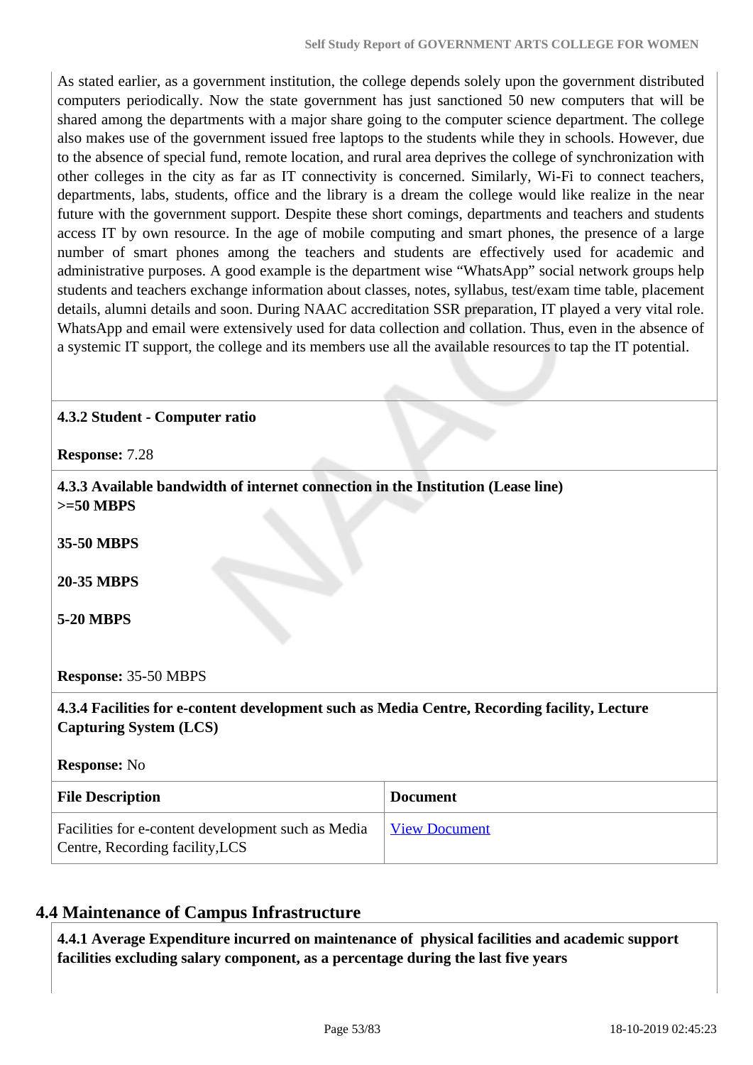As stated earlier, as a government institution, the college depends solely upon the government distributed computers periodically. Now the state government has just sanctioned 50 new computers that will be shared among the departments with a major share going to the computer science department. The college also makes use of the government issued free laptops to the students while they in schools. However, due to the absence of special fund, remote location, and rural area deprives the college of synchronization with other colleges in the city as far as IT connectivity is concerned. Similarly, Wi-Fi to connect teachers, departments, labs, students, office and the library is a dream the college would like realize in the near future with the government support. Despite these short comings, departments and teachers and students access IT by own resource. In the age of mobile computing and smart phones, the presence of a large number of smart phones among the teachers and students are effectively used for academic and administrative purposes. A good example is the department wise "WhatsApp" social network groups help students and teachers exchange information about classes, notes, syllabus, test/exam time table, placement details, alumni details and soon. During NAAC accreditation SSR preparation, IT played a very vital role. WhatsApp and email were extensively used for data collection and collation. Thus, even in the absence of a systemic IT support, the college and its members use all the available resources to tap the IT potential.

**4.3.2 Student - Computer ratio**

**Response:** 7.28

**4.3.3 Available bandwidth of internet connection in the Institution (Lease line)**
**>=50 MBPS**

**35-50 MBPS**

**20-35 MBPS**

**5-20 MBPS**

**Response:** 35-50 MBPS

**4.3.4 Facilities for e-content development such as Media Centre, Recording facility, Lecture Capturing System (LCS)**

**Response:** No

| File Description | Document |
|---|---|
| Facilities for e-content development such as Media Centre, Recording facility,LCS | View Document |

## 4.4 Maintenance of Campus Infrastructure

**4.4.1 Average Expenditure incurred on maintenance of physical facilities and academic support facilities excluding salary component, as a percentage during the last five years**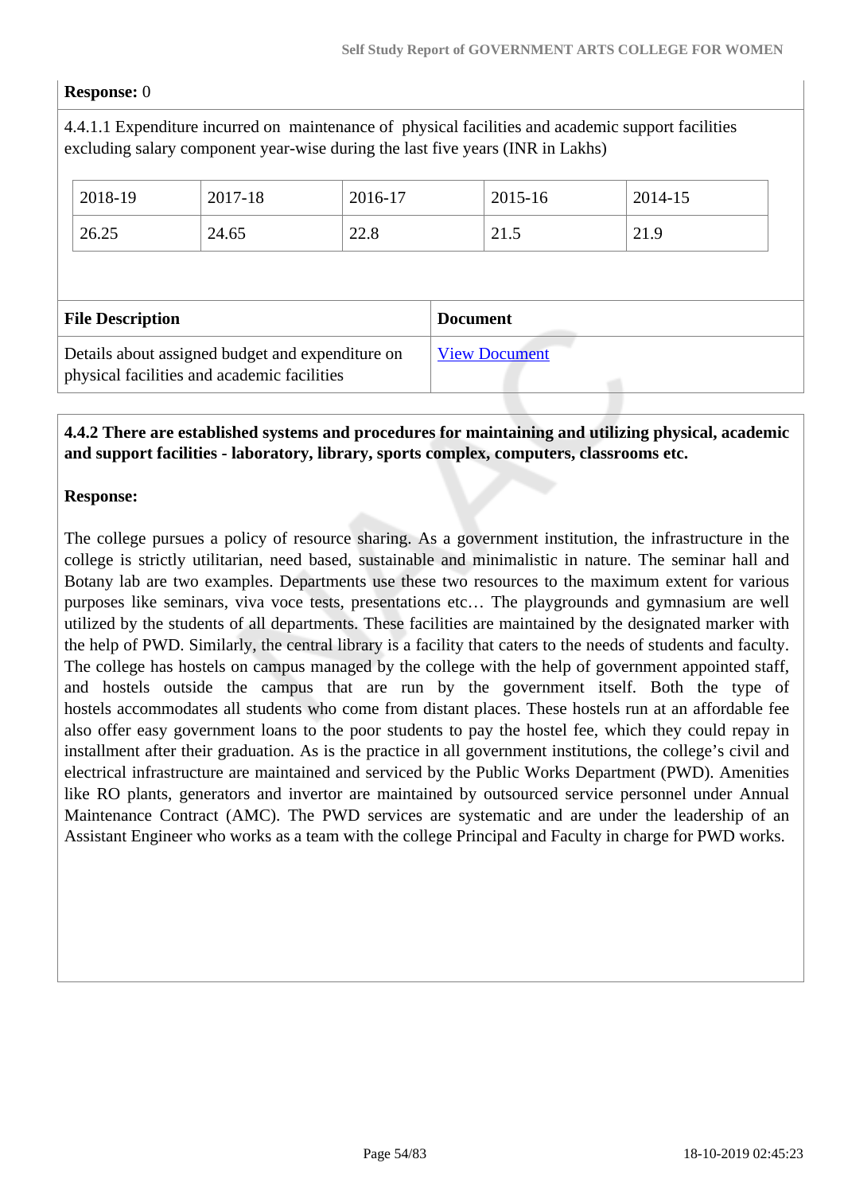**Response:** 0

4.4.1.1 Expenditure incurred on maintenance of physical facilities and academic support facilities excluding salary component year-wise during the last five years (INR in Lakhs)

| 2018-19 | 2017-18 | 2016-17 | 2015-16 | 2014-15 |
|---|---|---|---|---|
| 26.25 | 24.65 | 22.8 | 21.5 | 21.9 |

| File Description | Document |
|---|---|
| Details about assigned budget and expenditure on physical facilities and academic facilities | View Document |

**4.4.2 There are established systems and procedures for maintaining and utilizing physical, academic and support facilities - laboratory, library, sports complex, computers, classrooms etc.**

**Response:**

The college pursues a policy of resource sharing. As a government institution, the infrastructure in the college is strictly utilitarian, need based, sustainable and minimalistic in nature. The seminar hall and Botany lab are two examples. Departments use these two resources to the maximum extent for various purposes like seminars, viva voce tests, presentations etc… The playgrounds and gymnasium are well utilized by the students of all departments. These facilities are maintained by the designated marker with the help of PWD. Similarly, the central library is a facility that caters to the needs of students and faculty. The college has hostels on campus managed by the college with the help of government appointed staff, and hostels outside the campus that are run by the government itself. Both the type of hostels accommodates all students who come from distant places. These hostels run at an affordable fee also offer easy government loans to the poor students to pay the hostel fee, which they could repay in installment after their graduation. As is the practice in all government institutions, the college's civil and electrical infrastructure are maintained and serviced by the Public Works Department (PWD). Amenities like RO plants, generators and invertor are maintained by outsourced service personnel under Annual Maintenance Contract (AMC). The PWD services are systematic and are under the leadership of an Assistant Engineer who works as a team with the college Principal and Faculty in charge for PWD works.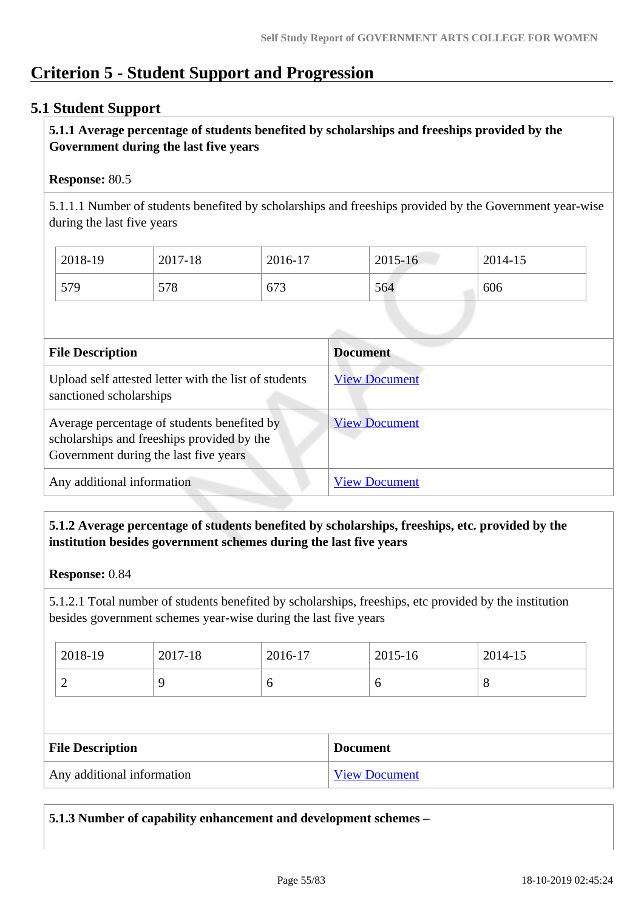# Criterion 5 - Student Support and Progression

## 5.1 Student Support

**5.1.1 Average percentage of students benefited by scholarships and freeships provided by the Government during the last five years**

**Response:** 80.5

5.1.1.1 Number of students benefited by scholarships and freeships provided by the Government year-wise during the last five years

| 2018-19 | 2017-18 | 2016-17 | 2015-16 | 2014-15 |
|---|---|---|---|---|
| 579 | 578 | 673 | 564 | 606 |

| File Description | Document |
|---|---|
| Upload self attested letter with the list of students sanctioned scholarships | View Document |
| Average percentage of students benefited by scholarships and freeships provided by the Government during the last five years | View Document |
| Any additional information | View Document |

**5.1.2 Average percentage of students benefited by scholarships, freeships, etc. provided by the institution besides government schemes during the last five years**

**Response:** 0.84

5.1.2.1 Total number of students benefited by scholarships, freeships, etc provided by the institution besides government schemes year-wise during the last five years

| 2018-19 | 2017-18 | 2016-17 | 2015-16 | 2014-15 |
|---|---|---|---|---|
| 2 | 9 | 6 | 6 | 8 |

| File Description | Document |
|---|---|
| Any additional information | View Document |

**5.1.3 Number of capability enhancement and development schemes –**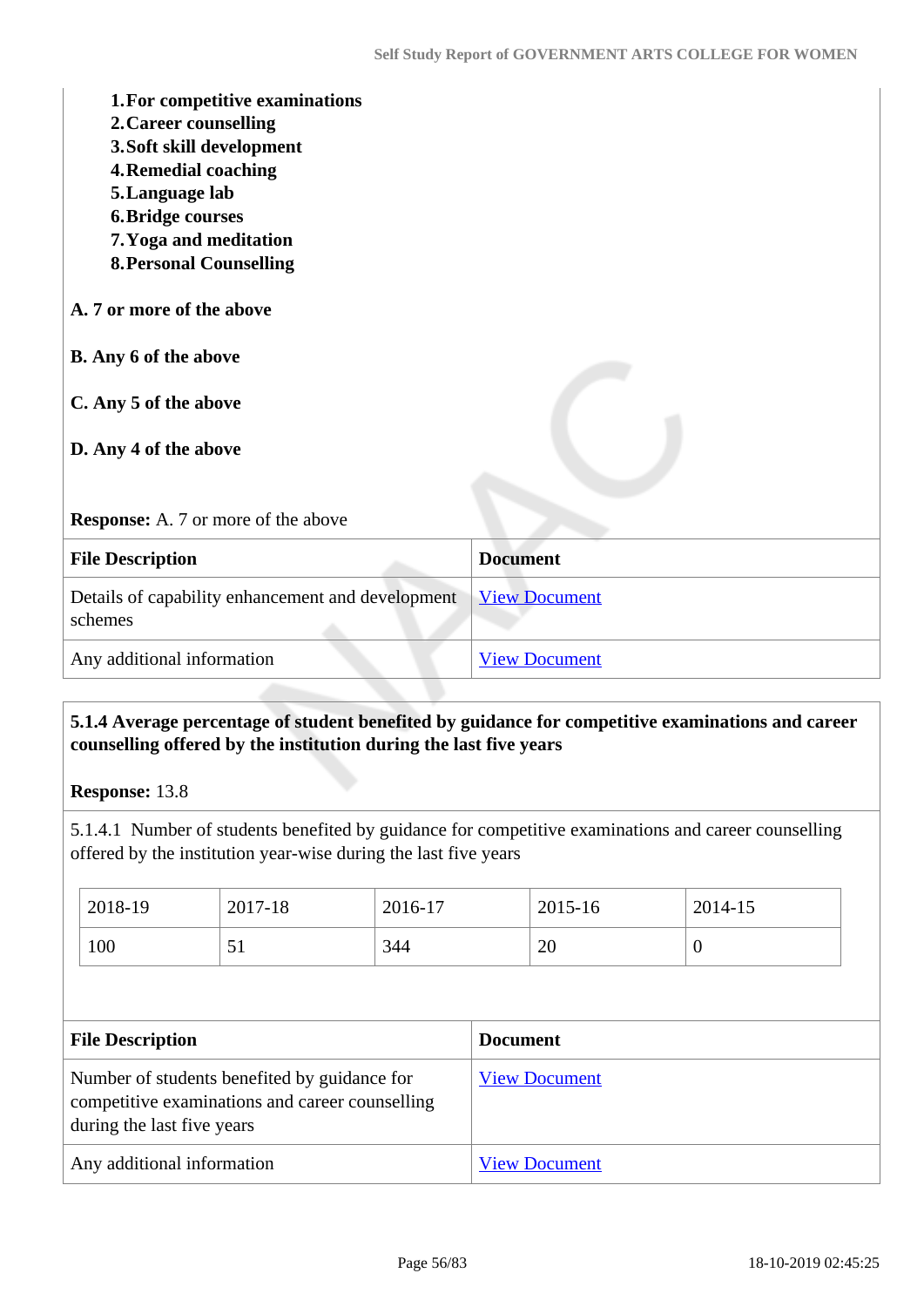1. **For competitive examinations**
2. **Career counselling**
3. **Soft skill development**
4. **Remedial coaching**
5. **Language lab**
6. **Bridge courses**
7. **Yoga and meditation**
8. **Personal Counselling**

**A. 7 or more of the above**

**B. Any 6 of the above**

**C. Any 5 of the above**

**D. Any 4 of the above**

**Response:** A. 7 or more of the above

| File Description | Document |
|---|---|
| Details of capability enhancement and development schemes | View Document |
| Any additional information | View Document |

**5.1.4 Average percentage of student benefited by guidance for competitive examinations and career counselling offered by the institution during the last five years**

**Response:** 13.8

5.1.4.1 Number of students benefited by guidance for competitive examinations and career counselling offered by the institution year-wise during the last five years

| 2018-19 | 2017-18 | 2016-17 | 2015-16 | 2014-15 |
|---|---|---|---|---|
| 100 | 51 | 344 | 20 | 0 |

| File Description | Document |
|---|---|
| Number of students benefited by guidance for competitive examinations and career counselling during the last five years | View Document |
| Any additional information | View Document |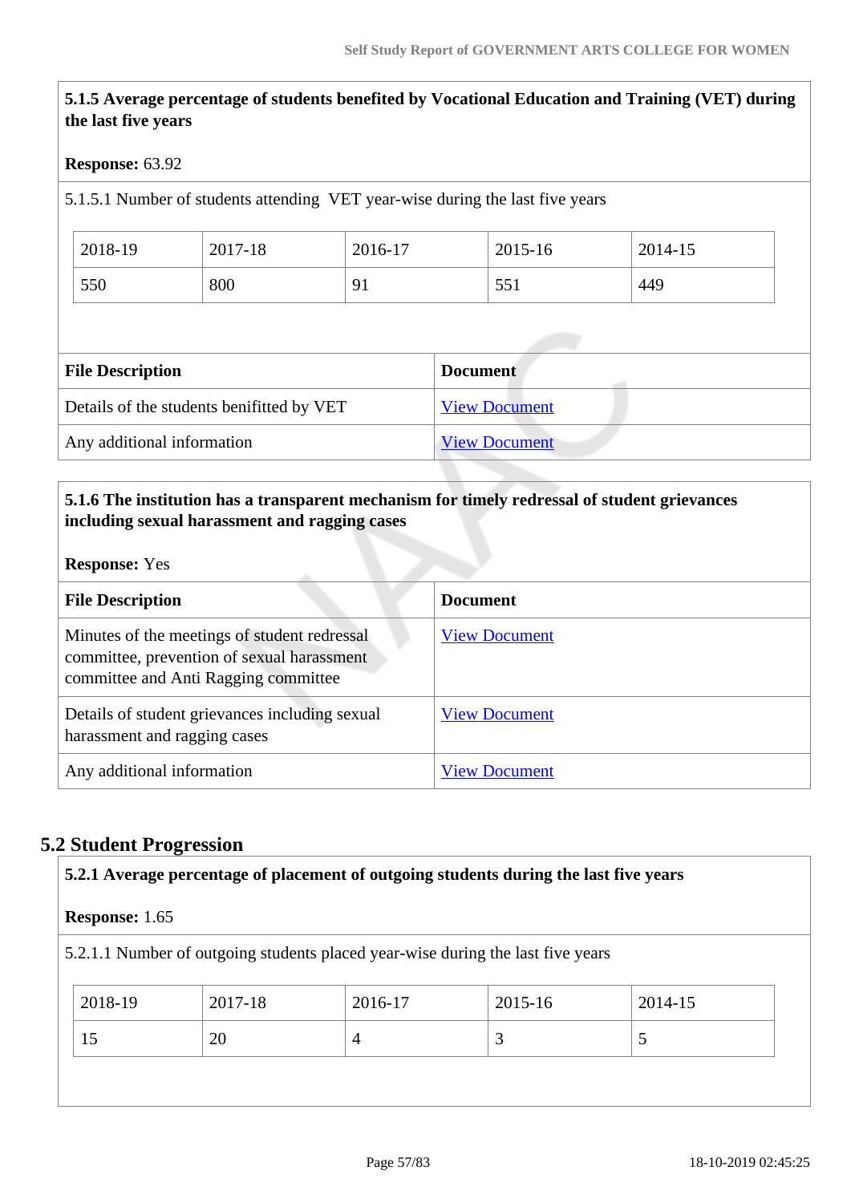**5.1.5 Average percentage of students benefited by Vocational Education and Training (VET) during the last five years**

**Response:** 63.92

5.1.5.1 Number of students attending VET year-wise during the last five years

| 2018-19 | 2017-18 | 2016-17 | 2015-16 | 2014-15 |
|---|---|---|---|---|
| 550 | 800 | 91 | 551 | 449 |

| File Description | Document |
|---|---|
| Details of the students benifitted by VET | View Document |
| Any additional information | View Document |

**5.1.6 The institution has a transparent mechanism for timely redressal of student grievances including sexual harassment and ragging cases**

**Response:** Yes

| File Description | Document |
|---|---|
| Minutes of the meetings of student redressal committee, prevention of sexual harassment committee and Anti Ragging committee | View Document |
| Details of student grievances including sexual harassment and ragging cases | View Document |
| Any additional information | View Document |

## 5.2 Student Progression

**5.2.1 Average percentage of placement of outgoing students during the last five years**

**Response:** 1.65

5.2.1.1 Number of outgoing students placed year-wise during the last five years

| 2018-19 | 2017-18 | 2016-17 | 2015-16 | 2014-15 |
|---|---|---|---|---|
| 15 | 20 | 4 | 3 | 5 |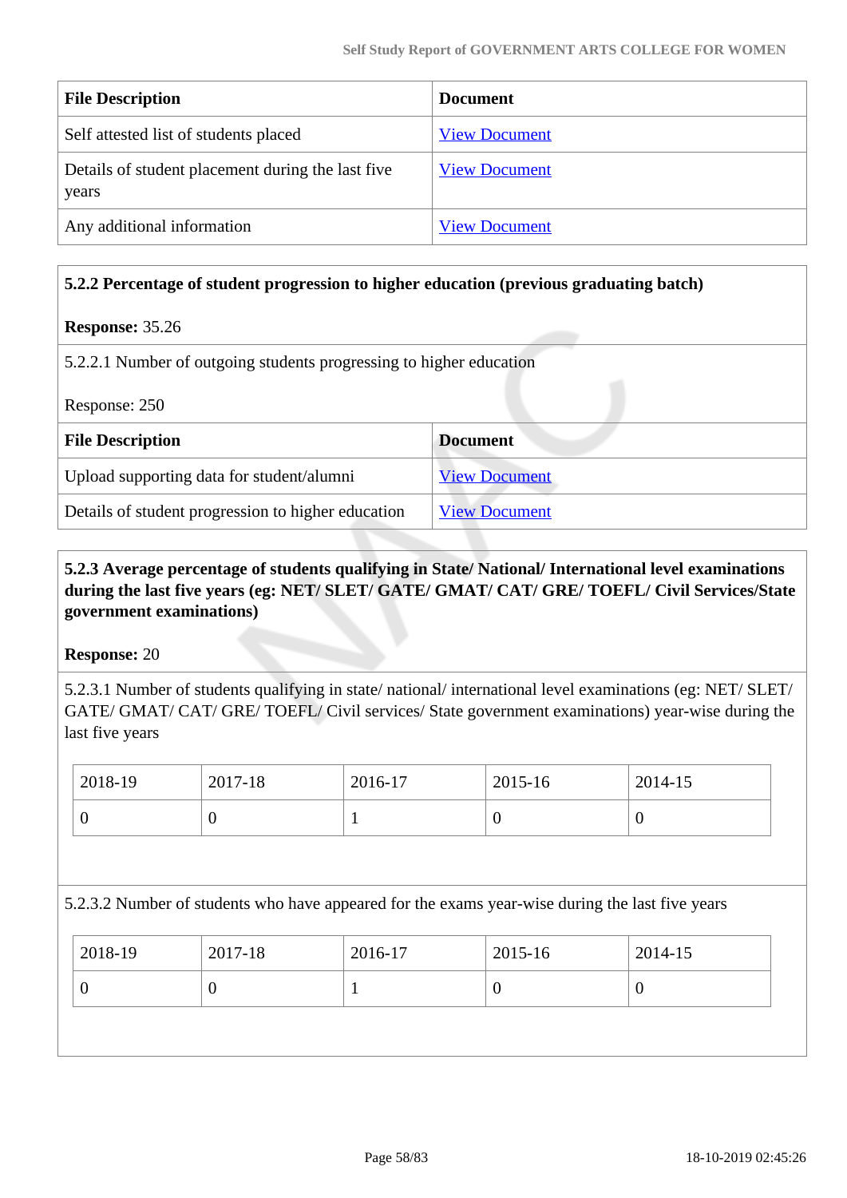| File Description | Document |
|---|---|
| Self attested list of students placed | View Document |
| Details of student placement during the last five years | View Document |
| Any additional information | View Document |

**5.2.2 Percentage of student progression to higher education (previous graduating batch)**

**Response:** 35.26

5.2.2.1 Number of outgoing students progressing to higher education

Response: 250

| File Description | Document |
|---|---|
| Upload supporting data for student/alumni | View Document |
| Details of student progression to higher education | View Document |

**5.2.3 Average percentage of students qualifying in State/ National/ International level examinations during the last five years (eg: NET/ SLET/ GATE/ GMAT/ CAT/ GRE/ TOEFL/ Civil Services/State government examinations)**

**Response:** 20

5.2.3.1 Number of students qualifying in state/ national/ international level examinations (eg: NET/ SLET/ GATE/ GMAT/ CAT/ GRE/ TOEFL/ Civil services/ State government examinations) year-wise during the last five years

| 2018-19 | 2017-18 | 2016-17 | 2015-16 | 2014-15 |
|---|---|---|---|---|
| 0 | 0 | 1 | 0 | 0 |

5.2.3.2 Number of students who have appeared for the exams year-wise during the last five years

| 2018-19 | 2017-18 | 2016-17 | 2015-16 | 2014-15 |
|---|---|---|---|---|
| 0 | 0 | 1 | 0 | 0 |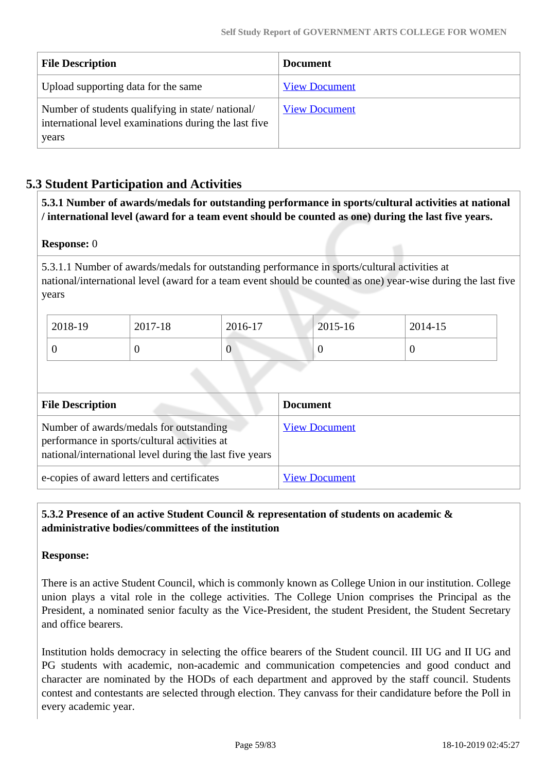| File Description | Document |
|---|---|
| Upload supporting data for the same | View Document |
| Number of students qualifying in state/ national/ international level examinations during the last five years | View Document |

## 5.3 Student Participation and Activities

**5.3.1 Number of awards/medals for outstanding performance in sports/cultural activities at national / international level (award for a team event should be counted as one) during the last five years.**

**Response:** 0

5.3.1.1 Number of awards/medals for outstanding performance in sports/cultural activities at national/international level (award for a team event should be counted as one) year-wise during the last five years

| 2018-19 | 2017-18 | 2016-17 | 2015-16 | 2014-15 |
|---|---|---|---|---|
| 0 | 0 | 0 | 0 | 0 |

| File Description | Document |
|---|---|
| Number of awards/medals for outstanding performance in sports/cultural activities at national/international level during the last five years | View Document |
| e-copies of award letters and certificates | View Document |

**5.3.2 Presence of an active Student Council & representation of students on academic & administrative bodies/committees of the institution**

**Response:**

There is an active Student Council, which is commonly known as College Union in our institution. College union plays a vital role in the college activities. The College Union comprises the Principal as the President, a nominated senior faculty as the Vice-President, the student President, the Student Secretary and office bearers.

Institution holds democracy in selecting the office bearers of the Student council. III UG and II UG and PG students with academic, non-academic and communication competencies and good conduct and character are nominated by the HODs of each department and approved by the staff council. Students contest and contestants are selected through election. They canvass for their candidature before the Poll in every academic year.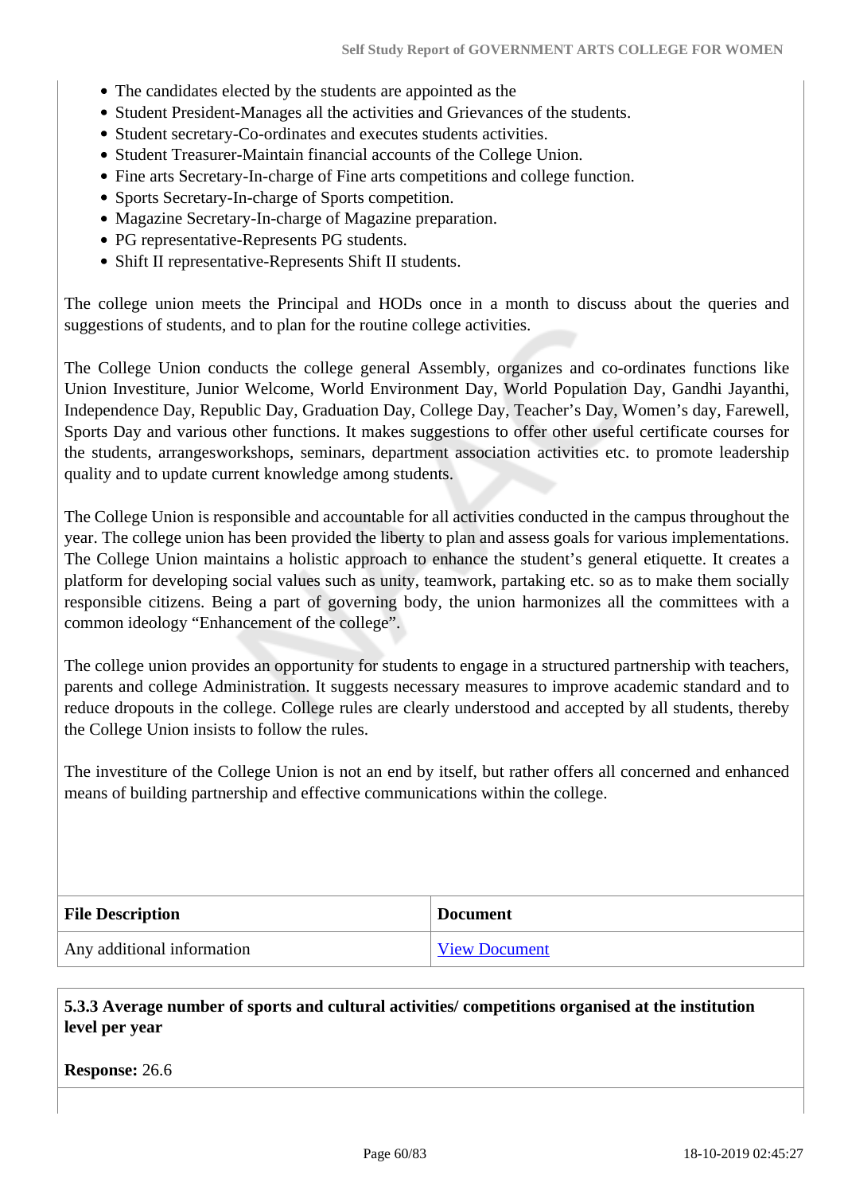- The candidates elected by the students are appointed as the
- Student President-Manages all the activities and Grievances of the students.
- Student secretary-Co-ordinates and executes students activities.
- Student Treasurer-Maintain financial accounts of the College Union.
- Fine arts Secretary-In-charge of Fine arts competitions and college function.
- Sports Secretary-In-charge of Sports competition.
- Magazine Secretary-In-charge of Magazine preparation.
- PG representative-Represents PG students.
- Shift II representative-Represents Shift II students.

The college union meets the Principal and HODs once in a month to discuss about the queries and suggestions of students, and to plan for the routine college activities.

The College Union conducts the college general Assembly, organizes and co-ordinates functions like Union Investiture, Junior Welcome, World Environment Day, World Population Day, Gandhi Jayanthi, Independence Day, Republic Day, Graduation Day, College Day, Teacher's Day, Women's day, Farewell, Sports Day and various other functions. It makes suggestions to offer other useful certificate courses for the students, arrangesworkshops, seminars, department association activities etc. to promote leadership quality and to update current knowledge among students.

The College Union is responsible and accountable for all activities conducted in the campus throughout the year. The college union has been provided the liberty to plan and assess goals for various implementations. The College Union maintains a holistic approach to enhance the student's general etiquette. It creates a platform for developing social values such as unity, teamwork, partaking etc. so as to make them socially responsible citizens. Being a part of governing body, the union harmonizes all the committees with a common ideology "Enhancement of the college".

The college union provides an opportunity for students to engage in a structured partnership with teachers, parents and college Administration. It suggests necessary measures to improve academic standard and to reduce dropouts in the college. College rules are clearly understood and accepted by all students, thereby the College Union insists to follow the rules.

The investiture of the College Union is not an end by itself, but rather offers all concerned and enhanced means of building partnership and effective communications within the college.

| File Description | Document |
|---|---|
| Any additional information | View Document |

**5.3.3 Average number of sports and cultural activities/ competitions organised at the institution level per year**

**Response:** 26.6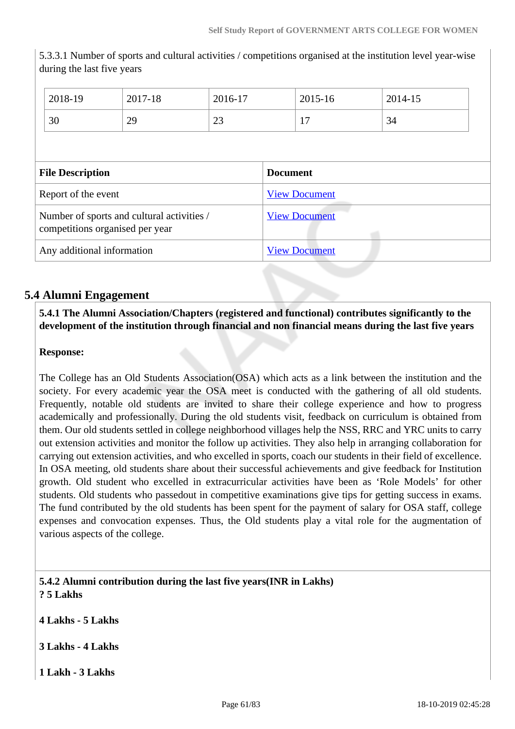5.3.3.1 Number of sports and cultural activities / competitions organised at the institution level year-wise during the last five years

| 2018-19 | 2017-18 | 2016-17 | 2015-16 | 2014-15 |
|---|---|---|---|---|
| 30 | 29 | 23 | 17 | 34 |

| File Description | Document |
|---|---|
| Report of the event | View Document |
| Number of sports and cultural activities / competitions organised per year | View Document |
| Any additional information | View Document |

## 5.4 Alumni Engagement

**5.4.1 The Alumni Association/Chapters (registered and functional) contributes significantly to the development of the institution through financial and non financial means during the last five years**

**Response:**

The College has an Old Students Association(OSA) which acts as a link between the institution and the society. For every academic year the OSA meet is conducted with the gathering of all old students. Frequently, notable old students are invited to share their college experience and how to progress academically and professionally. During the old students visit, feedback on curriculum is obtained from them. Our old students settled in college neighborhood villages help the NSS, RRC and YRC units to carry out extension activities and monitor the follow up activities. They also help in arranging collaboration for carrying out extension activities, and who excelled in sports, coach our students in their field of excellence. In OSA meeting, old students share about their successful achievements and give feedback for Institution growth. Old student who excelled in extracurricular activities have been as 'Role Models' for other students. Old students who passedout in competitive examinations give tips for getting success in exams. The fund contributed by the old students has been spent for the payment of salary for OSA staff, college expenses and convocation expenses. Thus, the Old students play a vital role for the augmentation of various aspects of the college.

**5.4.2 Alumni contribution during the last five years(INR in Lakhs)**
**? 5 Lakhs**

**4 Lakhs - 5 Lakhs**

**3 Lakhs - 4 Lakhs**

**1 Lakh - 3 Lakhs**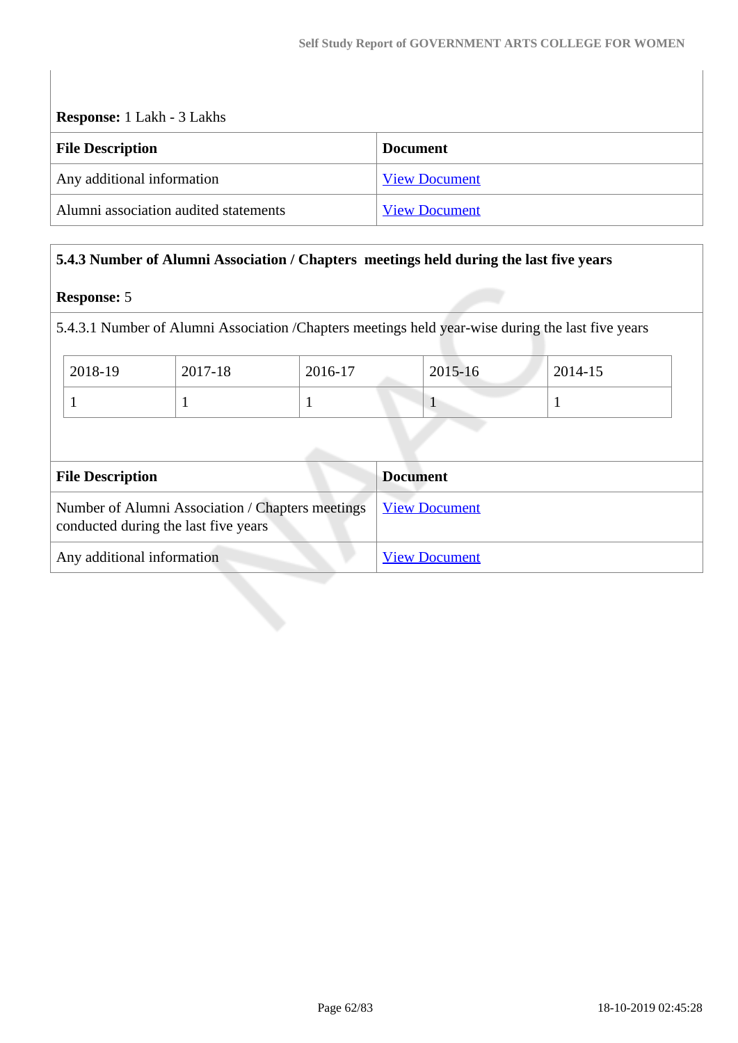**Response:** 1 Lakh - 3 Lakhs

| File Description | Document |
|---|---|
| Any additional information | View Document |
| Alumni association audited statements | View Document |

### 5.4.3 Number of Alumni Association / Chapters meetings held during the last five years

**Response:** 5

5.4.3.1 Number of Alumni Association /Chapters meetings held year-wise during the last five years

| 2018-19 | 2017-18 | 2016-17 | 2015-16 | 2014-15 |
|---|---|---|---|---|
| 1 | 1 | 1 | 1 | 1 |

| File Description | Document |
|---|---|
| Number of Alumni Association / Chapters meetings conducted during the last five years | View Document |
| Any additional information | View Document |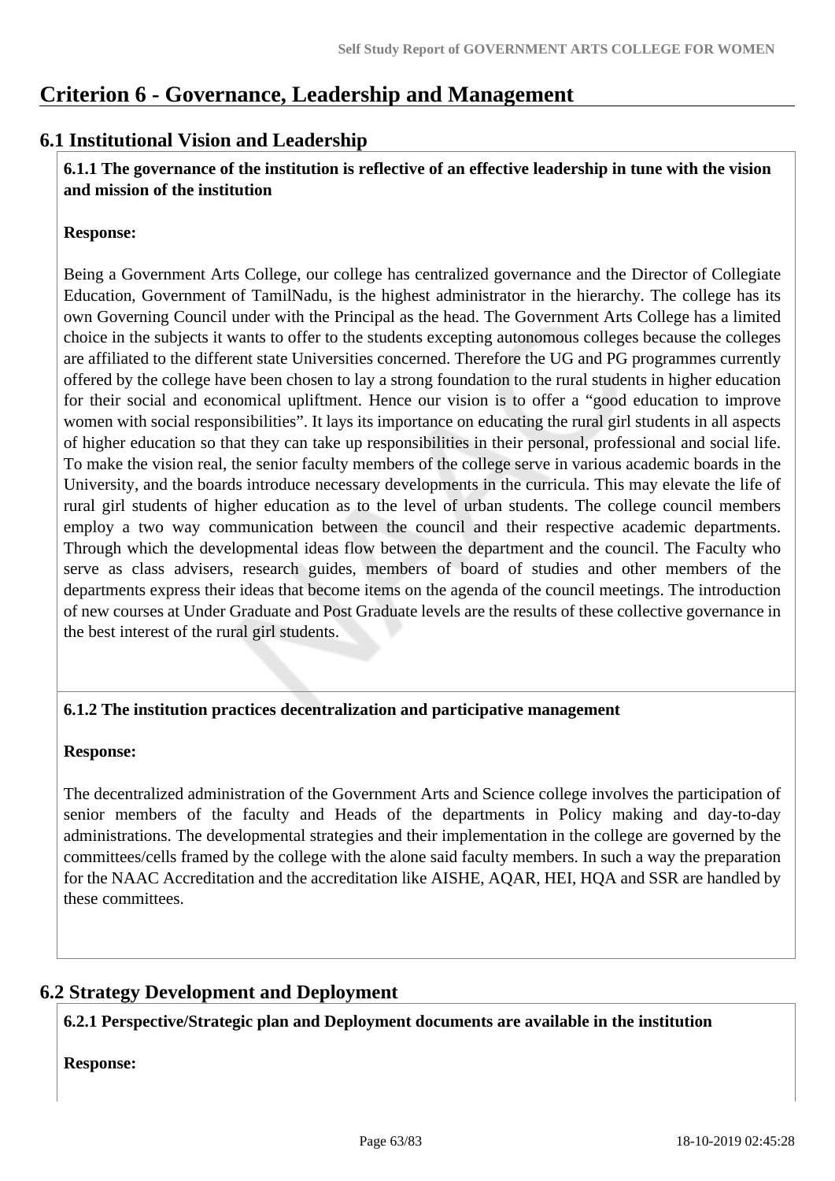# Criterion 6 - Governance, Leadership and Management

## 6.1 Institutional Vision and Leadership

**6.1.1 The governance of the institution is reflective of an effective leadership in tune with the vision and mission of the institution**

**Response:**

Being a Government Arts College, our college has centralized governance and the Director of Collegiate Education, Government of TamilNadu, is the highest administrator in the hierarchy. The college has its own Governing Council under with the Principal as the head. The Government Arts College has a limited choice in the subjects it wants to offer to the students excepting autonomous colleges because the colleges are affiliated to the different state Universities concerned. Therefore the UG and PG programmes currently offered by the college have been chosen to lay a strong foundation to the rural students in higher education for their social and economical upliftment. Hence our vision is to offer a "good education to improve women with social responsibilities". It lays its importance on educating the rural girl students in all aspects of higher education so that they can take up responsibilities in their personal, professional and social life. To make the vision real, the senior faculty members of the college serve in various academic boards in the University, and the boards introduce necessary developments in the curricula. This may elevate the life of rural girl students of higher education as to the level of urban students. The college council members employ a two way communication between the council and their respective academic departments. Through which the developmental ideas flow between the department and the council. The Faculty who serve as class advisers, research guides, members of board of studies and other members of the departments express their ideas that become items on the agenda of the council meetings. The introduction of new courses at Under Graduate and Post Graduate levels are the results of these collective governance in the best interest of the rural girl students.

**6.1.2 The institution practices decentralization and participative management**

**Response:**

The decentralized administration of the Government Arts and Science college involves the participation of senior members of the faculty and Heads of the departments in Policy making and day-to-day administrations. The developmental strategies and their implementation in the college are governed by the committees/cells framed by the college with the alone said faculty members. In such a way the preparation for the NAAC Accreditation and the accreditation like AISHE, AQAR, HEI, HQA and SSR are handled by these committees.

## 6.2 Strategy Development and Deployment

**6.2.1 Perspective/Strategic plan and Deployment documents are available in the institution**

**Response:**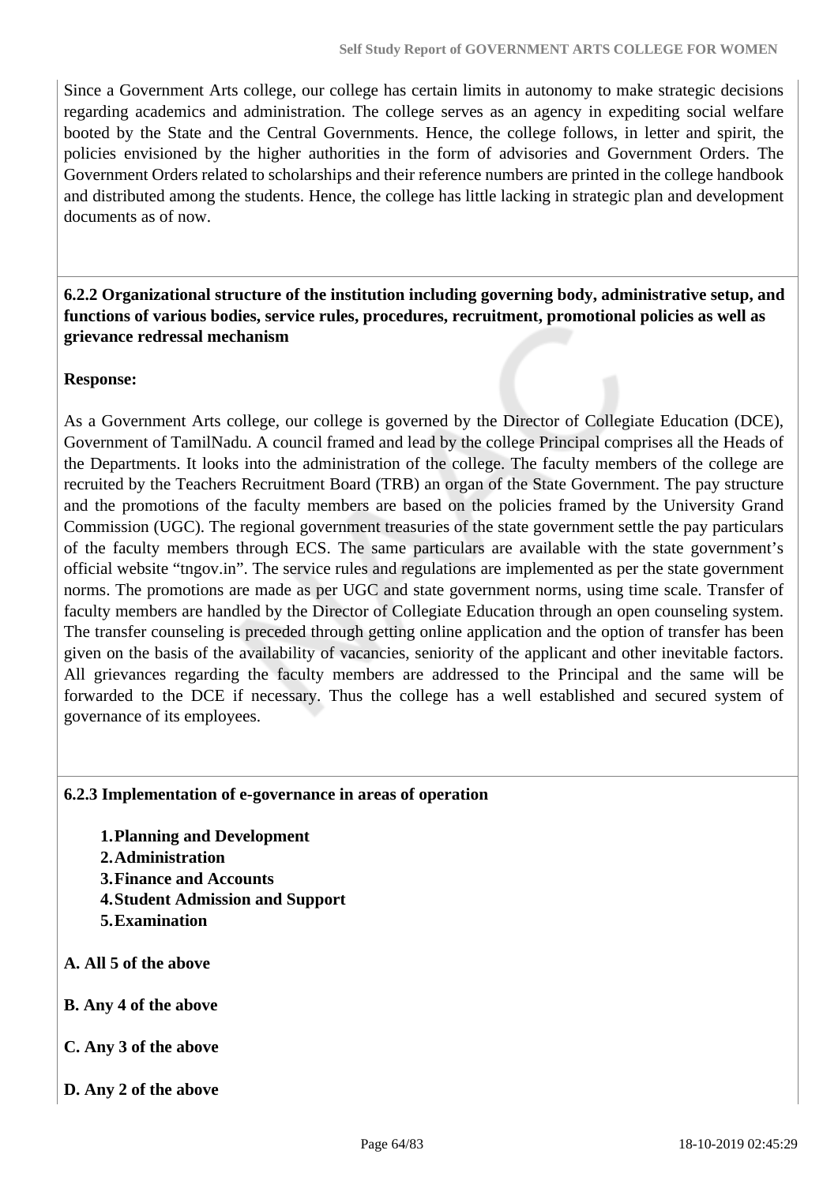Since a Government Arts college, our college has certain limits in autonomy to make strategic decisions regarding academics and administration. The college serves as an agency in expediting social welfare booted by the State and the Central Governments. Hence, the college follows, in letter and spirit, the policies envisioned by the higher authorities in the form of advisories and Government Orders. The Government Orders related to scholarships and their reference numbers are printed in the college handbook and distributed among the students. Hence, the college has little lacking in strategic plan and development documents as of now.

**6.2.2 Organizational structure of the institution including governing body, administrative setup, and functions of various bodies, service rules, procedures, recruitment, promotional policies as well as grievance redressal mechanism**

**Response:**

As a Government Arts college, our college is governed by the Director of Collegiate Education (DCE), Government of TamilNadu. A council framed and lead by the college Principal comprises all the Heads of the Departments. It looks into the administration of the college. The faculty members of the college are recruited by the Teachers Recruitment Board (TRB) an organ of the State Government. The pay structure and the promotions of the faculty members are based on the policies framed by the University Grand Commission (UGC). The regional government treasuries of the state government settle the pay particulars of the faculty members through ECS. The same particulars are available with the state government's official website "tngov.in". The service rules and regulations are implemented as per the state government norms. The promotions are made as per UGC and state government norms, using time scale. Transfer of faculty members are handled by the Director of Collegiate Education through an open counseling system. The transfer counseling is preceded through getting online application and the option of transfer has been given on the basis of the availability of vacancies, seniority of the applicant and other inevitable factors. All grievances regarding the faculty members are addressed to the Principal and the same will be forwarded to the DCE if necessary. Thus the college has a well established and secured system of governance of its employees.

**6.2.3 Implementation of e-governance in areas of operation**

1. **Planning and Development**
2. **Administration**
3. **Finance and Accounts**
4. **Student Admission and Support**
5. **Examination**

**A. All 5 of the above**

**B. Any 4 of the above**

**C. Any 3 of the above**

**D. Any 2 of the above**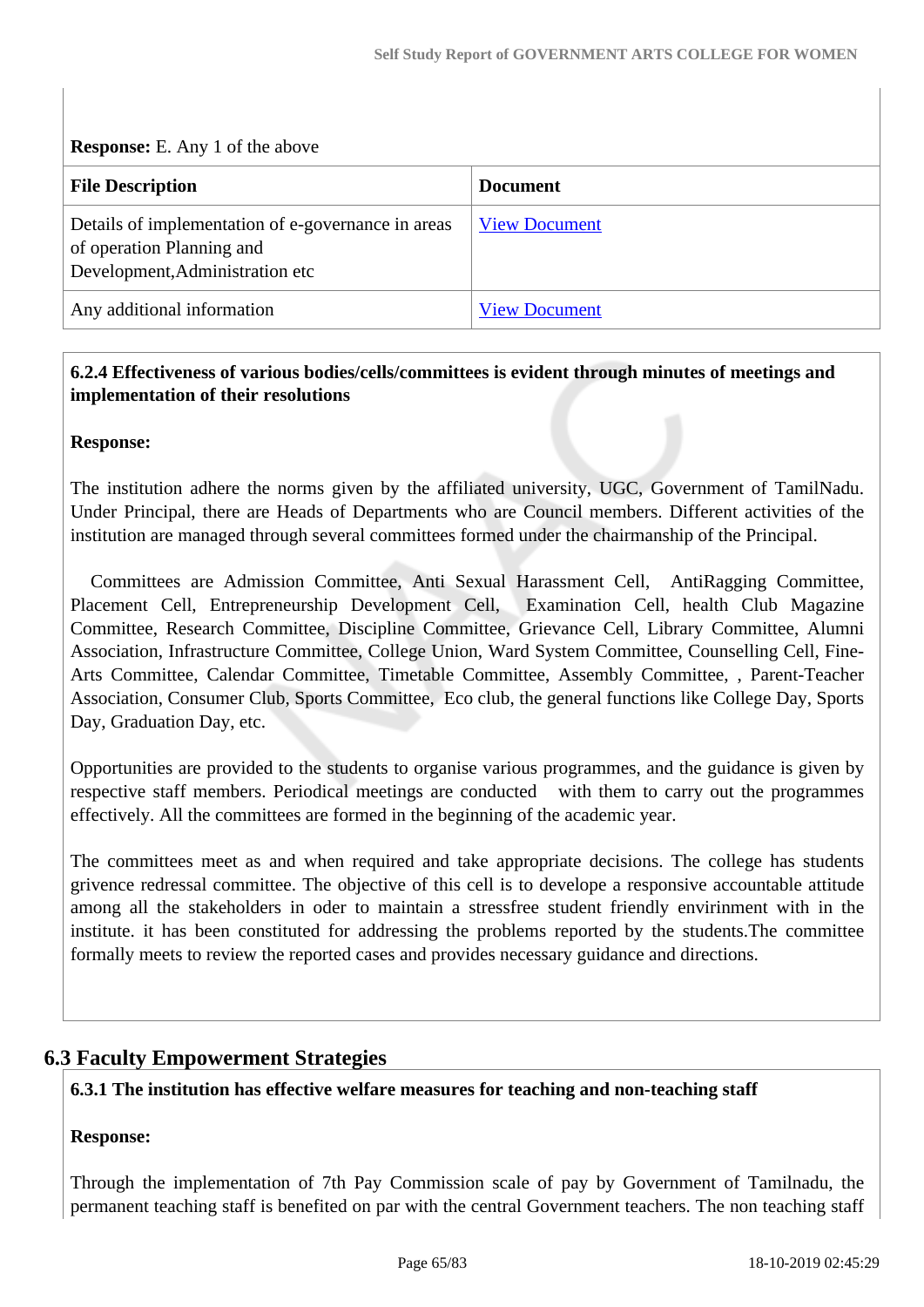**Response:** E. Any 1 of the above

| File Description | Document |
|---|---|
| Details of implementation of e-governance in areas of operation Planning and Development,Administration etc | View Document |
| Any additional information | View Document |

**6.2.4 Effectiveness of various bodies/cells/committees is evident through minutes of meetings and implementation of their resolutions**

**Response:**

The institution adhere the norms given by the affiliated university, UGC, Government of TamilNadu. Under Principal, there are Heads of Departments who are Council members. Different activities of the institution are managed through several committees formed under the chairmanship of the Principal.

Committees are Admission Committee, Anti Sexual Harassment Cell, AntiRagging Committee, Placement Cell, Entrepreneurship Development Cell, Examination Cell, health Club Magazine Committee, Research Committee, Discipline Committee, Grievance Cell, Library Committee, Alumni Association, Infrastructure Committee, College Union, Ward System Committee, Counselling Cell, Fine-Arts Committee, Calendar Committee, Timetable Committee, Assembly Committee, , Parent-Teacher Association, Consumer Club, Sports Committee, Eco club, the general functions like College Day, Sports Day, Graduation Day, etc.

Opportunities are provided to the students to organise various programmes, and the guidance is given by respective staff members. Periodical meetings are conducted with them to carry out the programmes effectively. All the committees are formed in the beginning of the academic year.

The committees meet as and when required and take appropriate decisions. The college has students grivence redressal committee. The objective of this cell is to develope a responsive accountable attitude among all the stakeholders in oder to maintain a stressfree student friendly envirinment with in the institute. it has been constituted for addressing the problems reported by the students.The committee formally meets to review the reported cases and provides necessary guidance and directions.

## 6.3 Faculty Empowerment Strategies

**6.3.1 The institution has effective welfare measures for teaching and non-teaching staff**

**Response:**

Through the implementation of 7th Pay Commission scale of pay by Government of Tamilnadu, the permanent teaching staff is benefited on par with the central Government teachers. The non teaching staff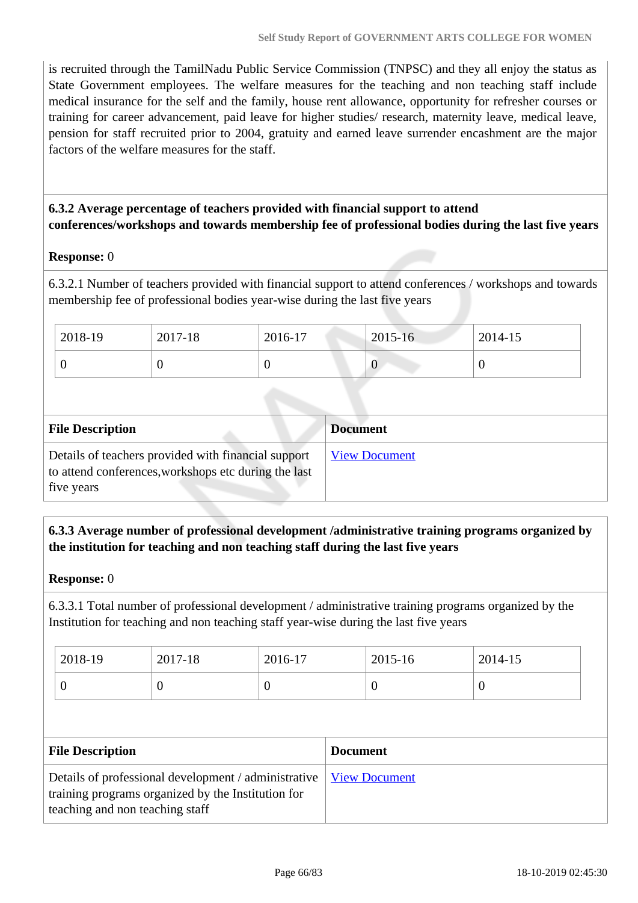is recruited through the TamilNadu Public Service Commission (TNPSC) and they all enjoy the status as State Government employees. The welfare measures for the teaching and non teaching staff include medical insurance for the self and the family, house rent allowance, opportunity for refresher courses or training for career advancement, paid leave for higher studies/ research, maternity leave, medical leave, pension for staff recruited prior to 2004, gratuity and earned leave surrender encashment are the major factors of the welfare measures for the staff.

**6.3.2 Average percentage of teachers provided with financial support to attend conferences/workshops and towards membership fee of professional bodies during the last five years**

**Response:** 0

6.3.2.1 Number of teachers provided with financial support to attend conferences / workshops and towards membership fee of professional bodies year-wise during the last five years

| 2018-19 | 2017-18 | 2016-17 | 2015-16 | 2014-15 |
|---|---|---|---|---|
| 0 | 0 | 0 | 0 | 0 |

| File Description | Document |
|---|---|
| Details of teachers provided with financial support to attend conferences,workshops etc during the last five years | View Document |

**6.3.3 Average number of professional development /administrative training programs organized by the institution for teaching and non teaching staff during the last five years**

**Response:** 0

6.3.3.1 Total number of professional development / administrative training programs organized by the Institution for teaching and non teaching staff year-wise during the last five years

| 2018-19 | 2017-18 | 2016-17 | 2015-16 | 2014-15 |
|---|---|---|---|---|
| 0 | 0 | 0 | 0 | 0 |

| File Description | Document |
|---|---|
| Details of professional development / administrative training programs organized by the Institution for teaching and non teaching staff | View Document |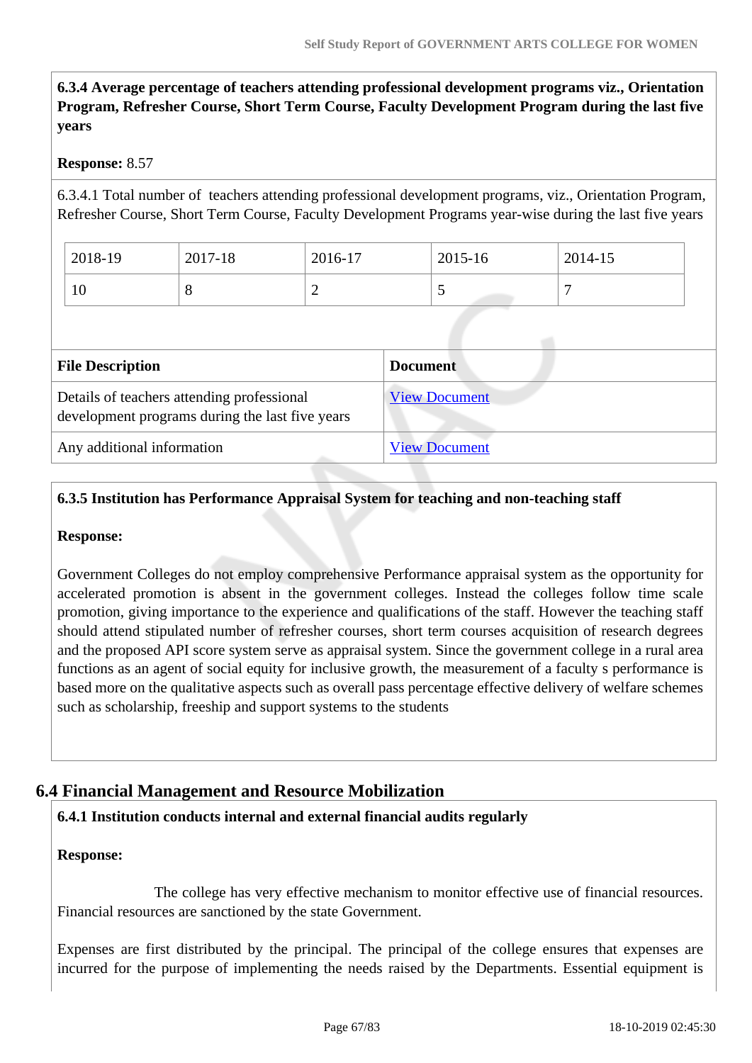**6.3.4 Average percentage of teachers attending professional development programs viz., Orientation Program, Refresher Course, Short Term Course, Faculty Development Program during the last five years**

**Response:** 8.57

6.3.4.1 Total number of teachers attending professional development programs, viz., Orientation Program, Refresher Course, Short Term Course, Faculty Development Programs year-wise during the last five years

| 2018-19 | 2017-18 | 2016-17 | 2015-16 | 2014-15 |
|---|---|---|---|---|
| 10 | 8 | 2 | 5 | 7 |

| File Description | Document |
|---|---|
| Details of teachers attending professional development programs during the last five years | View Document |
| Any additional information | View Document |

**6.3.5 Institution has Performance Appraisal System for teaching and non-teaching staff**

**Response:**

Government Colleges do not employ comprehensive Performance appraisal system as the opportunity for accelerated promotion is absent in the government colleges. Instead the colleges follow time scale promotion, giving importance to the experience and qualifications of the staff. However the teaching staff should attend stipulated number of refresher courses, short term courses acquisition of research degrees and the proposed API score system serve as appraisal system. Since the government college in a rural area functions as an agent of social equity for inclusive growth, the measurement of a faculty s performance is based more on the qualitative aspects such as overall pass percentage effective delivery of welfare schemes such as scholarship, freeship and support systems to the students

## 6.4 Financial Management and Resource Mobilization

**6.4.1 Institution conducts internal and external financial audits regularly**

**Response:**

The college has very effective mechanism to monitor effective use of financial resources. Financial resources are sanctioned by the state Government.

Expenses are first distributed by the principal. The principal of the college ensures that expenses are incurred for the purpose of implementing the needs raised by the Departments. Essential equipment is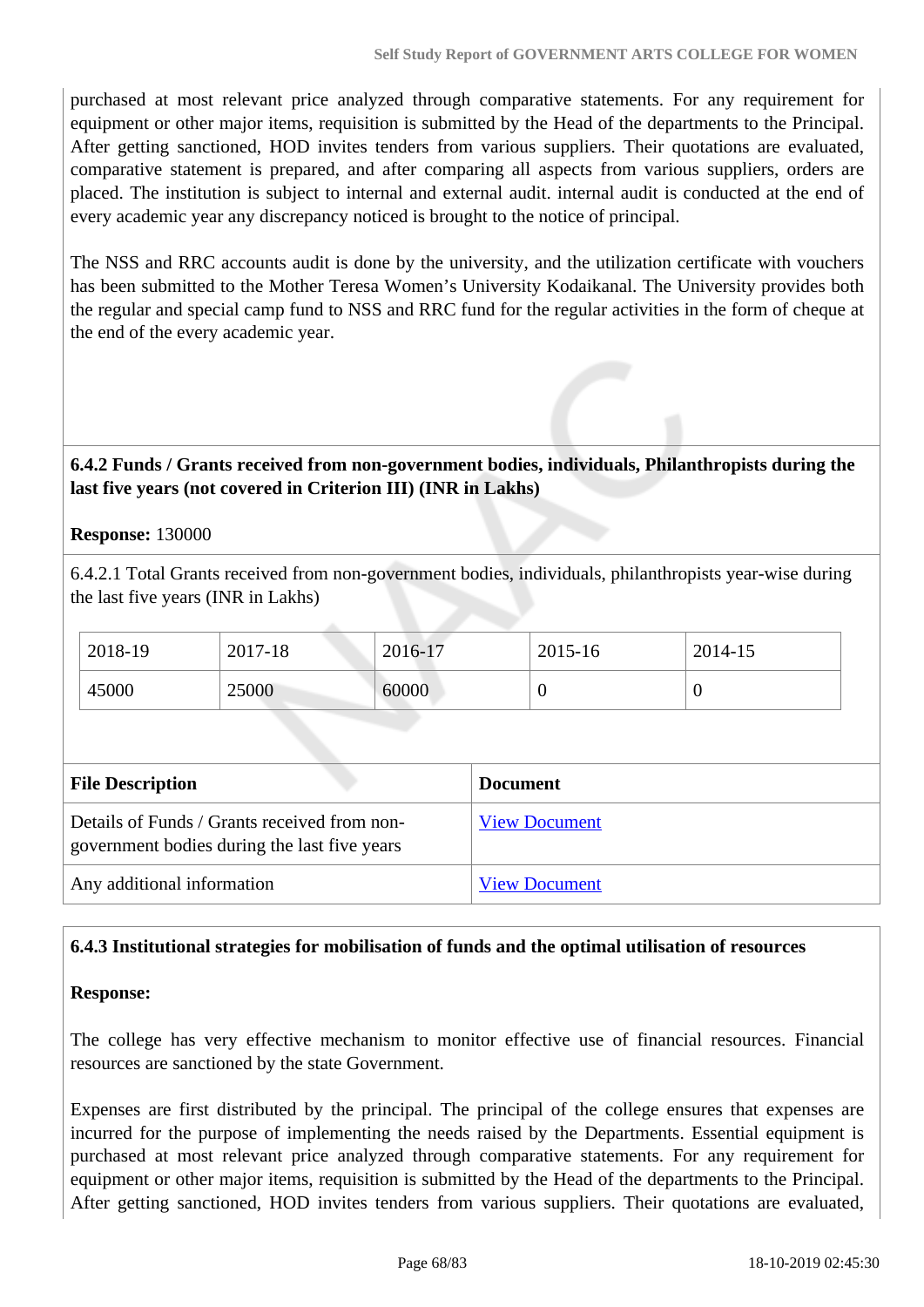purchased at most relevant price analyzed through comparative statements. For any requirement for equipment or other major items, requisition is submitted by the Head of the departments to the Principal. After getting sanctioned, HOD invites tenders from various suppliers. Their quotations are evaluated, comparative statement is prepared, and after comparing all aspects from various suppliers, orders are placed. The institution is subject to internal and external audit. internal audit is conducted at the end of every academic year any discrepancy noticed is brought to the notice of principal.

The NSS and RRC accounts audit is done by the university, and the utilization certificate with vouchers has been submitted to the Mother Teresa Women's University Kodaikanal. The University provides both the regular and special camp fund to NSS and RRC fund for the regular activities in the form of cheque at the end of the every academic year.

**6.4.2 Funds / Grants received from non-government bodies, individuals, Philanthropists during the last five years (not covered in Criterion III) (INR in Lakhs)**

**Response:** 130000

6.4.2.1 Total Grants received from non-government bodies, individuals, philanthropists year-wise during the last five years (INR in Lakhs)

| 2018-19 | 2017-18 | 2016-17 | 2015-16 | 2014-15 |
|---|---|---|---|---|
| 45000 | 25000 | 60000 | 0 | 0 |

| File Description | Document |
|---|---|
| Details of Funds / Grants received from non-government bodies during the last five years | View Document |
| Any additional information | View Document |

**6.4.3 Institutional strategies for mobilisation of funds and the optimal utilisation of resources**

**Response:**

The college has very effective mechanism to monitor effective use of financial resources. Financial resources are sanctioned by the state Government.

Expenses are first distributed by the principal. The principal of the college ensures that expenses are incurred for the purpose of implementing the needs raised by the Departments. Essential equipment is purchased at most relevant price analyzed through comparative statements. For any requirement for equipment or other major items, requisition is submitted by the Head of the departments to the Principal. After getting sanctioned, HOD invites tenders from various suppliers. Their quotations are evaluated,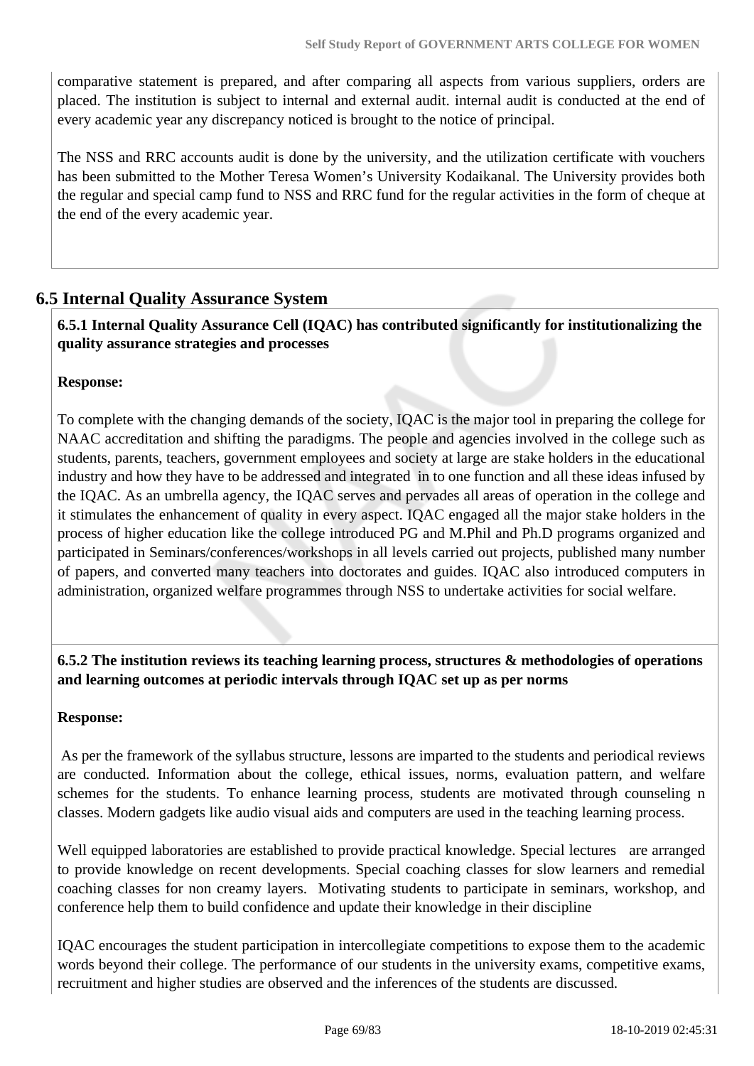comparative statement is prepared, and after comparing all aspects from various suppliers, orders are placed. The institution is subject to internal and external audit. internal audit is conducted at the end of every academic year any discrepancy noticed is brought to the notice of principal.

The NSS and RRC accounts audit is done by the university, and the utilization certificate with vouchers has been submitted to the Mother Teresa Women's University Kodaikanal. The University provides both the regular and special camp fund to NSS and RRC fund for the regular activities in the form of cheque at the end of the every academic year.

## 6.5 Internal Quality Assurance System

**6.5.1 Internal Quality Assurance Cell (IQAC) has contributed significantly for institutionalizing the quality assurance strategies and processes**

**Response:**

To complete with the changing demands of the society, IQAC is the major tool in preparing the college for NAAC accreditation and shifting the paradigms. The people and agencies involved in the college such as students, parents, teachers, government employees and society at large are stake holders in the educational industry and how they have to be addressed and integrated in to one function and all these ideas infused by the IQAC. As an umbrella agency, the IQAC serves and pervades all areas of operation in the college and it stimulates the enhancement of quality in every aspect. IQAC engaged all the major stake holders in the process of higher education like the college introduced PG and M.Phil and Ph.D programs organized and participated in Seminars/conferences/workshops in all levels carried out projects, published many number of papers, and converted many teachers into doctorates and guides. IQAC also introduced computers in administration, organized welfare programmes through NSS to undertake activities for social welfare.

**6.5.2 The institution reviews its teaching learning process, structures & methodologies of operations and learning outcomes at periodic intervals through IQAC set up as per norms**

**Response:**

As per the framework of the syllabus structure, lessons are imparted to the students and periodical reviews are conducted. Information about the college, ethical issues, norms, evaluation pattern, and welfare schemes for the students. To enhance learning process, students are motivated through counseling n classes. Modern gadgets like audio visual aids and computers are used in the teaching learning process.

Well equipped laboratories are established to provide practical knowledge. Special lectures are arranged to provide knowledge on recent developments. Special coaching classes for slow learners and remedial coaching classes for non creamy layers. Motivating students to participate in seminars, workshop, and conference help them to build confidence and update their knowledge in their discipline

IQAC encourages the student participation in intercollegiate competitions to expose them to the academic words beyond their college. The performance of our students in the university exams, competitive exams, recruitment and higher studies are observed and the inferences of the students are discussed.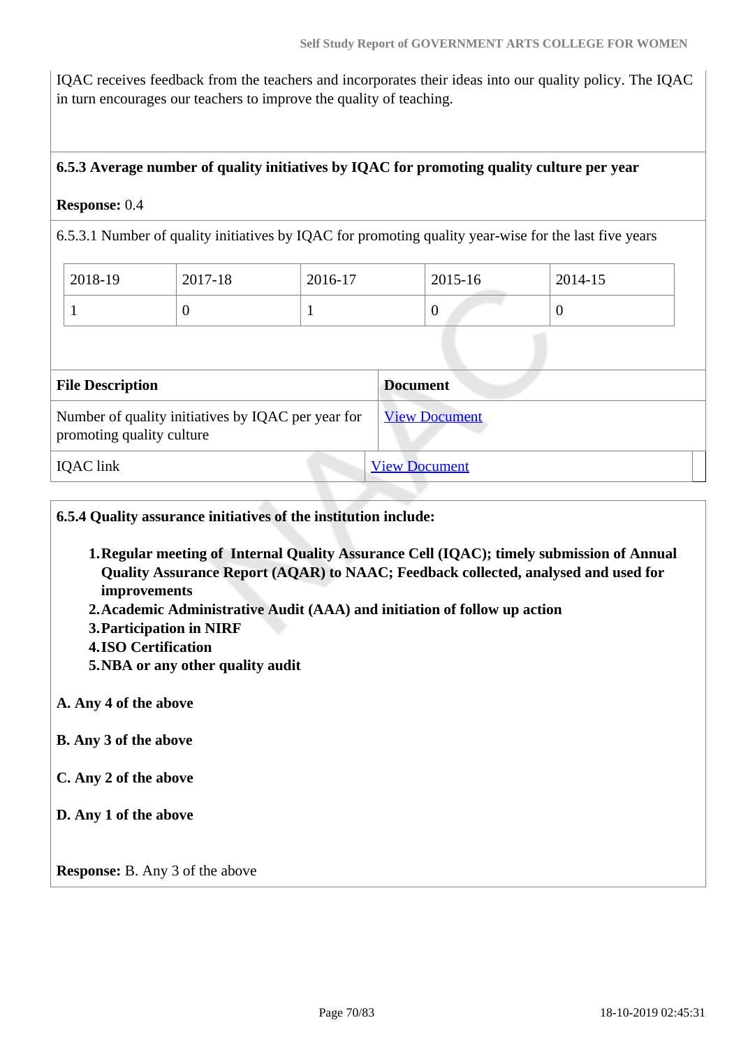IQAC receives feedback from the teachers and incorporates their ideas into our quality policy. The IQAC in turn encourages our teachers to improve the quality of teaching.

**6.5.3 Average number of quality initiatives by IQAC for promoting quality culture per year**

**Response:** 0.4

6.5.3.1 Number of quality initiatives by IQAC for promoting quality year-wise for the last five years

| 2018-19 | 2017-18 | 2016-17 | 2015-16 | 2014-15 |
|---|---|---|---|---|
| 1 | 0 | 1 | 0 | 0 |

| File Description | Document |
|---|---|
| Number of quality initiatives by IQAC per year for promoting quality culture | View Document |
| IQAC link | View Document |

**6.5.4 Quality assurance initiatives of the institution include:**

1. **Regular meeting of Internal Quality Assurance Cell (IQAC); timely submission of Annual Quality Assurance Report (AQAR) to NAAC; Feedback collected, analysed and used for improvements**
2. **Academic Administrative Audit (AAA) and initiation of follow up action**
3. **Participation in NIRF**
4. **ISO Certification**
5. **NBA or any other quality audit**

**A. Any 4 of the above**

**B. Any 3 of the above**

**C. Any 2 of the above**

**D. Any 1 of the above**

**Response:** B. Any 3 of the above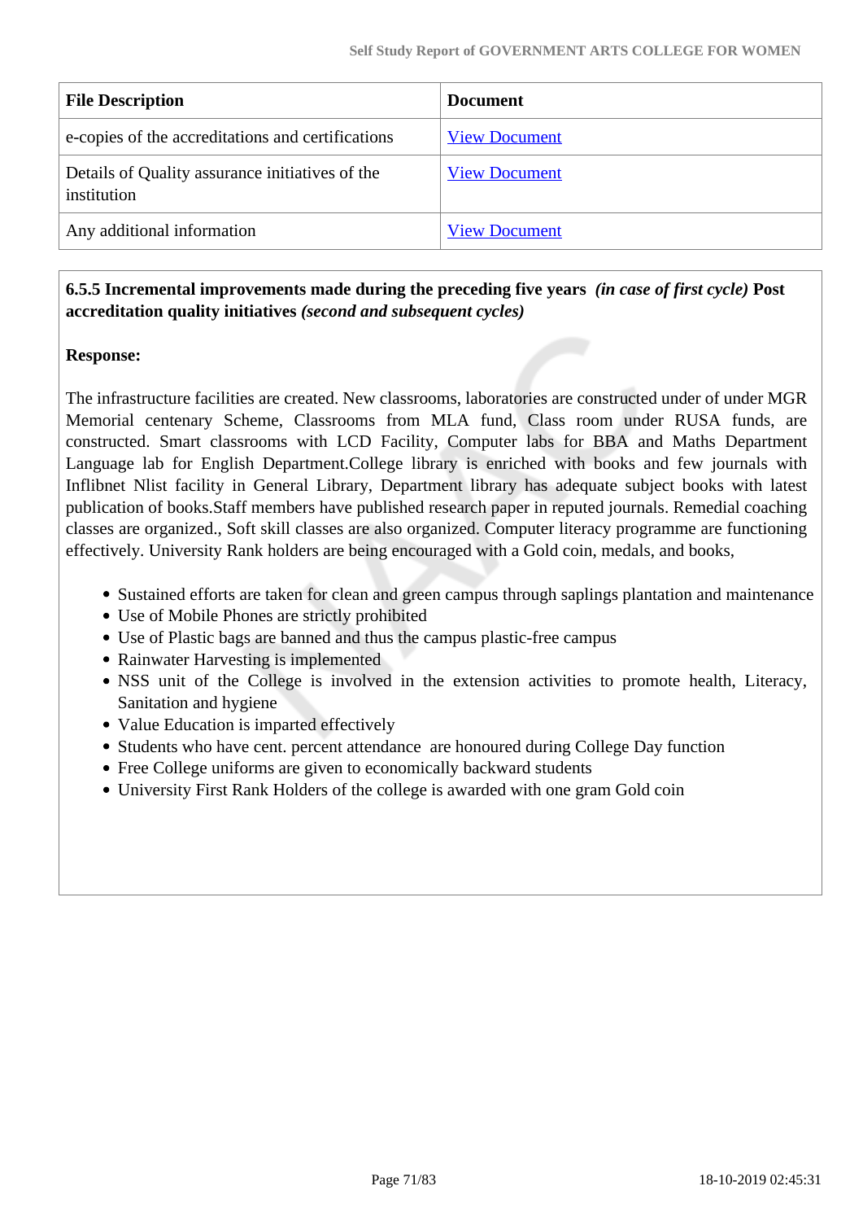| File Description | Document |
|---|---|
| e-copies of the accreditations and certifications | View Document |
| Details of Quality assurance initiatives of the institution | View Document |
| Any additional information | View Document |

**6.5.5 Incremental improvements made during the preceding five years** ***(in case of first cycle)*** **Post accreditation quality initiatives** ***(second and subsequent cycles)***

**Response:**

The infrastructure facilities are created. New classrooms, laboratories are constructed under of under MGR Memorial centenary Scheme, Classrooms from MLA fund, Class room under RUSA funds, are constructed. Smart classrooms with LCD Facility, Computer labs for BBA and Maths Department Language lab for English Department.College library is enriched with books and few journals with Inflibnet Nlist facility in General Library, Department library has adequate subject books with latest publication of books.Staff members have published research paper in reputed journals. Remedial coaching classes are organized., Soft skill classes are also organized. Computer literacy programme are functioning effectively. University Rank holders are being encouraged with a Gold coin, medals, and books,

- Sustained efforts are taken for clean and green campus through saplings plantation and maintenance
- Use of Mobile Phones are strictly prohibited
- Use of Plastic bags are banned and thus the campus plastic-free campus
- Rainwater Harvesting is implemented
- NSS unit of the College is involved in the extension activities to promote health, Literacy, Sanitation and hygiene
- Value Education is imparted effectively
- Students who have cent. percent attendance are honoured during College Day function
- Free College uniforms are given to economically backward students
- University First Rank Holders of the college is awarded with one gram Gold coin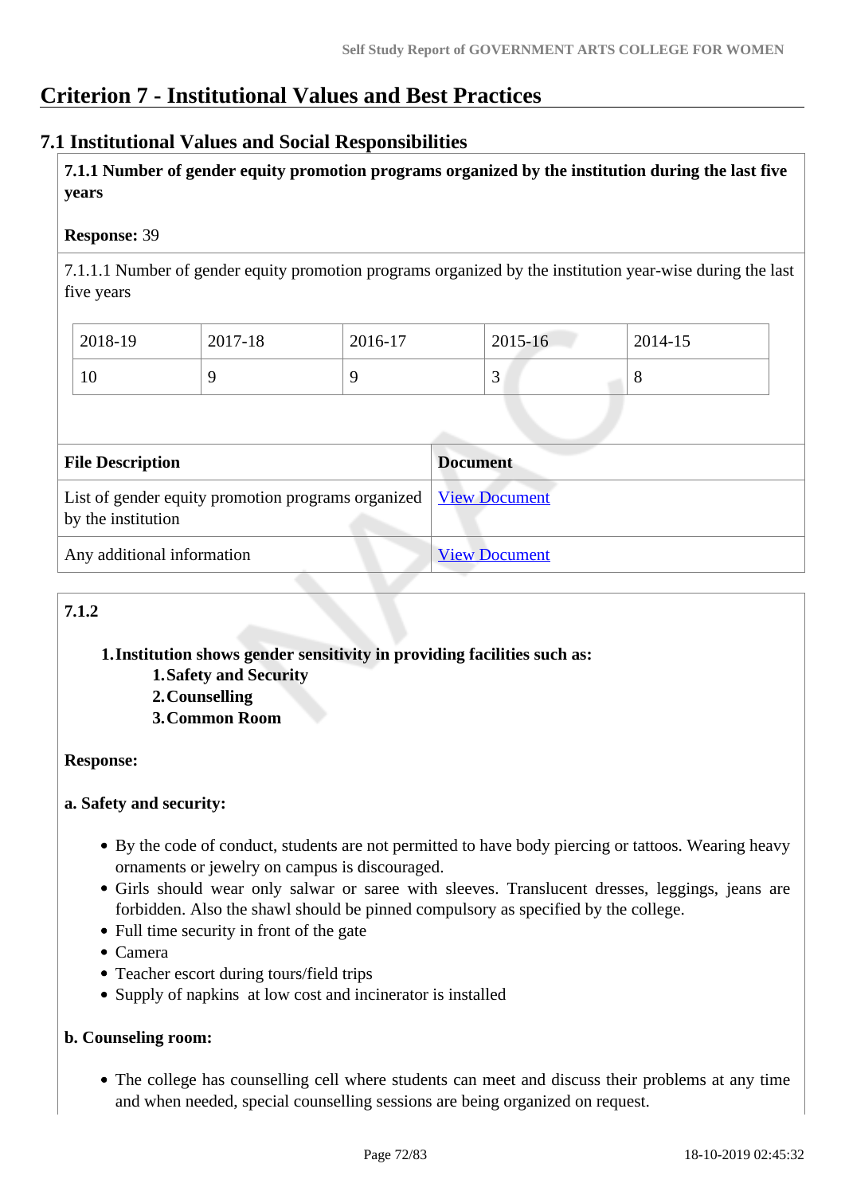# Criterion 7 - Institutional Values and Best Practices

## 7.1 Institutional Values and Social Responsibilities

**7.1.1 Number of gender equity promotion programs organized by the institution during the last five years**

**Response:** 39

7.1.1.1 Number of gender equity promotion programs organized by the institution year-wise during the last five years

| 2018-19 | 2017-18 | 2016-17 | 2015-16 | 2014-15 |
|---|---|---|---|---|
| 10 | 9 | 9 | 3 | 8 |

| File Description | Document |
|---|---|
| List of gender equity promotion programs organized by the institution | View Document |
| Any additional information | View Document |

**7.1.2**

1. **Institution shows gender sensitivity in providing facilities such as:**
   1. **Safety and Security**
   2. **Counselling**
   3. **Common Room**

**Response:**

**a. Safety and security:**

- By the code of conduct, students are not permitted to have body piercing or tattoos. Wearing heavy ornaments or jewelry on campus is discouraged.
- Girls should wear only salwar or saree with sleeves. Translucent dresses, leggings, jeans are forbidden. Also the shawl should be pinned compulsory as specified by the college.
- Full time security in front of the gate
- Camera
- Teacher escort during tours/field trips
- Supply of napkins at low cost and incinerator is installed

**b. Counseling room:**

- The college has counselling cell where students can meet and discuss their problems at any time and when needed, special counselling sessions are being organized on request.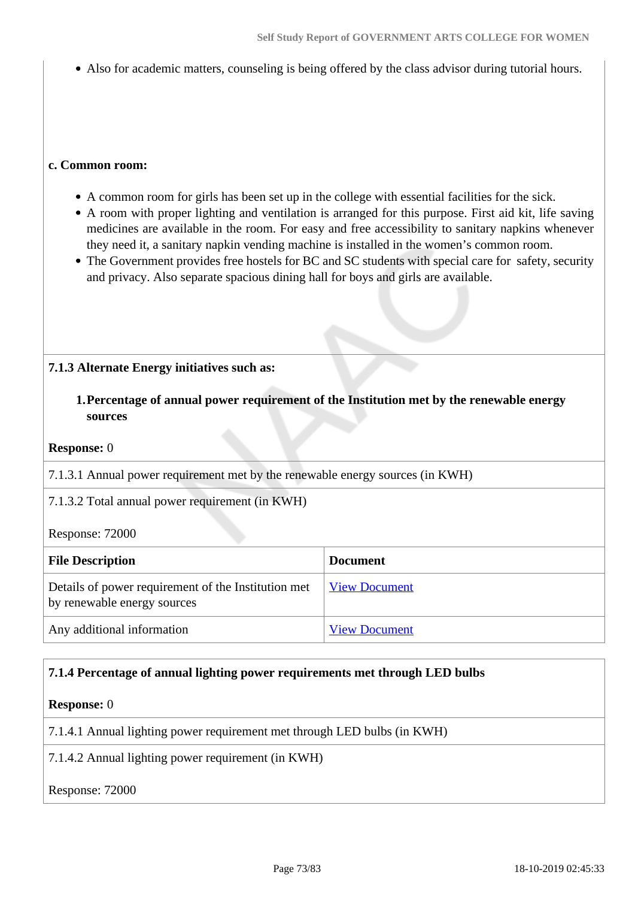- Also for academic matters, counseling is being offered by the class advisor during tutorial hours.

**c. Common room:**

- A common room for girls has been set up in the college with essential facilities for the sick.
- A room with proper lighting and ventilation is arranged for this purpose. First aid kit, life saving medicines are available in the room. For easy and free accessibility to sanitary napkins whenever they need it, a sanitary napkin vending machine is installed in the women's common room.
- The Government provides free hostels for BC and SC students with special care for safety, security and privacy. Also separate spacious dining hall for boys and girls are available.

**7.1.3 Alternate Energy initiatives such as:**

1. **Percentage of annual power requirement of the Institution met by the renewable energy sources**

**Response:** 0

7.1.3.1 Annual power requirement met by the renewable energy sources (in KWH)

7.1.3.2 Total annual power requirement (in KWH)

Response: 72000

| File Description | Document |
|---|---|
| Details of power requirement of the Institution met by renewable energy sources | View Document |
| Any additional information | View Document |

**7.1.4 Percentage of annual lighting power requirements met through LED bulbs**

**Response:** 0

7.1.4.1 Annual lighting power requirement met through LED bulbs (in KWH)

7.1.4.2 Annual lighting power requirement (in KWH)

Response: 72000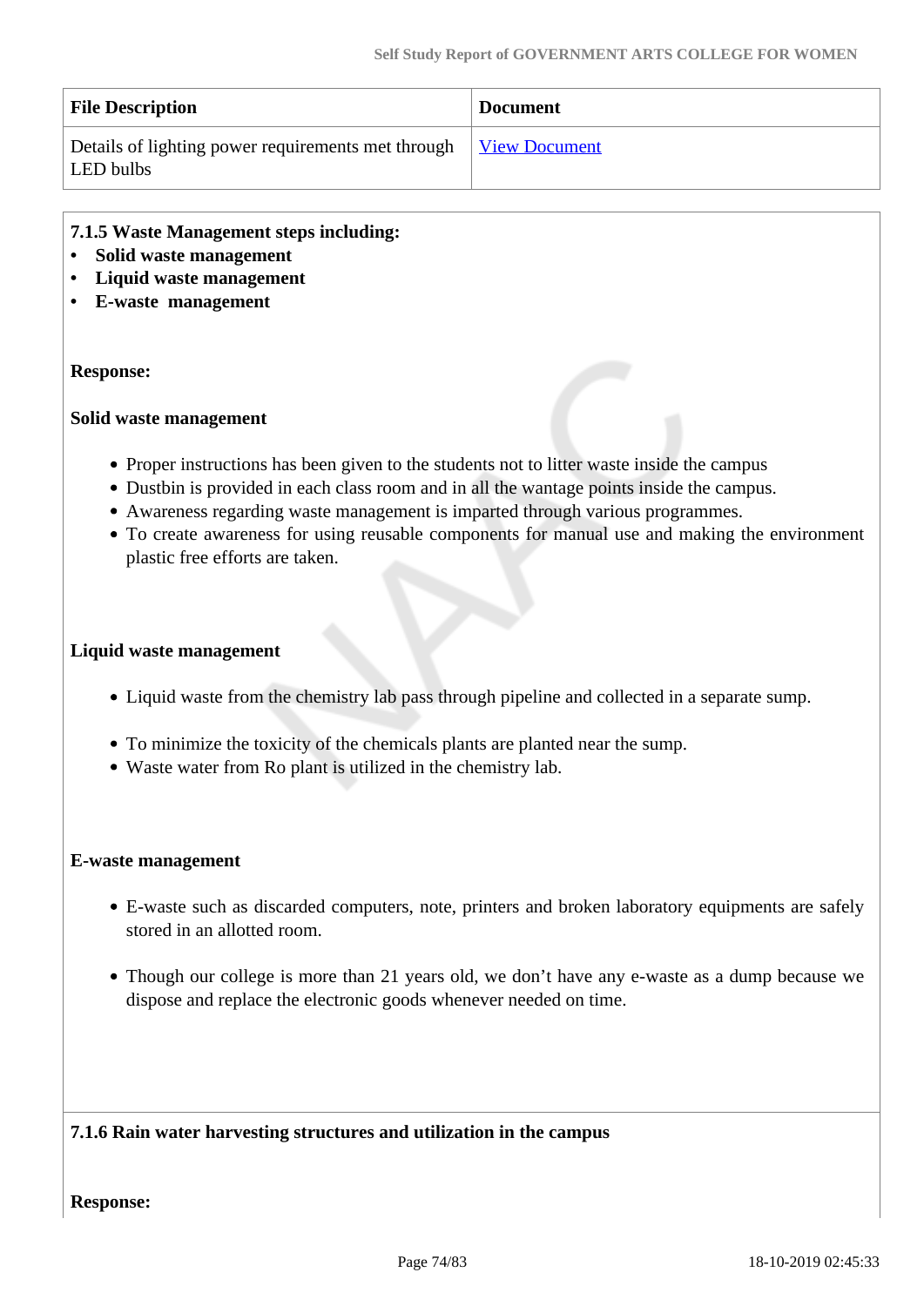| File Description | Document |
| --- | --- |
| Details of lighting power requirements met through LED bulbs | View Document |

**7.1.5 Waste Management steps including:**

- **Solid waste management**
- **Liquid waste management**
- **E-waste management**

**Response:**

**Solid waste management**

- Proper instructions has been given to the students not to litter waste inside the campus
- Dustbin is provided in each class room and in all the wantage points inside the campus.
- Awareness regarding waste management is imparted through various programmes.
- To create awareness for using reusable components for manual use and making the environment plastic free efforts are taken.

**Liquid waste management**

- Liquid waste from the chemistry lab pass through pipeline and collected in a separate sump.
- To minimize the toxicity of the chemicals plants are planted near the sump.
- Waste water from Ro plant is utilized in the chemistry lab.

**E-waste management**

- E-waste such as discarded computers, note, printers and broken laboratory equipments are safely stored in an allotted room.
- Though our college is more than 21 years old, we don't have any e-waste as a dump because we dispose and replace the electronic goods whenever needed on time.

**7.1.6 Rain water harvesting structures and utilization in the campus**

**Response:**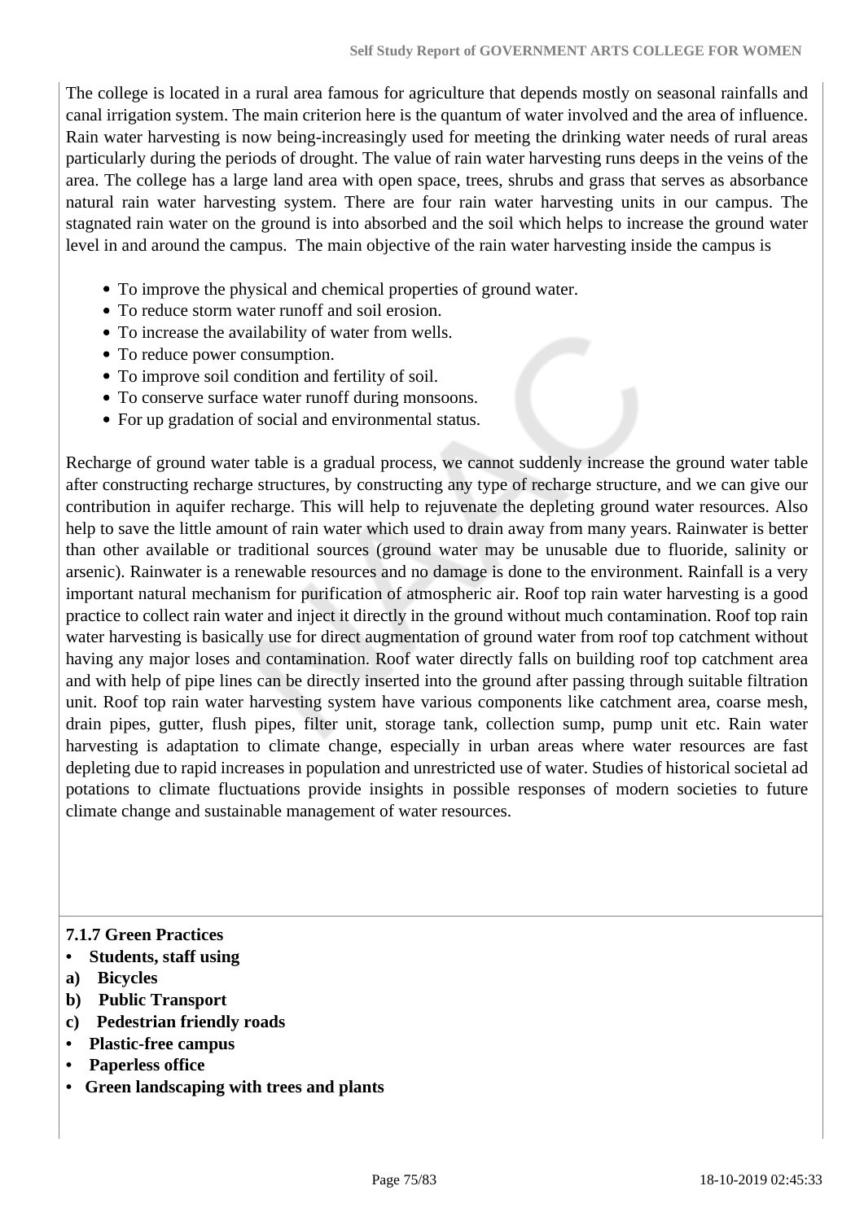The college is located in a rural area famous for agriculture that depends mostly on seasonal rainfalls and canal irrigation system. The main criterion here is the quantum of water involved and the area of influence. Rain water harvesting is now being-increasingly used for meeting the drinking water needs of rural areas particularly during the periods of drought. The value of rain water harvesting runs deeps in the veins of the area. The college has a large land area with open space, trees, shrubs and grass that serves as absorbance natural rain water harvesting system. There are four rain water harvesting units in our campus. The stagnated rain water on the ground is into absorbed and the soil which helps to increase the ground water level in and around the campus. The main objective of the rain water harvesting inside the campus is

- To improve the physical and chemical properties of ground water.
- To reduce storm water runoff and soil erosion.
- To increase the availability of water from wells.
- To reduce power consumption.
- To improve soil condition and fertility of soil.
- To conserve surface water runoff during monsoons.
- For up gradation of social and environmental status.

Recharge of ground water table is a gradual process, we cannot suddenly increase the ground water table after constructing recharge structures, by constructing any type of recharge structure, and we can give our contribution in aquifer recharge. This will help to rejuvenate the depleting ground water resources. Also help to save the little amount of rain water which used to drain away from many years. Rainwater is better than other available or traditional sources (ground water may be unusable due to fluoride, salinity or arsenic). Rainwater is a renewable resources and no damage is done to the environment. Rainfall is a very important natural mechanism for purification of atmospheric air. Roof top rain water harvesting is a good practice to collect rain water and inject it directly in the ground without much contamination. Roof top rain water harvesting is basically use for direct augmentation of ground water from roof top catchment without having any major loses and contamination. Roof water directly falls on building roof top catchment area and with help of pipe lines can be directly inserted into the ground after passing through suitable filtration unit. Roof top rain water harvesting system have various components like catchment area, coarse mesh, drain pipes, gutter, flush pipes, filter unit, storage tank, collection sump, pump unit etc. Rain water harvesting is adaptation to climate change, especially in urban areas where water resources are fast depleting due to rapid increases in population and unrestricted use of water. Studies of historical societal ad potations to climate fluctuations provide insights in possible responses of modern societies to future climate change and sustainable management of water resources.

**7.1.7 Green Practices**

- **Students, staff using**

**a) Bicycles**

**b) Public Transport**

**c) Pedestrian friendly roads**

- **Plastic-free campus**
- **Paperless office**
- **Green landscaping with trees and plants**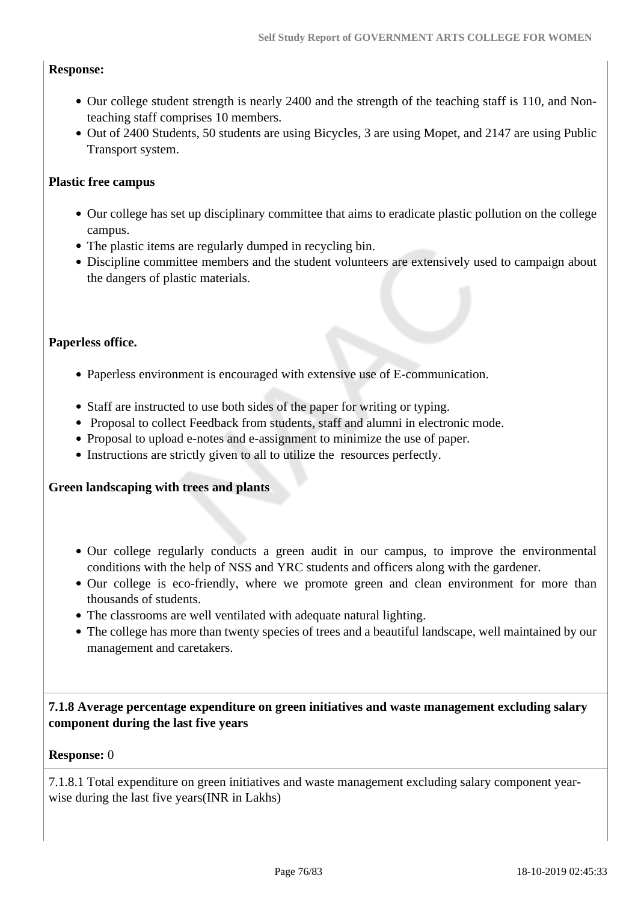**Response:**

- Our college student strength is nearly 2400 and the strength of the teaching staff is 110, and Non-teaching staff comprises 10 members.
- Out of 2400 Students, 50 students are using Bicycles, 3 are using Mopet, and 2147 are using Public Transport system.

**Plastic free campus**

- Our college has set up disciplinary committee that aims to eradicate plastic pollution on the college campus.
- The plastic items are regularly dumped in recycling bin.
- Discipline committee members and the student volunteers are extensively used to campaign about the dangers of plastic materials.

**Paperless office.**

- Paperless environment is encouraged with extensive use of E-communication.
- Staff are instructed to use both sides of the paper for writing or typing.
- Proposal to collect Feedback from students, staff and alumni in electronic mode.
- Proposal to upload e-notes and e-assignment to minimize the use of paper.
- Instructions are strictly given to all to utilize the resources perfectly.

**Green landscaping with trees and plants**

- Our college regularly conducts a green audit in our campus, to improve the environmental conditions with the help of NSS and YRC students and officers along with the gardener.
- Our college is eco-friendly, where we promote green and clean environment for more than thousands of students.
- The classrooms are well ventilated with adequate natural lighting.
- The college has more than twenty species of trees and a beautiful landscape, well maintained by our management and caretakers.

**7.1.8 Average percentage expenditure on green initiatives and waste management excluding salary component during the last five years**

**Response:** 0

7.1.8.1 Total expenditure on green initiatives and waste management excluding salary component year-wise during the last five years(INR in Lakhs)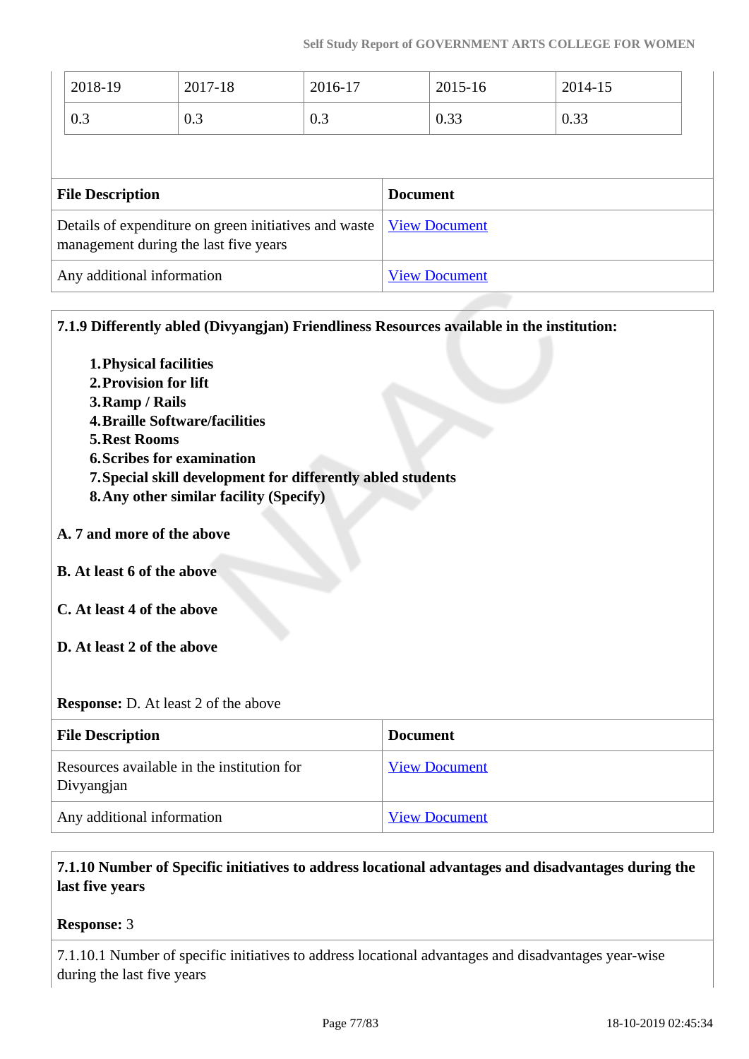| 2018-19 | 2017-18 | 2016-17 | 2015-16 | 2014-15 |
|---|---|---|---|---|
| 0.3 | 0.3 | 0.3 | 0.33 | 0.33 |

| File Description | Document |
|---|---|
| Details of expenditure on green initiatives and waste management during the last five years | View Document |
| Any additional information | View Document |

**7.1.9 Differently abled (Divyangjan) Friendliness Resources available in the institution:**

1. **Physical facilities**
2. **Provision for lift**
3. **Ramp / Rails**
4. **Braille Software/facilities**
5. **Rest Rooms**
6. **Scribes for examination**
7. **Special skill development for differently abled students**
8. **Any other similar facility (Specify)**

**A. 7 and more of the above**

**B. At least 6 of the above**

**C. At least 4 of the above**

**D. At least 2 of the above**

**Response:** D. At least 2 of the above

| File Description | Document |
|---|---|
| Resources available in the institution for Divyangjan | View Document |
| Any additional information | View Document |

**7.1.10 Number of Specific initiatives to address locational advantages and disadvantages during the last five years**

**Response:** 3

7.1.10.1 Number of specific initiatives to address locational advantages and disadvantages year-wise during the last five years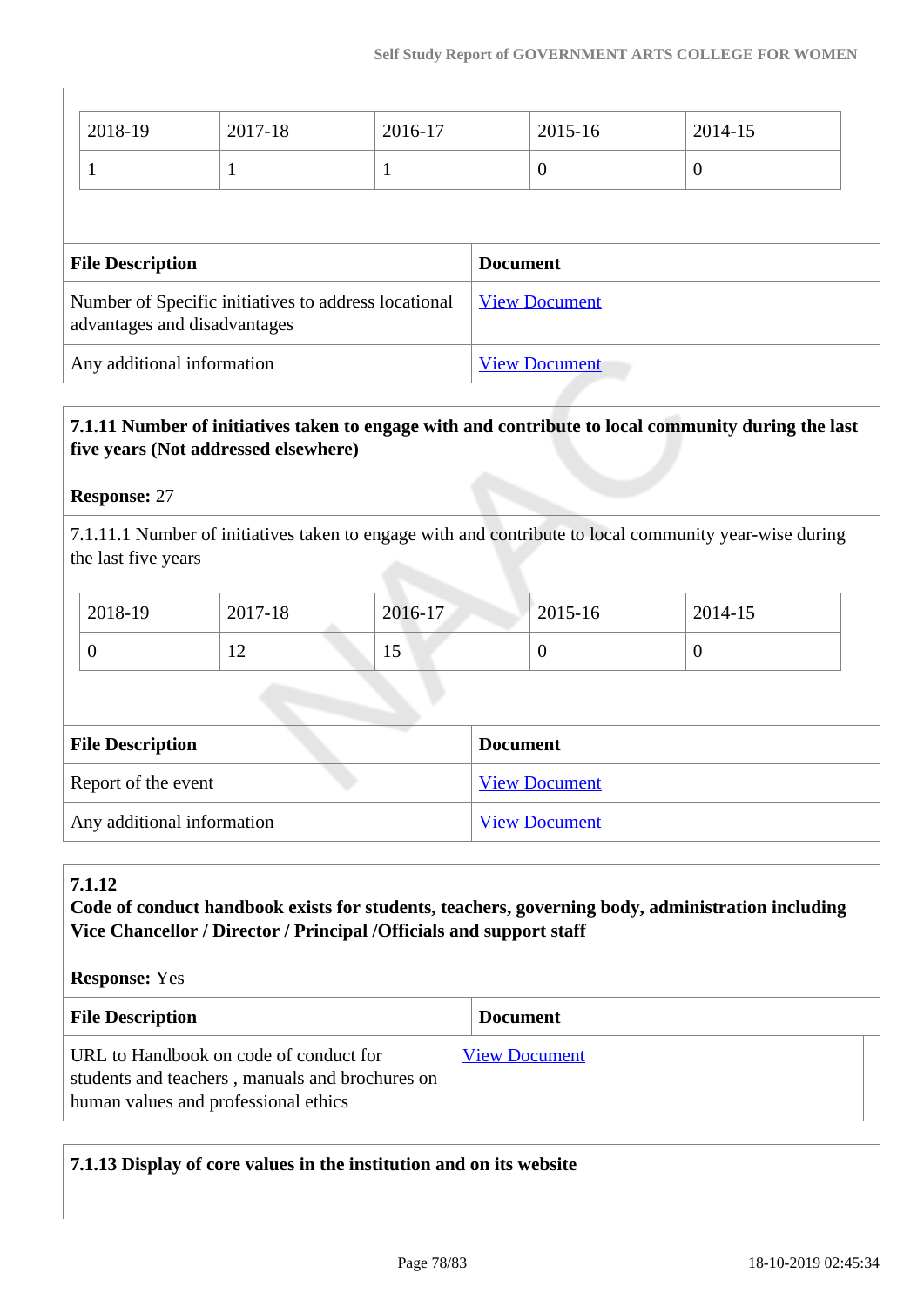| 2018-19 | 2017-18 | 2016-17 | 2015-16 | 2014-15 |
|---|---|---|---|---|
| 1 | 1 | 1 | 0 | 0 |

| File Description | Document |
|---|---|
| Number of Specific initiatives to address locational advantages and disadvantages | View Document |
| Any additional information | View Document |

**7.1.11 Number of initiatives taken to engage with and contribute to local community during the last five years (Not addressed elsewhere)**

**Response:** 27

7.1.11.1 Number of initiatives taken to engage with and contribute to local community year-wise during the last five years

| 2018-19 | 2017-18 | 2016-17 | 2015-16 | 2014-15 |
|---|---|---|---|---|
| 0 | 12 | 15 | 0 | 0 |

| File Description | Document |
|---|---|
| Report of the event | View Document |
| Any additional information | View Document |

**7.1.12**
**Code of conduct handbook exists for students, teachers, governing body, administration including Vice Chancellor / Director / Principal /Officials and support staff**

**Response:** Yes

| File Description | Document |
|---|---|
| URL to Handbook on code of conduct for students and teachers , manuals and brochures on human values and professional ethics | View Document |

**7.1.13 Display of core values in the institution and on its website**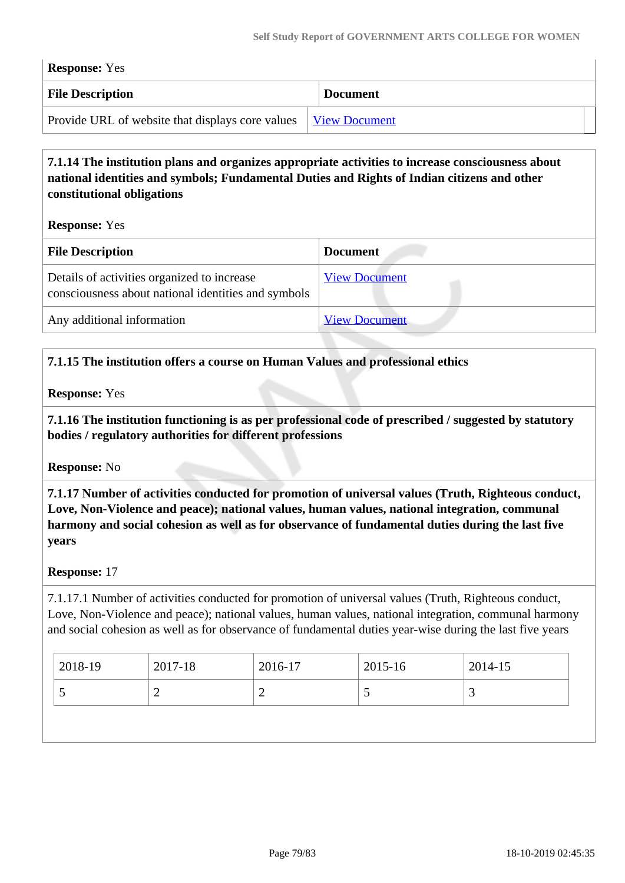**Response:** Yes

| File Description | Document |
|---|---|
| Provide URL of website that displays core values | View Document |

**7.1.14 The institution plans and organizes appropriate activities to increase consciousness about national identities and symbols; Fundamental Duties and Rights of Indian citizens and other constitutional obligations**

**Response:** Yes

| File Description | Document |
|---|---|
| Details of activities organized to increase consciousness about national identities and symbols | View Document |
| Any additional information | View Document |

**7.1.15 The institution offers a course on Human Values and professional ethics**

**Response:** Yes

**7.1.16 The institution functioning is as per professional code of prescribed / suggested by statutory bodies / regulatory authorities for different professions**

**Response:** No

**7.1.17 Number of activities conducted for promotion of universal values (Truth, Righteous conduct, Love, Non-Violence and peace); national values, human values, national integration, communal harmony and social cohesion as well as for observance of fundamental duties during the last five years**

**Response:** 17

7.1.17.1 Number of activities conducted for promotion of universal values (Truth, Righteous conduct, Love, Non-Violence and peace); national values, human values, national integration, communal harmony and social cohesion as well as for observance of fundamental duties year-wise during the last five years

| 2018-19 | 2017-18 | 2016-17 | 2015-16 | 2014-15 |
|---|---|---|---|---|
| 5 | 2 | 2 | 5 | 3 |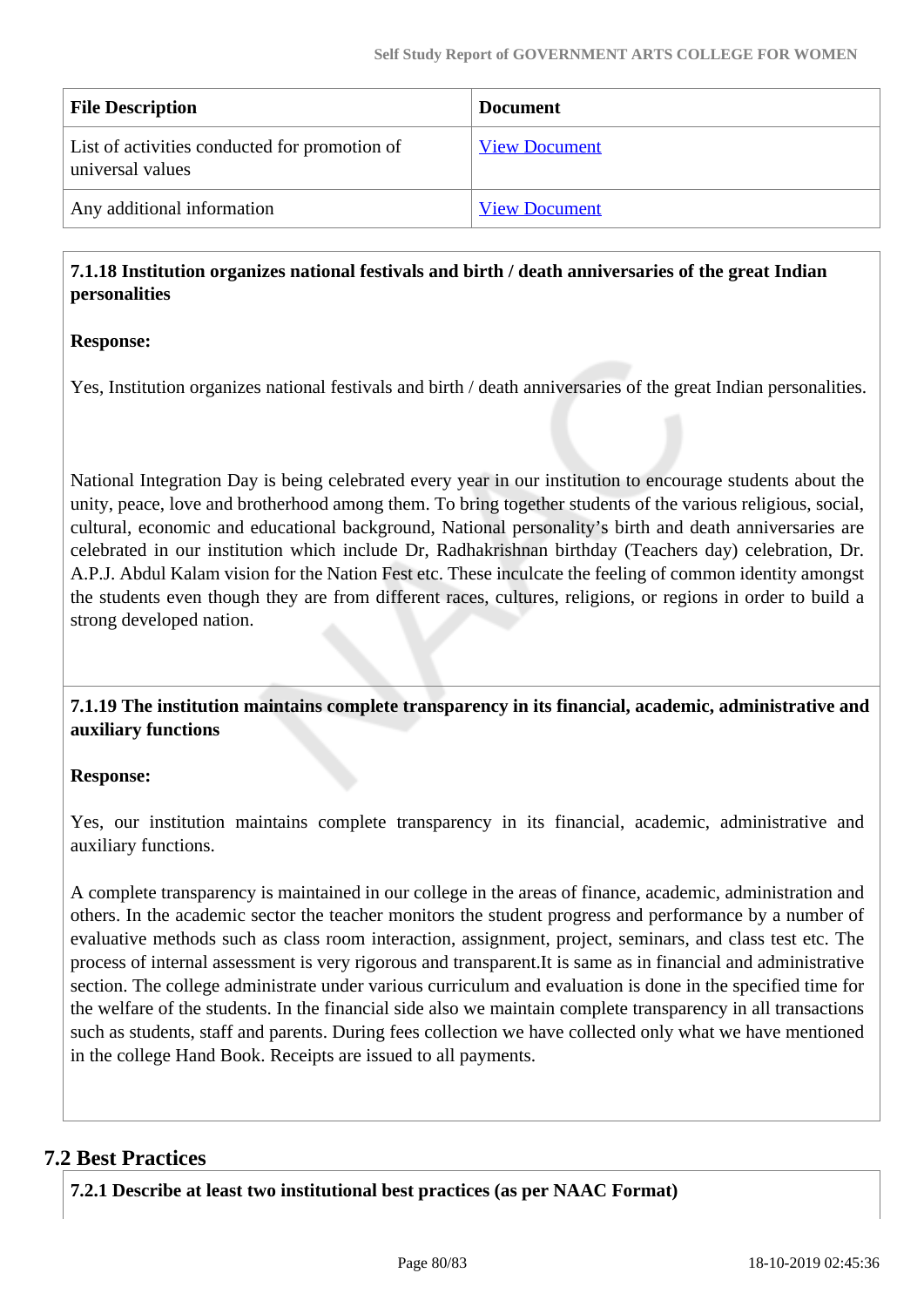| File Description | Document |
| --- | --- |
| List of activities conducted for promotion of universal values | View Document |
| Any additional information | View Document |

**7.1.18 Institution organizes national festivals and birth / death anniversaries of the great Indian personalities**

**Response:**

Yes, Institution organizes national festivals and birth / death anniversaries of the great Indian personalities.

National Integration Day is being celebrated every year in our institution to encourage students about the unity, peace, love and brotherhood among them. To bring together students of the various religious, social, cultural, economic and educational background, National personality's birth and death anniversaries are celebrated in our institution which include Dr, Radhakrishnan birthday (Teachers day) celebration, Dr. A.P.J. Abdul Kalam vision for the Nation Fest etc. These inculcate the feeling of common identity amongst the students even though they are from different races, cultures, religions, or regions in order to build a strong developed nation.

**7.1.19 The institution maintains complete transparency in its financial, academic, administrative and auxiliary functions**

**Response:**

Yes, our institution maintains complete transparency in its financial, academic, administrative and auxiliary functions.

A complete transparency is maintained in our college in the areas of finance, academic, administration and others. In the academic sector the teacher monitors the student progress and performance by a number of evaluative methods such as class room interaction, assignment, project, seminars, and class test etc. The process of internal assessment is very rigorous and transparent.It is same as in financial and administrative section. The college administrate under various curriculum and evaluation is done in the specified time for the welfare of the students. In the financial side also we maintain complete transparency in all transactions such as students, staff and parents. During fees collection we have collected only what we have mentioned in the college Hand Book. Receipts are issued to all payments.

## 7.2 Best Practices

**7.2.1 Describe at least two institutional best practices (as per NAAC Format)**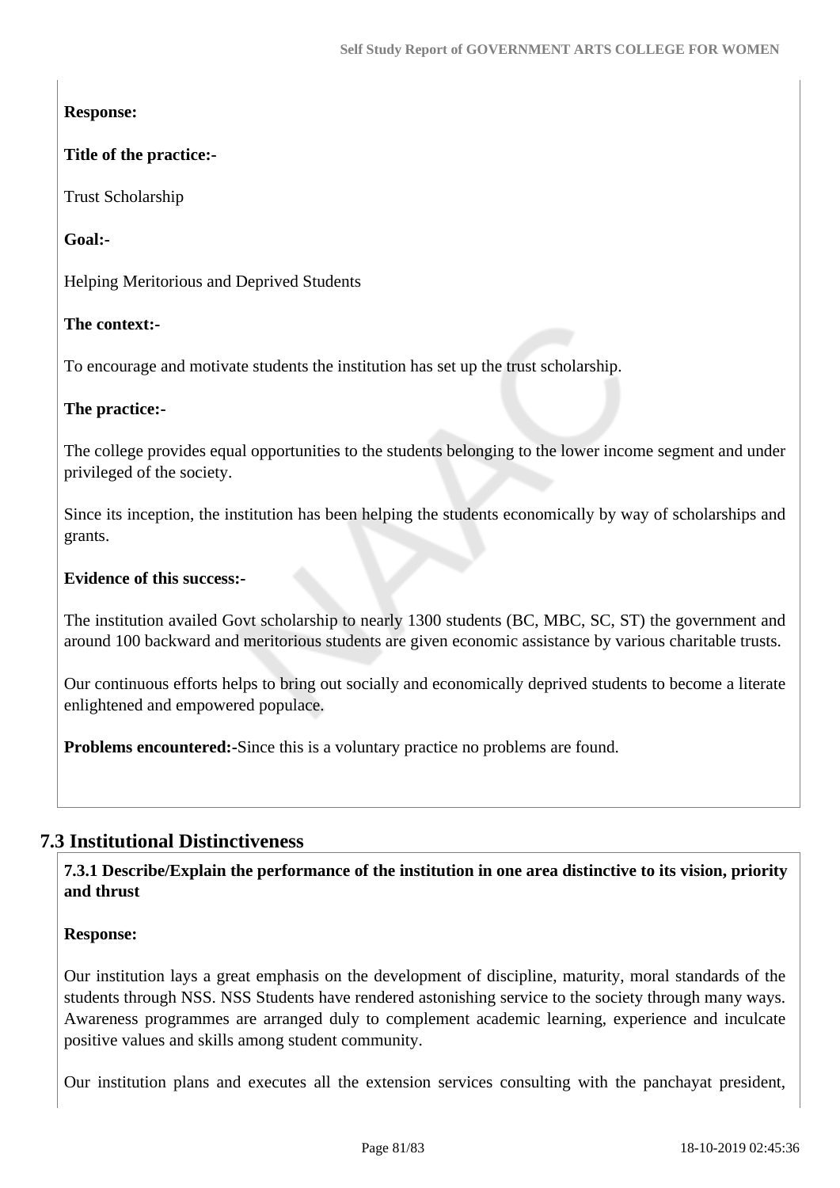**Response:**

**Title of the practice:-**

Trust Scholarship

**Goal:-**

Helping Meritorious and Deprived Students

**The context:-**

To encourage and motivate students the institution has set up the trust scholarship.

**The practice:-**

The college provides equal opportunities to the students belonging to the lower income segment and under privileged of the society.

Since its inception, the institution has been helping the students economically by way of scholarships and grants.

**Evidence of this success:-**

The institution availed Govt scholarship to nearly 1300 students (BC, MBC, SC, ST) the government and around 100 backward and meritorious students are given economic assistance by various charitable trusts.

Our continuous efforts helps to bring out socially and economically deprived students to become a literate enlightened and empowered populace.

**Problems encountered:-**Since this is a voluntary practice no problems are found.

## 7.3 Institutional Distinctiveness

**7.3.1 Describe/Explain the performance of the institution in one area distinctive to its vision, priority and thrust**

**Response:**

Our institution lays a great emphasis on the development of discipline, maturity, moral standards of the students through NSS. NSS Students have rendered astonishing service to the society through many ways. Awareness programmes are arranged duly to complement academic learning, experience and inculcate positive values and skills among student community.

Our institution plans and executes all the extension services consulting with the panchayat president,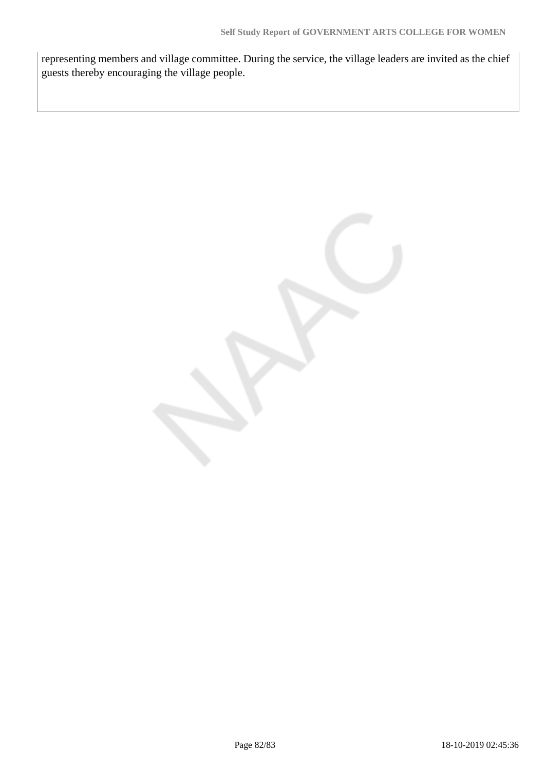representing members and village committee. During the service, the village leaders are invited as the chief guests thereby encouraging the village people.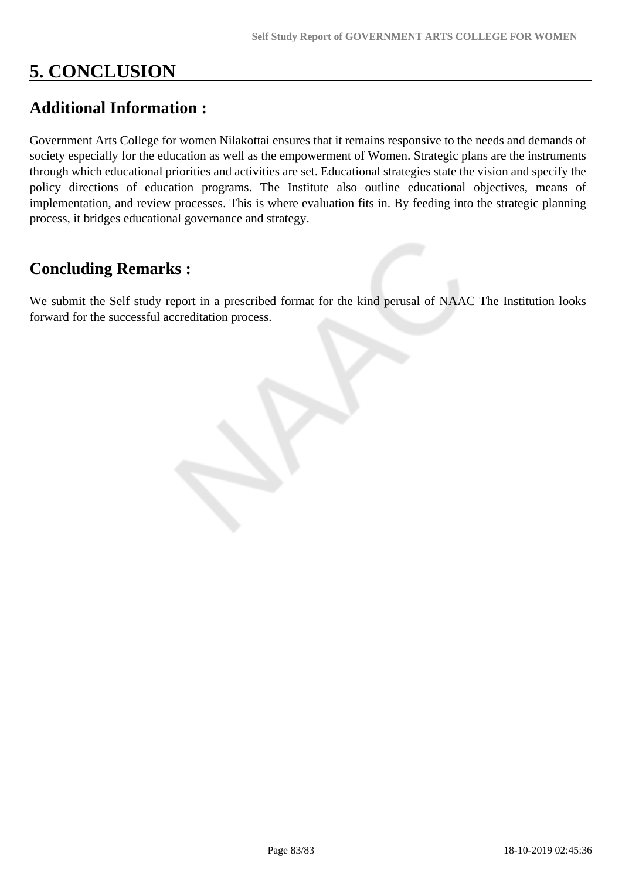# 5. CONCLUSION

## Additional Information :

Government Arts College for women Nilakottai ensures that it remains responsive to the needs and demands of society especially for the education as well as the empowerment of Women. Strategic plans are the instruments through which educational priorities and activities are set. Educational strategies state the vision and specify the policy directions of education programs. The Institute also outline educational objectives, means of implementation, and review processes. This is where evaluation fits in. By feeding into the strategic planning process, it bridges educational governance and strategy.

## Concluding Remarks :

We submit the Self study report in a prescribed format for the kind perusal of NAAC The Institution looks forward for the successful accreditation process.